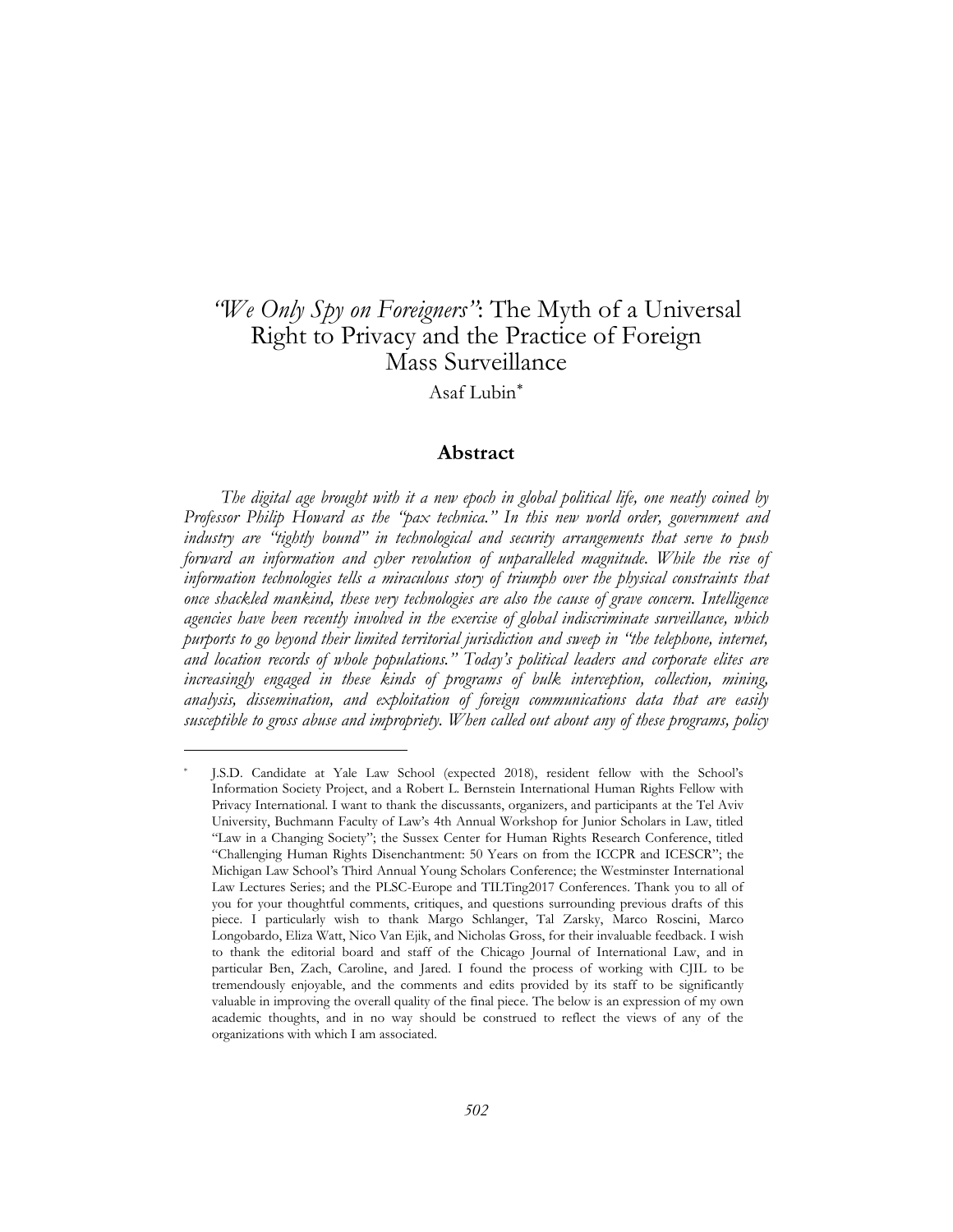# *"We Only Spy on Foreigners"*: The Myth of a Universal Right to Privacy and the Practice of Foreign Mass Surveillance

Asaf Lubin[*]

## Abstract

*The digital age brought with it a new epoch in global political life, one neatly coined by Professor Philip Howard as the "pax technica." In this new world order, government and industry are "tightly bound" in technological and security arrangements that serve to push forward an information and cyber revolution of unparalleled magnitude. While the rise of information technologies tells a miraculous story of triumph over the physical constraints that once shackled mankind, these very technologies are also the cause of grave concern. Intelligence agencies have been recently involved in the exercise of global indiscriminate surveillance, which purports to go beyond their limited territorial jurisdiction and sweep in "the telephone, internet, and location records of whole populations." Today's political leaders and corporate elites are increasingly engaged in these kinds of programs of bulk interception, collection, mining, analysis, dissemination, and exploitation of foreign communications data that are easily susceptible to gross abuse and impropriety. When called out about any of these programs, policy*

---

[*] J.S.D. Candidate at Yale Law School (expected 2018), resident fellow with the School's Information Society Project, and a Robert L. Bernstein International Human Rights Fellow with Privacy International. I want to thank the discussants, organizers, and participants at the Tel Aviv University, Buchmann Faculty of Law's 4th Annual Workshop for Junior Scholars in Law, titled "Law in a Changing Society"; the Sussex Center for Human Rights Research Conference, titled "Challenging Human Rights Disenchantment: 50 Years on from the ICCPR and ICESCR"; the Michigan Law School's Third Annual Young Scholars Conference; the Westminster International Law Lectures Series; and the PLSC-Europe and TILTing2017 Conferences. Thank you to all of you for your thoughtful comments, critiques, and questions surrounding previous drafts of this piece. I particularly wish to thank Margo Schlanger, Tal Zarsky, Marco Roscini, Marco Longobardo, Eliza Watt, Nico Van Ejik, and Nicholas Gross, for their invaluable feedback. I wish to thank the editorial board and staff of the Chicago Journal of International Law, and in particular Ben, Zach, Caroline, and Jared. I found the process of working with CJIL to be tremendously enjoyable, and the comments and edits provided by its staff to be significantly valuable in improving the overall quality of the final piece. The below is an expression of my own academic thoughts, and in no way should be construed to reflect the views of any of the organizations with which I am associated.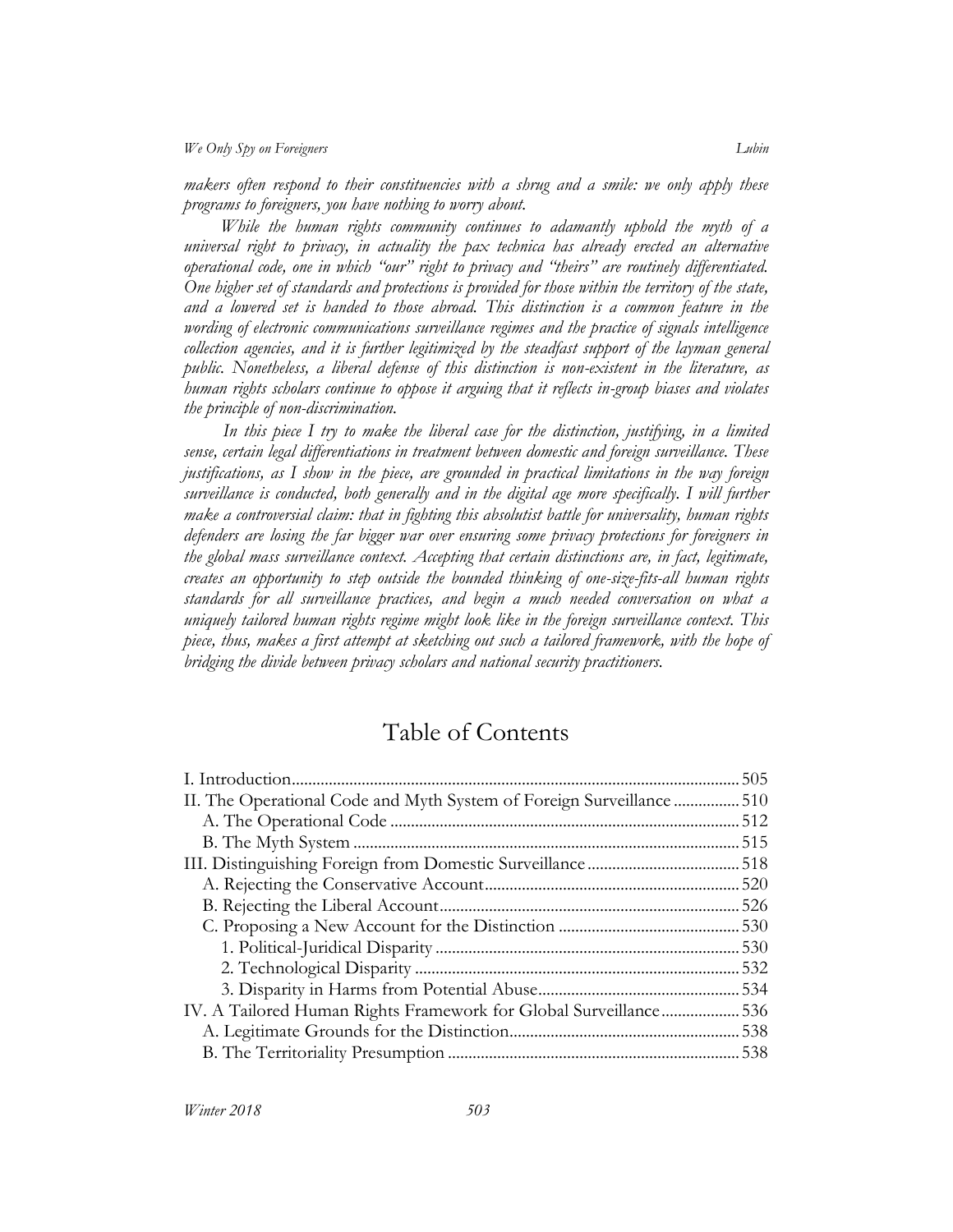*makers often respond to their constituencies with a shrug and a smile: we only apply these programs to foreigners, you have nothing to worry about.*

*While the human rights community continues to adamantly uphold the myth of a universal right to privacy, in actuality the pax technica has already erected an alternative operational code, one in which "our" right to privacy and "theirs" are routinely differentiated. One higher set of standards and protections is provided for those within the territory of the state, and a lowered set is handed to those abroad. This distinction is a common feature in the wording of electronic communications surveillance regimes and the practice of signals intelligence collection agencies, and it is further legitimized by the steadfast support of the layman general public. Nonetheless, a liberal defense of this distinction is non-existent in the literature, as human rights scholars continue to oppose it arguing that it reflects in-group biases and violates the principle of non-discrimination.*

*In this piece I try to make the liberal case for the distinction, justifying, in a limited sense, certain legal differentiations in treatment between domestic and foreign surveillance. These justifications, as I show in the piece, are grounded in practical limitations in the way foreign surveillance is conducted, both generally and in the digital age more specifically. I will further make a controversial claim: that in fighting this absolutist battle for universality, human rights defenders are losing the far bigger war over ensuring some privacy protections for foreigners in the global mass surveillance context. Accepting that certain distinctions are, in fact, legitimate, creates an opportunity to step outside the bounded thinking of one-size-fits-all human rights standards for all surveillance practices, and begin a much needed conversation on what a uniquely tailored human rights regime might look like in the foreign surveillance context. This piece, thus, makes a first attempt at sketching out such a tailored framework, with the hope of bridging the divide between privacy scholars and national security practitioners.*

## Table of Contents

I. Introduction ........ 505
II. The Operational Code and Myth System of Foreign Surveillance ........ 510
  A. The Operational Code ........ 512
  B. The Myth System ........ 515
III. Distinguishing Foreign from Domestic Surveillance ........ 518
  A. Rejecting the Conservative Account ........ 520
  B. Rejecting the Liberal Account ........ 526
  C. Proposing a New Account for the Distinction ........ 530
    1. Political-Juridical Disparity ........ 530
    2. Technological Disparity ........ 532
    3. Disparity in Harms from Potential Abuse ........ 534
IV. A Tailored Human Rights Framework for Global Surveillance ........ 536
  A. Legitimate Grounds for the Distinction ........ 538
  B. The Territoriality Presumption ........ 538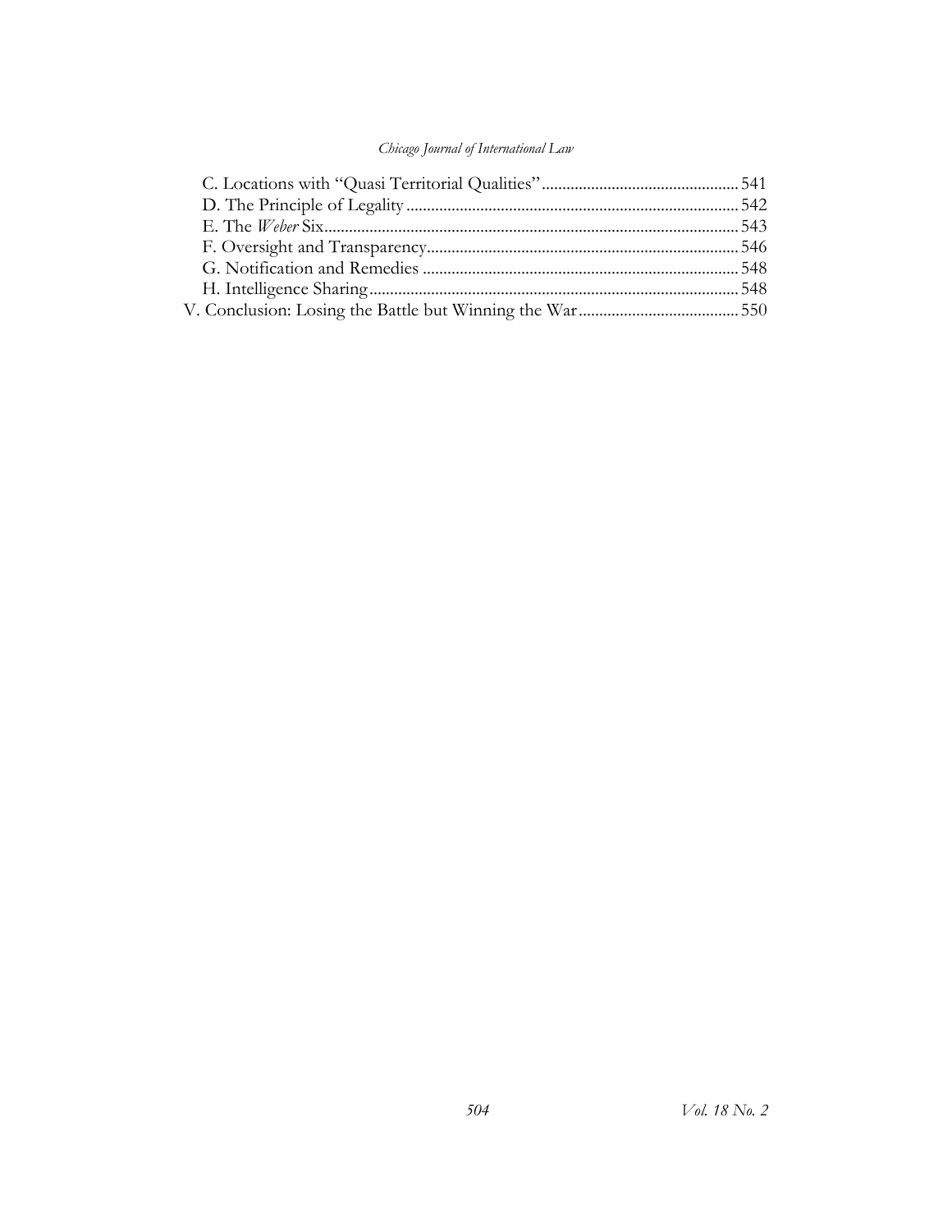C. Locations with "Quasi Territorial Qualities" ............................................... 541
D. The Principle of Legality ............................................................................... 542
E. The *Weber* Six ................................................................................................. 543
F. Oversight and Transparency ........................................................................... 546
G. Notification and Remedies ............................................................................ 548
H. Intelligence Sharing ........................................................................................ 548

V. Conclusion: Losing the Battle but Winning the War ...................................... 550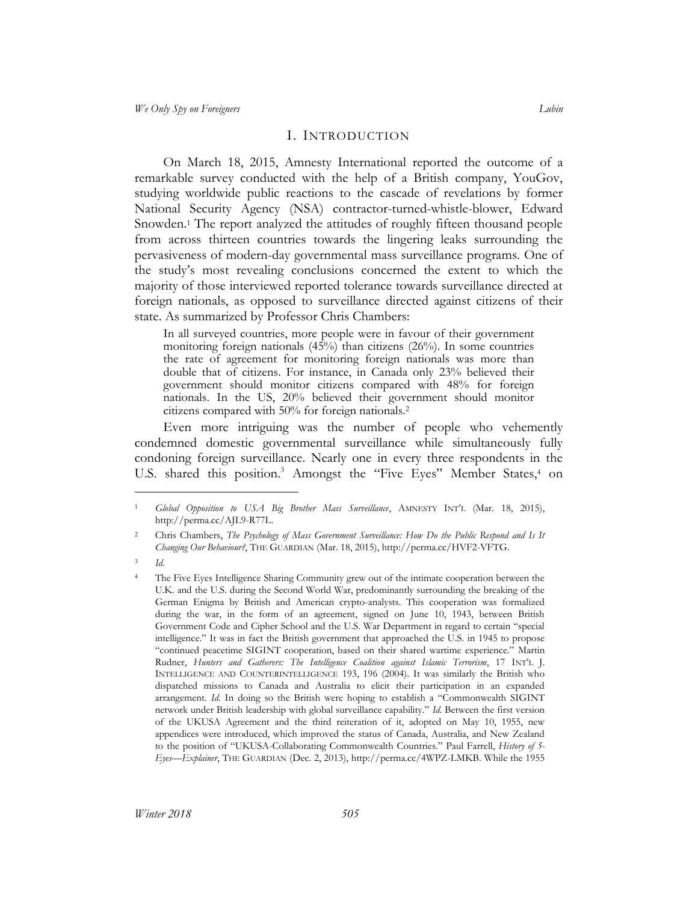## I. INTRODUCTION

On March 18, 2015, Amnesty International reported the outcome of a remarkable survey conducted with the help of a British company, YouGov, studying worldwide public reactions to the cascade of revelations by former National Security Agency (NSA) contractor-turned-whistle-blower, Edward Snowden.[1] The report analyzed the attitudes of roughly fifteen thousand people from across thirteen countries towards the lingering leaks surrounding the pervasiveness of modern-day governmental mass surveillance programs. One of the study's most revealing conclusions concerned the extent to which the majority of those interviewed reported tolerance towards surveillance directed at foreign nationals, as opposed to surveillance directed against citizens of their state. As summarized by Professor Chris Chambers:

> In all surveyed countries, more people were in favour of their government monitoring foreign nationals (45%) than citizens (26%). In some countries the rate of agreement for monitoring foreign nationals was more than double that of citizens. For instance, in Canada only 23% believed their government should monitor citizens compared with 48% for foreign nationals. In the US, 20% believed their government should monitor citizens compared with 50% for foreign nationals.[2]

Even more intriguing was the number of people who vehemently condemned domestic governmental surveillance while simultaneously fully condoning foreign surveillance. Nearly one in every three respondents in the U.S. shared this position.[3] Amongst the "Five Eyes" Member States,[4] on

---

[1] *Global Opposition to USA Big Brother Mass Surveillance*, AMNESTY INT'L (Mar. 18, 2015), http://perma.cc/AJL9-R77L.

[2] Chris Chambers, *The Psychology of Mass Government Surveillance: How Do the Public Respond and Is It Changing Our Behaviour?*, THE GUARDIAN (Mar. 18, 2015), http://perma.cc/HVF2-VFTG.

[3] *Id.*

[4] The Five Eyes Intelligence Sharing Community grew out of the intimate cooperation between the U.K. and the U.S. during the Second World War, predominantly surrounding the breaking of the German Enigma by British and American crypto-analysts. This cooperation was formalized during the war, in the form of an agreement, signed on June 10, 1943, between British Government Code and Cipher School and the U.S. War Department in regard to certain "special intelligence." It was in fact the British government that approached the U.S. in 1945 to propose "continued peacetime SIGINT cooperation, based on their shared wartime experience." Martin Rudner, *Hunters and Gatherers: The Intelligence Coalition against Islamic Terrorism*, 17 INT'L J. INTELLIGENCE AND COUNTERINTELLIGENCE 193, 196 (2004). It was similarly the British who dispatched missions to Canada and Australia to elicit their participation in an expanded arrangement. *Id.* In doing so the British were hoping to establish a "Commonwealth SIGINT network under British leadership with global surveillance capability." *Id.* Between the first version of the UKUSA Agreement and the third reiteration of it, adopted on May 10, 1955, new appendices were introduced, which improved the status of Canada, Australia, and New Zealand to the position of "UKUSA-Collaborating Commonwealth Countries." Paul Farrell, *History of 5-Eyes—Explainer*, THE GUARDIAN (Dec. 2, 2013), http://perma.cc/4WPZ-LMKB. While the 1955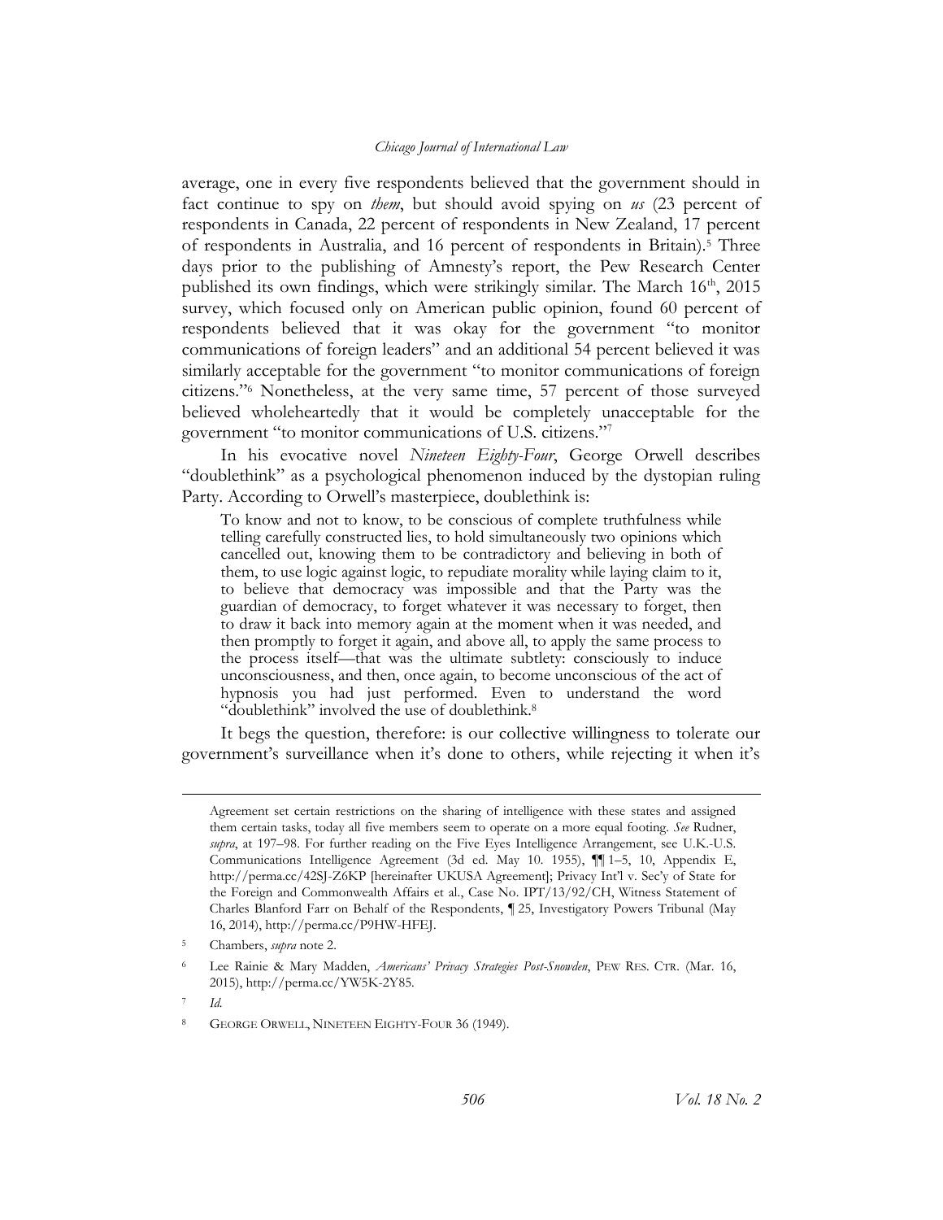average, one in every five respondents believed that the government should in fact continue to spy on *them*, but should avoid spying on *us* (23 percent of respondents in Canada, 22 percent of respondents in New Zealand, 17 percent of respondents in Australia, and 16 percent of respondents in Britain).[5] Three days prior to the publishing of Amnesty's report, the Pew Research Center published its own findings, which were strikingly similar. The March 16th, 2015 survey, which focused only on American public opinion, found 60 percent of respondents believed that it was okay for the government "to monitor communications of foreign leaders" and an additional 54 percent believed it was similarly acceptable for the government "to monitor communications of foreign citizens."[6] Nonetheless, at the very same time, 57 percent of those surveyed believed wholeheartedly that it would be completely unacceptable for the government "to monitor communications of U.S. citizens."[7]

In his evocative novel *Nineteen Eighty-Four*, George Orwell describes "doublethink" as a psychological phenomenon induced by the dystopian ruling Party. According to Orwell's masterpiece, doublethink is:

> To know and not to know, to be conscious of complete truthfulness while telling carefully constructed lies, to hold simultaneously two opinions which cancelled out, knowing them to be contradictory and believing in both of them, to use logic against logic, to repudiate morality while laying claim to it, to believe that democracy was impossible and that the Party was the guardian of democracy, to forget whatever it was necessary to forget, then to draw it back into memory again at the moment when it was needed, and then promptly to forget it again, and above all, to apply the same process to the process itself—that was the ultimate subtlety: consciously to induce unconsciousness, and then, once again, to become unconscious of the act of hypnosis you had just performed. Even to understand the word "doublethink" involved the use of doublethink.[8]

It begs the question, therefore: is our collective willingness to tolerate our government's surveillance when it's done to others, while rejecting it when it's

---

Agreement set certain restrictions on the sharing of intelligence with these states and assigned them certain tasks, today all five members seem to operate on a more equal footing. *See* Rudner, *supra*, at 197–98. For further reading on the Five Eyes Intelligence Arrangement, see U.K.-U.S. Communications Intelligence Agreement (3d ed. May 10. 1955), ¶¶ 1–5, 10, Appendix E, http://perma.cc/42SJ-Z6KP [hereinafter UKUSA Agreement]; Privacy Int'l v. Sec'y of State for the Foreign and Commonwealth Affairs et al., Case No. IPT/13/92/CH, Witness Statement of Charles Blanford Farr on Behalf of the Respondents, ¶ 25, Investigatory Powers Tribunal (May 16, 2014), http://perma.cc/P9HW-HFEJ.

[5] Chambers, *supra* note 2.

[6] Lee Rainie & Mary Madden, *Americans' Privacy Strategies Post-Snowden*, PEW RES. CTR. (Mar. 16, 2015), http://perma.cc/YW5K-2Y85.

[7] *Id.*

[8] GEORGE ORWELL, NINETEEN EIGHTY-FOUR 36 (1949).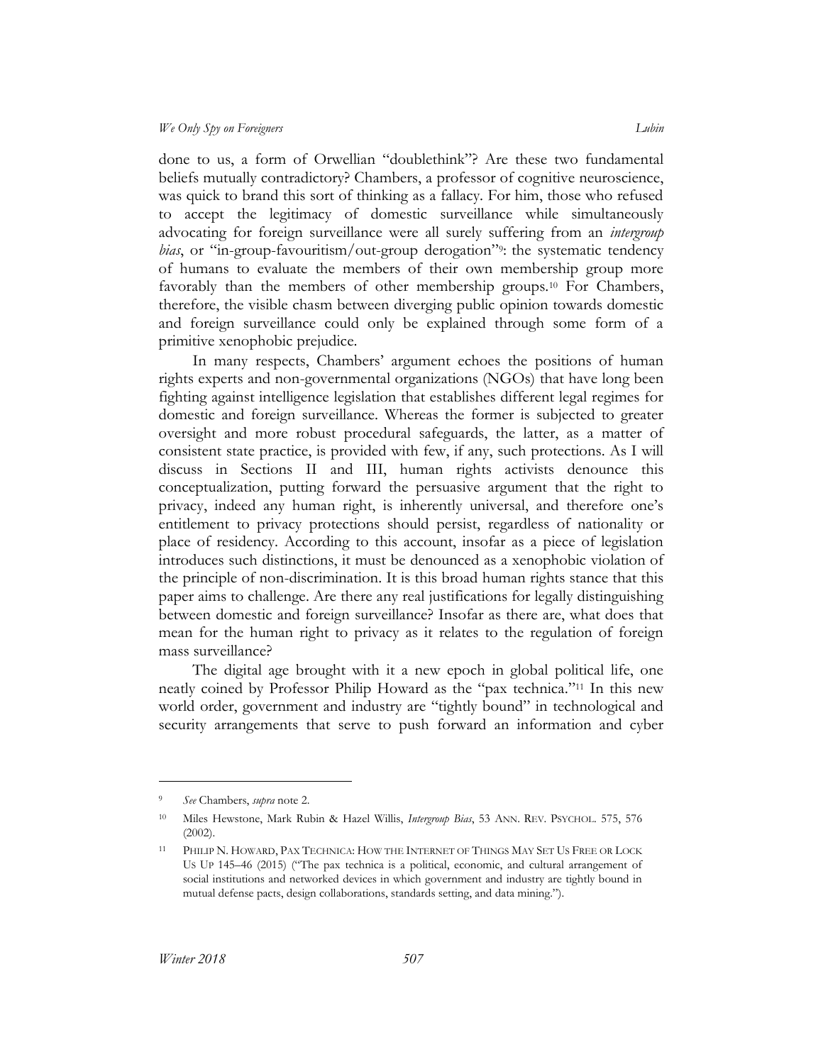done to us, a form of Orwellian "doublethink"? Are these two fundamental beliefs mutually contradictory? Chambers, a professor of cognitive neuroscience, was quick to brand this sort of thinking as a fallacy. For him, those who refused to accept the legitimacy of domestic surveillance while simultaneously advocating for foreign surveillance were all surely suffering from an *intergroup bias*, or "in-group-favouritism/out-group derogation"[9]: the systematic tendency of humans to evaluate the members of their own membership group more favorably than the members of other membership groups.[10] For Chambers, therefore, the visible chasm between diverging public opinion towards domestic and foreign surveillance could only be explained through some form of a primitive xenophobic prejudice.

In many respects, Chambers' argument echoes the positions of human rights experts and non-governmental organizations (NGOs) that have long been fighting against intelligence legislation that establishes different legal regimes for domestic and foreign surveillance. Whereas the former is subjected to greater oversight and more robust procedural safeguards, the latter, as a matter of consistent state practice, is provided with few, if any, such protections. As I will discuss in Sections II and III, human rights activists denounce this conceptualization, putting forward the persuasive argument that the right to privacy, indeed any human right, is inherently universal, and therefore one's entitlement to privacy protections should persist, regardless of nationality or place of residency. According to this account, insofar as a piece of legislation introduces such distinctions, it must be denounced as a xenophobic violation of the principle of non-discrimination. It is this broad human rights stance that this paper aims to challenge. Are there any real justifications for legally distinguishing between domestic and foreign surveillance? Insofar as there are, what does that mean for the human right to privacy as it relates to the regulation of foreign mass surveillance?

The digital age brought with it a new epoch in global political life, one neatly coined by Professor Philip Howard as the "pax technica."[11] In this new world order, government and industry are "tightly bound" in technological and security arrangements that serve to push forward an information and cyber

---

[9] *See* Chambers, *supra* note 2.

[10] Miles Hewstone, Mark Rubin & Hazel Willis, *Intergroup Bias*, 53 ANN. REV. PSYCHOL. 575, 576 (2002).

[11] PHILIP N. HOWARD, PAX TECHNICA: HOW THE INTERNET OF THINGS MAY SET US FREE OR LOCK US UP 145–46 (2015) ("The pax technica is a political, economic, and cultural arrangement of social institutions and networked devices in which government and industry are tightly bound in mutual defense pacts, design collaborations, standards setting, and data mining.").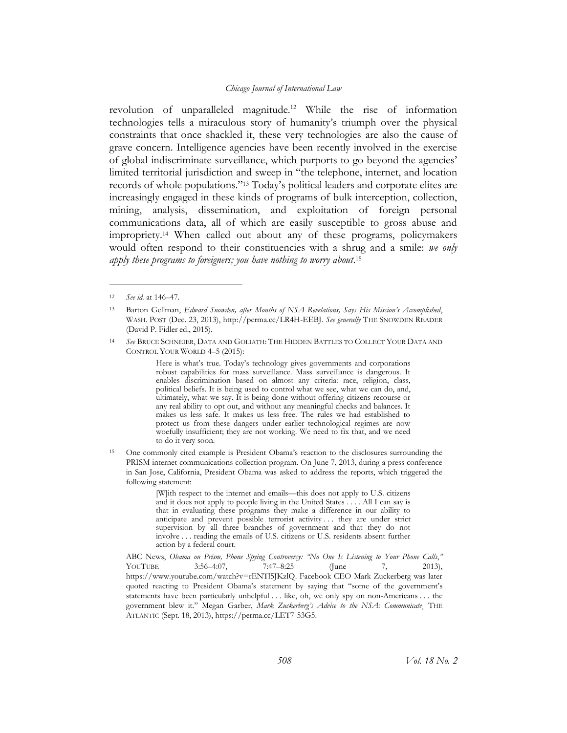revolution of unparalleled magnitude.[12] While the rise of information technologies tells a miraculous story of humanity's triumph over the physical constraints that once shackled it, these very technologies are also the cause of grave concern. Intelligence agencies have been recently involved in the exercise of global indiscriminate surveillance, which purports to go beyond the agencies' limited territorial jurisdiction and sweep in "the telephone, internet, and location records of whole populations."[13] Today's political leaders and corporate elites are increasingly engaged in these kinds of programs of bulk interception, collection, mining, analysis, dissemination, and exploitation of foreign personal communications data, all of which are easily susceptible to gross abuse and impropriety.[14] When called out about any of these programs, policymakers would often respond to their constituencies with a shrug and a smile: *we only apply these programs to foreigners; you have nothing to worry about*.[15]

---

[12] *See id.* at 146–47.

[13] Barton Gellman, *Edward Snowden, after Months of NSA Revelations, Says His Mission's Accomplished*, WASH. POST (Dec. 23, 2013), http://perma.cc/LR4H-EEBJ. *See generally* THE SNOWDEN READER (David P. Fidler ed., 2015).

[14] *See* BRUCE SCHNEIER, DATA AND GOLIATH: THE HIDDEN BATTLES TO COLLECT YOUR DATA AND CONTROL YOUR WORLD 4–5 (2015):

> Here is what's true. Today's technology gives governments and corporations robust capabilities for mass surveillance. Mass surveillance is dangerous. It enables discrimination based on almost any criteria: race, religion, class, political beliefs. It is being used to control what we see, what we can do, and, ultimately, what we say. It is being done without offering citizens recourse or any real ability to opt out, and without any meaningful checks and balances. It makes us less safe. It makes us less free. The rules we had established to protect us from these dangers under earlier technological regimes are now woefully insufficient; they are not working. We need to fix that, and we need to do it very soon.

[15] One commonly cited example is President Obama's reaction to the disclosures surrounding the PRISM internet communications collection program. On June 7, 2013, during a press conference in San Jose, California, President Obama was asked to address the reports, which triggered the following statement:

> [W]ith respect to the internet and emails—this does not apply to U.S. citizens and it does not apply to people living in the United States . . . . All I can say is that in evaluating these programs they make a difference in our ability to anticipate and prevent possible terrorist activity . . . they are under strict supervision by all three branches of government and that they do not involve . . . reading the emails of U.S. citizens or U.S. residents absent further action by a federal court.

ABC News, *Obama on Prism, Phone Spying Controversy: "No One Is Listening to Your Phone Calls,"* YOUTUBE 3:56–4:07, 7:47–8:25 (June 7, 2013), https://www.youtube.com/watch?v=rENTl5JKzlQ. Facebook CEO Mark Zuckerberg was later quoted reacting to President Obama's statement by saying that "some of the government's statements have been particularly unhelpful . . . like, oh, we only spy on non-Americans . . . the government blew it." Megan Garber, *Mark Zuckerberg's Advice to the NSA: Communicate*, THE ATLANTIC (Sept. 18, 2013), https://perma.cc/LET7-53G5.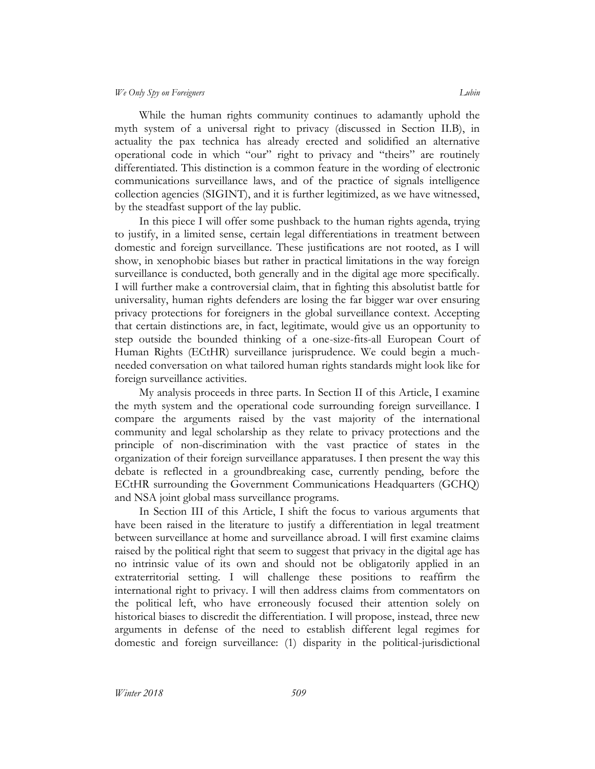While the human rights community continues to adamantly uphold the myth system of a universal right to privacy (discussed in Section II.B), in actuality the pax technica has already erected and solidified an alternative operational code in which "our" right to privacy and "theirs" are routinely differentiated. This distinction is a common feature in the wording of electronic communications surveillance laws, and of the practice of signals intelligence collection agencies (SIGINT), and it is further legitimized, as we have witnessed, by the steadfast support of the lay public.

In this piece I will offer some pushback to the human rights agenda, trying to justify, in a limited sense, certain legal differentiations in treatment between domestic and foreign surveillance. These justifications are not rooted, as I will show, in xenophobic biases but rather in practical limitations in the way foreign surveillance is conducted, both generally and in the digital age more specifically. I will further make a controversial claim, that in fighting this absolutist battle for universality, human rights defenders are losing the far bigger war over ensuring privacy protections for foreigners in the global surveillance context. Accepting that certain distinctions are, in fact, legitimate, would give us an opportunity to step outside the bounded thinking of a one-size-fits-all European Court of Human Rights (ECtHR) surveillance jurisprudence. We could begin a much-needed conversation on what tailored human rights standards might look like for foreign surveillance activities.

My analysis proceeds in three parts. In Section II of this Article, I examine the myth system and the operational code surrounding foreign surveillance. I compare the arguments raised by the vast majority of the international community and legal scholarship as they relate to privacy protections and the principle of non-discrimination with the vast practice of states in the organization of their foreign surveillance apparatuses. I then present the way this debate is reflected in a groundbreaking case, currently pending, before the ECtHR surrounding the Government Communications Headquarters (GCHQ) and NSA joint global mass surveillance programs.

In Section III of this Article, I shift the focus to various arguments that have been raised in the literature to justify a differentiation in legal treatment between surveillance at home and surveillance abroad. I will first examine claims raised by the political right that seem to suggest that privacy in the digital age has no intrinsic value of its own and should not be obligatorily applied in an extraterritorial setting. I will challenge these positions to reaffirm the international right to privacy. I will then address claims from commentators on the political left, who have erroneously focused their attention solely on historical biases to discredit the differentiation. I will propose, instead, three new arguments in defense of the need to establish different legal regimes for domestic and foreign surveillance: (1) disparity in the political-jurisdictional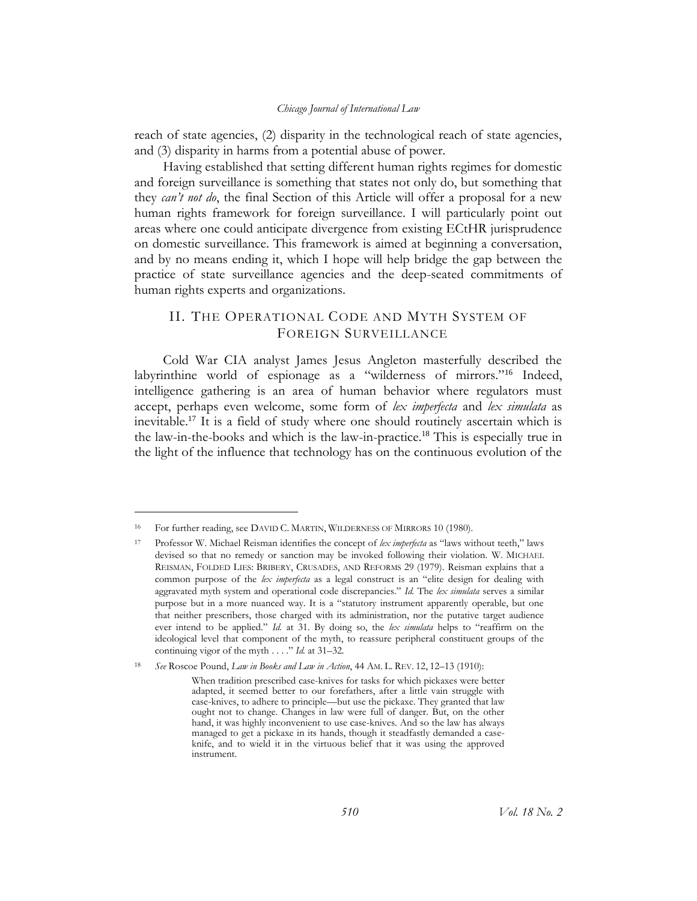reach of state agencies, (2) disparity in the technological reach of state agencies, and (3) disparity in harms from a potential abuse of power.

Having established that setting different human rights regimes for domestic and foreign surveillance is something that states not only do, but something that they *can't not do*, the final Section of this Article will offer a proposal for a new human rights framework for foreign surveillance. I will particularly point out areas where one could anticipate divergence from existing ECtHR jurisprudence on domestic surveillance. This framework is aimed at beginning a conversation, and by no means ending it, which I hope will help bridge the gap between the practice of state surveillance agencies and the deep-seated commitments of human rights experts and organizations.

## II. The Operational Code and Myth System of Foreign Surveillance

Cold War CIA analyst James Jesus Angleton masterfully described the labyrinthine world of espionage as a "wilderness of mirrors."[16] Indeed, intelligence gathering is an area of human behavior where regulators must accept, perhaps even welcome, some form of *lex imperfecta* and *lex simulata* as inevitable.[17] It is a field of study where one should routinely ascertain which is the law-in-the-books and which is the law-in-practice.[18] This is especially true in the light of the influence that technology has on the continuous evolution of the

---

[16] For further reading, see David C. Martin, Wilderness of Mirrors 10 (1980).

[17] Professor W. Michael Reisman identifies the concept of *lex imperfecta* as "laws without teeth," laws devised so that no remedy or sanction may be invoked following their violation. W. Michael Reisman, Folded Lies: Bribery, Crusades, and Reforms 29 (1979). Reisman explains that a common purpose of the *lex imperfecta* as a legal construct is an "elite design for dealing with aggravated myth system and operational code discrepancies." *Id.* The *lex simulata* serves a similar purpose but in a more nuanced way. It is a "statutory instrument apparently operable, but one that neither prescribers, those charged with its administration, nor the putative target audience ever intend to be applied." *Id.* at 31. By doing so, the *lex simulata* helps to "reaffirm on the ideological level that component of the myth, to reassure peripheral constituent groups of the continuing vigor of the myth . . . ." *Id.* at 31–32.

[18] *See* Roscoe Pound, *Law in Books and Law in Action*, 44 Am. L. Rev. 12, 12–13 (1910):

> When tradition prescribed case-knives for tasks for which pickaxes were better adapted, it seemed better to our forefathers, after a little vain struggle with case-knives, to adhere to principle—but use the pickaxe. They granted that law ought not to change. Changes in law were full of danger. But, on the other hand, it was highly inconvenient to use case-knives. And so the law has always managed to get a pickaxe in its hands, though it steadfastly demanded a case-knife, and to wield it in the virtuous belief that it was using the approved instrument.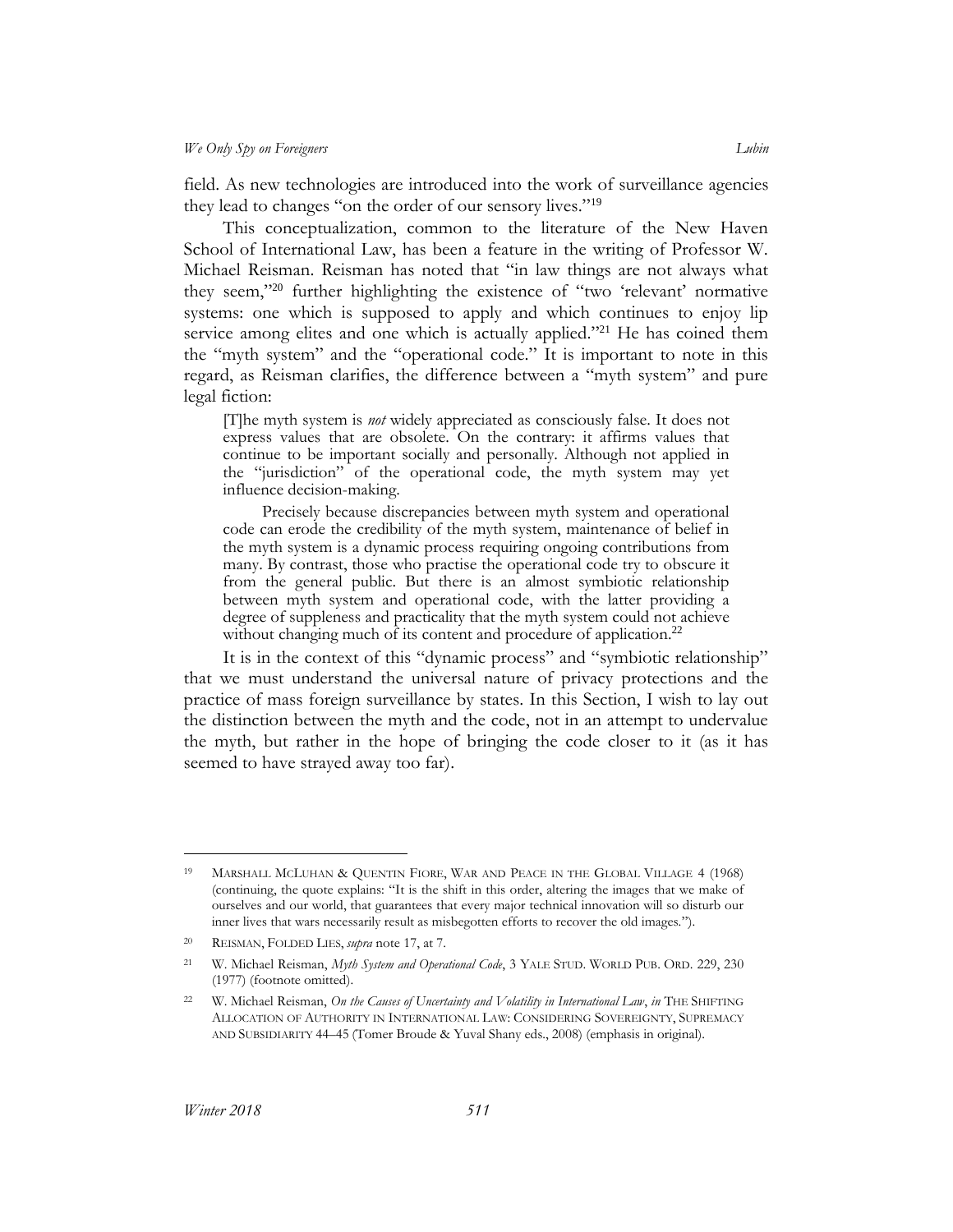field. As new technologies are introduced into the work of surveillance agencies they lead to changes "on the order of our sensory lives."[19]

This conceptualization, common to the literature of the New Haven School of International Law, has been a feature in the writing of Professor W. Michael Reisman. Reisman has noted that "in law things are not always what they seem,"[20] further highlighting the existence of "two 'relevant' normative systems: one which is supposed to apply and which continues to enjoy lip service among elites and one which is actually applied."[21] He has coined them the "myth system" and the "operational code." It is important to note in this regard, as Reisman clarifies, the difference between a "myth system" and pure legal fiction:

> [T]he myth system is *not* widely appreciated as consciously false. It does not express values that are obsolete. On the contrary: it affirms values that continue to be important socially and personally. Although not applied in the "jurisdiction" of the operational code, the myth system may yet influence decision-making.
>
> Precisely because discrepancies between myth system and operational code can erode the credibility of the myth system, maintenance of belief in the myth system is a dynamic process requiring ongoing contributions from many. By contrast, those who practise the operational code try to obscure it from the general public. But there is an almost symbiotic relationship between myth system and operational code, with the latter providing a degree of suppleness and practicality that the myth system could not achieve without changing much of its content and procedure of application.[22]

It is in the context of this "dynamic process" and "symbiotic relationship" that we must understand the universal nature of privacy protections and the practice of mass foreign surveillance by states. In this Section, I wish to lay out the distinction between the myth and the code, not in an attempt to undervalue the myth, but rather in the hope of bringing the code closer to it (as it has seemed to have strayed away too far).

---

[19] MARSHALL MCLUHAN & QUENTIN FIORE, WAR AND PEACE IN THE GLOBAL VILLAGE 4 (1968) (continuing, the quote explains: "It is the shift in this order, altering the images that we make of ourselves and our world, that guarantees that every major technical innovation will so disturb our inner lives that wars necessarily result as misbegotten efforts to recover the old images.").

[20] REISMAN, FOLDED LIES, *supra* note 17, at 7.

[21] W. Michael Reisman, *Myth System and Operational Code*, 3 YALE STUD. WORLD PUB. ORD. 229, 230 (1977) (footnote omitted).

[22] W. Michael Reisman, *On the Causes of Uncertainty and Volatility in International Law*, *in* THE SHIFTING ALLOCATION OF AUTHORITY IN INTERNATIONAL LAW: CONSIDERING SOVEREIGNTY, SUPREMACY AND SUBSIDIARITY 44–45 (Tomer Broude & Yuval Shany eds., 2008) (emphasis in original).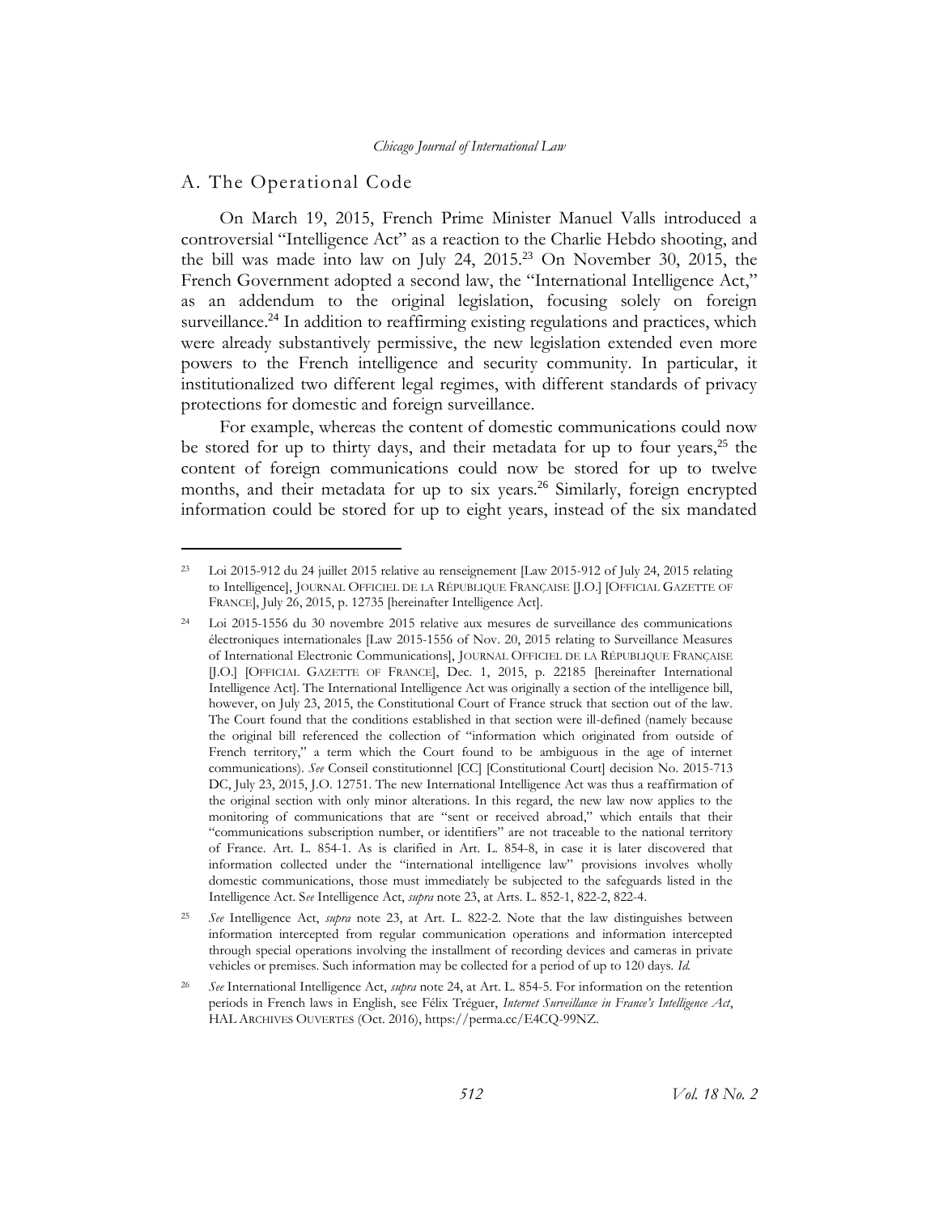## A. The Operational Code

On March 19, 2015, French Prime Minister Manuel Valls introduced a controversial "Intelligence Act" as a reaction to the Charlie Hebdo shooting, and the bill was made into law on July 24, 2015.[23] On November 30, 2015, the French Government adopted a second law, the "International Intelligence Act," as an addendum to the original legislation, focusing solely on foreign surveillance.[24] In addition to reaffirming existing regulations and practices, which were already substantively permissive, the new legislation extended even more powers to the French intelligence and security community. In particular, it institutionalized two different legal regimes, with different standards of privacy protections for domestic and foreign surveillance.

For example, whereas the content of domestic communications could now be stored for up to thirty days, and their metadata for up to four years,[25] the content of foreign communications could now be stored for up to twelve months, and their metadata for up to six years.[26] Similarly, foreign encrypted information could be stored for up to eight years, instead of the six mandated

---

[23] Loi 2015-912 du 24 juillet 2015 relative au renseignement [Law 2015-912 of July 24, 2015 relating to Intelligence], JOURNAL OFFICIEL DE LA RÉPUBLIQUE FRANÇAISE [J.O.] [OFFICIAL GAZETTE OF FRANCE], July 26, 2015, p. 12735 [hereinafter Intelligence Act].

[24] Loi 2015-1556 du 30 novembre 2015 relative aux mesures de surveillance des communications électroniques internationales [Law 2015-1556 of Nov. 20, 2015 relating to Surveillance Measures of International Electronic Communications], JOURNAL OFFICIEL DE LA RÉPUBLIQUE FRANÇAISE [J.O.] [OFFICIAL GAZETTE OF FRANCE], Dec. 1, 2015, p. 22185 [hereinafter International Intelligence Act]. The International Intelligence Act was originally a section of the intelligence bill, however, on July 23, 2015, the Constitutional Court of France struck that section out of the law. The Court found that the conditions established in that section were ill-defined (namely because the original bill referenced the collection of "information which originated from outside of French territory," a term which the Court found to be ambiguous in the age of internet communications). *See* Conseil constitutionnel [CC] [Constitutional Court] decision No. 2015-713 DC, July 23, 2015, J.O. 12751. The new International Intelligence Act was thus a reaffirmation of the original section with only minor alterations. In this regard, the new law now applies to the monitoring of communications that are "sent or received abroad," which entails that their "communications subscription number, or identifiers" are not traceable to the national territory of France. Art. L. 854-1. As is clarified in Art. L. 854-8, in case it is later discovered that information collected under the "international intelligence law" provisions involves wholly domestic communications, those must immediately be subjected to the safeguards listed in the Intelligence Act. S*ee* Intelligence Act, *supra* note 23, at Arts. L. 852-1, 822-2, 822-4.

[25] *See* Intelligence Act, *supra* note 23, at Art. L. 822-2. Note that the law distinguishes between information intercepted from regular communication operations and information intercepted through special operations involving the installment of recording devices and cameras in private vehicles or premises. Such information may be collected for a period of up to 120 days. *Id.*

[26] *See* International Intelligence Act, *supra* note 24, at Art. L. 854-5. For information on the retention periods in French laws in English, see Félix Tréguer, *Internet Surveillance in France's Intelligence Act*, HAL ARCHIVES OUVERTES (Oct. 2016), https://perma.cc/E4CQ-99NZ.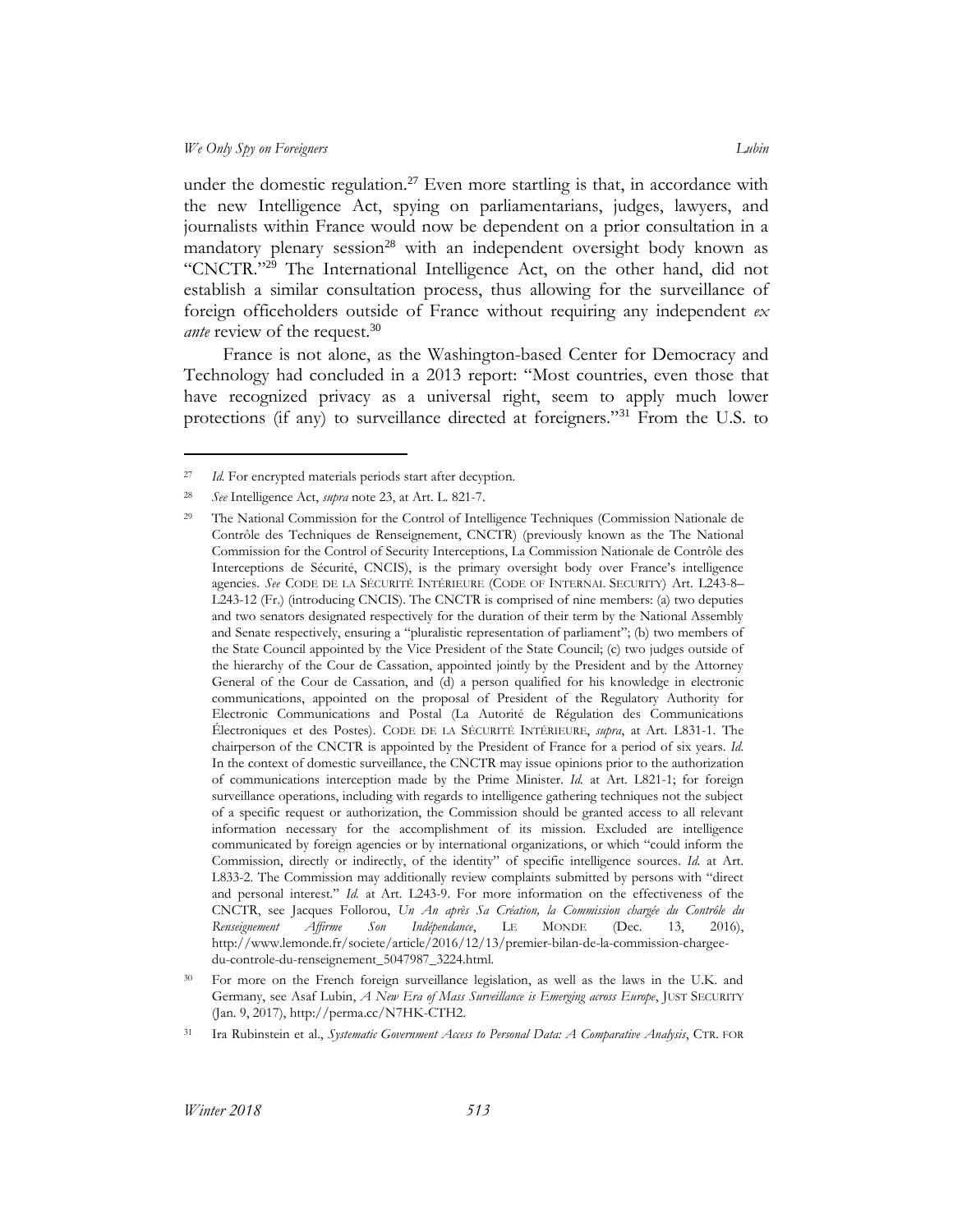under the domestic regulation.[27] Even more startling is that, in accordance with the new Intelligence Act, spying on parliamentarians, judges, lawyers, and journalists within France would now be dependent on a prior consultation in a mandatory plenary session[28] with an independent oversight body known as "CNCTR."[29] The International Intelligence Act, on the other hand, did not establish a similar consultation process, thus allowing for the surveillance of foreign officeholders outside of France without requiring any independent *ex ante* review of the request.[30]

France is not alone, as the Washington-based Center for Democracy and Technology had concluded in a 2013 report: "Most countries, even those that have recognized privacy as a universal right, seem to apply much lower protections (if any) to surveillance directed at foreigners."[31] From the U.S. to

---

[27] *Id.* For encrypted materials periods start after decyption.

[28] *See* Intelligence Act, *supra* note 23, at Art. L. 821-7.

[29] The National Commission for the Control of Intelligence Techniques (Commission Nationale de Contrôle des Techniques de Renseignement, CNCTR) (previously known as the The National Commission for the Control of Security Interceptions, La Commission Nationale de Contrôle des Interceptions de Sécurité, CNCIS), is the primary oversight body over France's intelligence agencies. *See* CODE DE LA SÉCURITÉ INTÉRIEURE (CODE OF INTERNAL SECURITY) Art. L243-8–L243-12 (Fr.) (introducing CNCIS). The CNCTR is comprised of nine members: (a) two deputies and two senators designated respectively for the duration of their term by the National Assembly and Senate respectively, ensuring a "pluralistic representation of parliament"; (b) two members of the State Council appointed by the Vice President of the State Council; (c) two judges outside of the hierarchy of the Cour de Cassation, appointed jointly by the President and by the Attorney General of the Cour de Cassation, and (d) a person qualified for his knowledge in electronic communications, appointed on the proposal of President of the Regulatory Authority for Electronic Communications and Postal (La Autorité de Régulation des Communications Électroniques et des Postes). CODE DE LA SÉCURITÉ INTÉRIEURE, *supra*, at Art. L831-1. The chairperson of the CNCTR is appointed by the President of France for a period of six years. *Id.* In the context of domestic surveillance, the CNCTR may issue opinions prior to the authorization of communications interception made by the Prime Minister. *Id.* at Art. L821-1; for foreign surveillance operations, including with regards to intelligence gathering techniques not the subject of a specific request or authorization, the Commission should be granted access to all relevant information necessary for the accomplishment of its mission. Excluded are intelligence communicated by foreign agencies or by international organizations, or which "could inform the Commission, directly or indirectly, of the identity" of specific intelligence sources. *Id.* at Art. L833-2. The Commission may additionally review complaints submitted by persons with "direct and personal interest." *Id.* at Art. L243-9. For more information on the effectiveness of the CNCTR, see Jacques Follorou, *Un An après Sa Création, la Commission chargée du Contrôle du Renseignement Affirme Son Indépendance*, LE MONDE (Dec. 13, 2016), http://www.lemonde.fr/societe/article/2016/12/13/premier-bilan-de-la-commission-chargee-du-controle-du-renseignement_5047987_3224.html.

[30] For more on the French foreign surveillance legislation, as well as the laws in the U.K. and Germany, see Asaf Lubin, *A New Era of Mass Surveillance is Emerging across Europe*, JUST SECURITY (Jan. 9, 2017), http://perma.cc/N7HK-CTH2.

[31] Ira Rubinstein et al., *Systematic Government Access to Personal Data: A Comparative Analysis*, CTR. FOR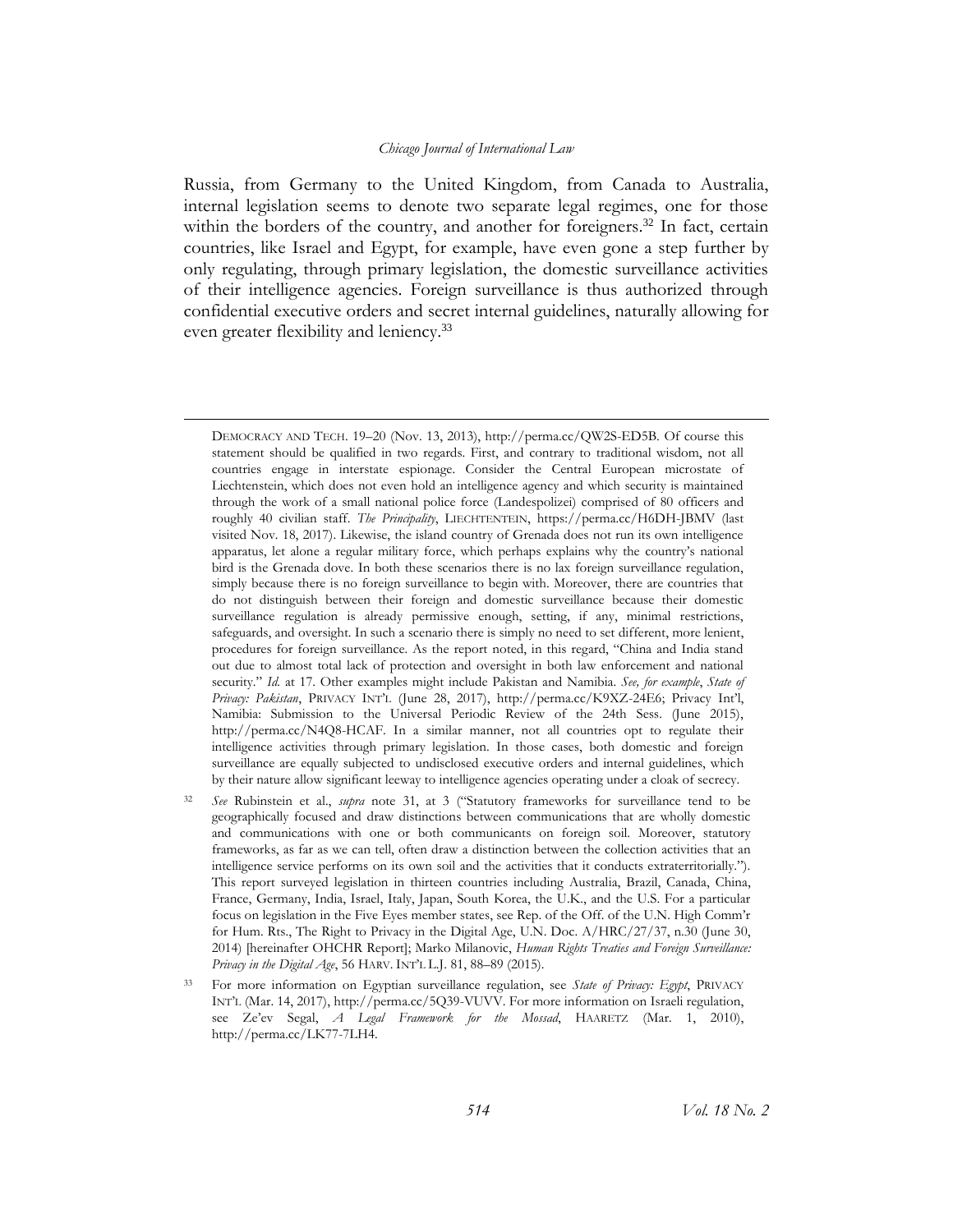Russia, from Germany to the United Kingdom, from Canada to Australia, internal legislation seems to denote two separate legal regimes, one for those within the borders of the country, and another for foreigners.[32] In fact, certain countries, like Israel and Egypt, for example, have even gone a step further by only regulating, through primary legislation, the domestic surveillance activities of their intelligence agencies. Foreign surveillance is thus authorized through confidential executive orders and secret internal guidelines, naturally allowing for even greater flexibility and leniency.[33]

---

DEMOCRACY AND TECH. 19–20 (Nov. 13, 2013), http://perma.cc/QW2S-ED5B. Of course this statement should be qualified in two regards. First, and contrary to traditional wisdom, not all countries engage in interstate espionage. Consider the Central European microstate of Liechtenstein, which does not even hold an intelligence agency and which security is maintained through the work of a small national police force (Landespolizei) comprised of 80 officers and roughly 40 civilian staff. *The Principality*, LIECHTENTEIN, https://perma.cc/H6DH-JBMV (last visited Nov. 18, 2017). Likewise, the island country of Grenada does not run its own intelligence apparatus, let alone a regular military force, which perhaps explains why the country's national bird is the Grenada dove. In both these scenarios there is no lax foreign surveillance regulation, simply because there is no foreign surveillance to begin with. Moreover, there are countries that do not distinguish between their foreign and domestic surveillance because their domestic surveillance regulation is already permissive enough, setting, if any, minimal restrictions, safeguards, and oversight. In such a scenario there is simply no need to set different, more lenient, procedures for foreign surveillance. As the report noted, in this regard, "China and India stand out due to almost total lack of protection and oversight in both law enforcement and national security." *Id.* at 17. Other examples might include Pakistan and Namibia. *See, for example*, *State of Privacy: Pakistan*, PRIVACY INT'L (June 28, 2017), http://perma.cc/K9XZ-24E6; Privacy Int'l, Namibia: Submission to the Universal Periodic Review of the 24th Sess. (June 2015), http://perma.cc/N4Q8-HCAF. In a similar manner, not all countries opt to regulate their intelligence activities through primary legislation. In those cases, both domestic and foreign surveillance are equally subjected to undisclosed executive orders and internal guidelines, which by their nature allow significant leeway to intelligence agencies operating under a cloak of secrecy.

[32] *See* Rubinstein et al., *supra* note 31, at 3 ("Statutory frameworks for surveillance tend to be geographically focused and draw distinctions between communications that are wholly domestic and communications with one or both communicants on foreign soil. Moreover, statutory frameworks, as far as we can tell, often draw a distinction between the collection activities that an intelligence service performs on its own soil and the activities that it conducts extraterritorially."). This report surveyed legislation in thirteen countries including Australia, Brazil, Canada, China, France, Germany, India, Israel, Italy, Japan, South Korea, the U.K., and the U.S. For a particular focus on legislation in the Five Eyes member states, see Rep. of the Off. of the U.N. High Comm'r for Hum. Rts., The Right to Privacy in the Digital Age, U.N. Doc. A/HRC/27/37, n.30 (June 30, 2014) [hereinafter OHCHR Report]; Marko Milanovic, *Human Rights Treaties and Foreign Surveillance: Privacy in the Digital Age*, 56 HARV. INT'L L.J. 81, 88–89 (2015).

[33] For more information on Egyptian surveillance regulation, see *State of Privacy: Egypt*, PRIVACY INT'L (Mar. 14, 2017), http://perma.cc/5Q39-VUVV. For more information on Israeli regulation, see Ze'ev Segal, *A Legal Framework for the Mossad*, HAARETZ (Mar. 1, 2010), http://perma.cc/LK77-7LH4.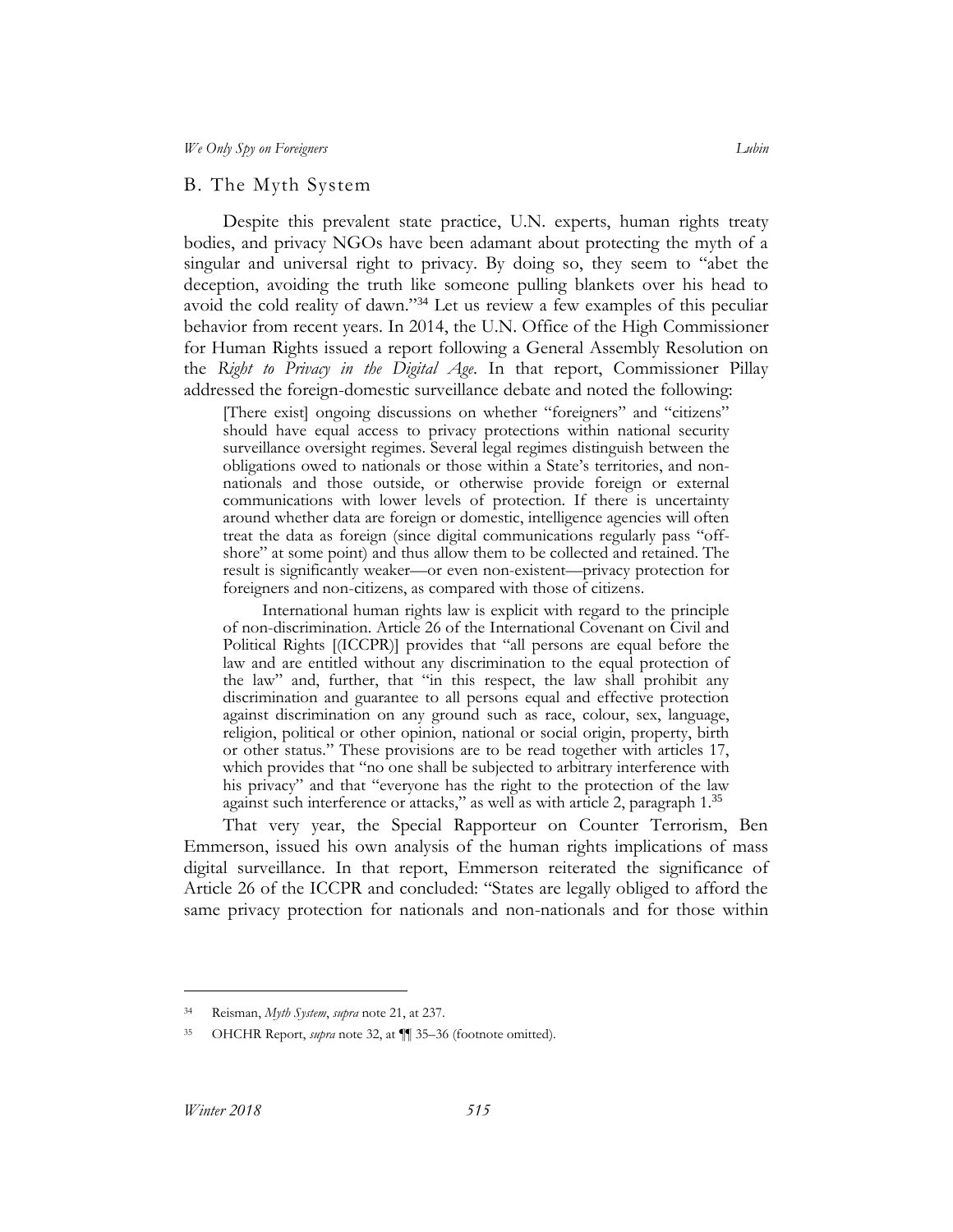## B. The Myth System

Despite this prevalent state practice, U.N. experts, human rights treaty bodies, and privacy NGOs have been adamant about protecting the myth of a singular and universal right to privacy. By doing so, they seem to "abet the deception, avoiding the truth like someone pulling blankets over his head to avoid the cold reality of dawn."[34] Let us review a few examples of this peculiar behavior from recent years. In 2014, the U.N. Office of the High Commissioner for Human Rights issued a report following a General Assembly Resolution on the *Right to Privacy in the Digital Age*. In that report, Commissioner Pillay addressed the foreign-domestic surveillance debate and noted the following:

> [There exist] ongoing discussions on whether "foreigners" and "citizens" should have equal access to privacy protections within national security surveillance oversight regimes. Several legal regimes distinguish between the obligations owed to nationals or those within a State's territories, and non-nationals and those outside, or otherwise provide foreign or external communications with lower levels of protection. If there is uncertainty around whether data are foreign or domestic, intelligence agencies will often treat the data as foreign (since digital communications regularly pass "off-shore" at some point) and thus allow them to be collected and retained. The result is significantly weaker—or even non-existent—privacy protection for foreigners and non-citizens, as compared with those of citizens.
>
> International human rights law is explicit with regard to the principle of non-discrimination. Article 26 of the International Covenant on Civil and Political Rights [(ICCPR)] provides that "all persons are equal before the law and are entitled without any discrimination to the equal protection of the law" and, further, that "in this respect, the law shall prohibit any discrimination and guarantee to all persons equal and effective protection against discrimination on any ground such as race, colour, sex, language, religion, political or other opinion, national or social origin, property, birth or other status." These provisions are to be read together with articles 17, which provides that "no one shall be subjected to arbitrary interference with his privacy" and that "everyone has the right to the protection of the law against such interference or attacks," as well as with article 2, paragraph 1.[35]

That very year, the Special Rapporteur on Counter Terrorism, Ben Emmerson, issued his own analysis of the human rights implications of mass digital surveillance. In that report, Emmerson reiterated the significance of Article 26 of the ICCPR and concluded: "States are legally obliged to afford the same privacy protection for nationals and non-nationals and for those within

---

[34] Reisman, *Myth System*, *supra* note 21, at 237.

[35] OHCHR Report, *supra* note 32, at ¶¶ 35–36 (footnote omitted).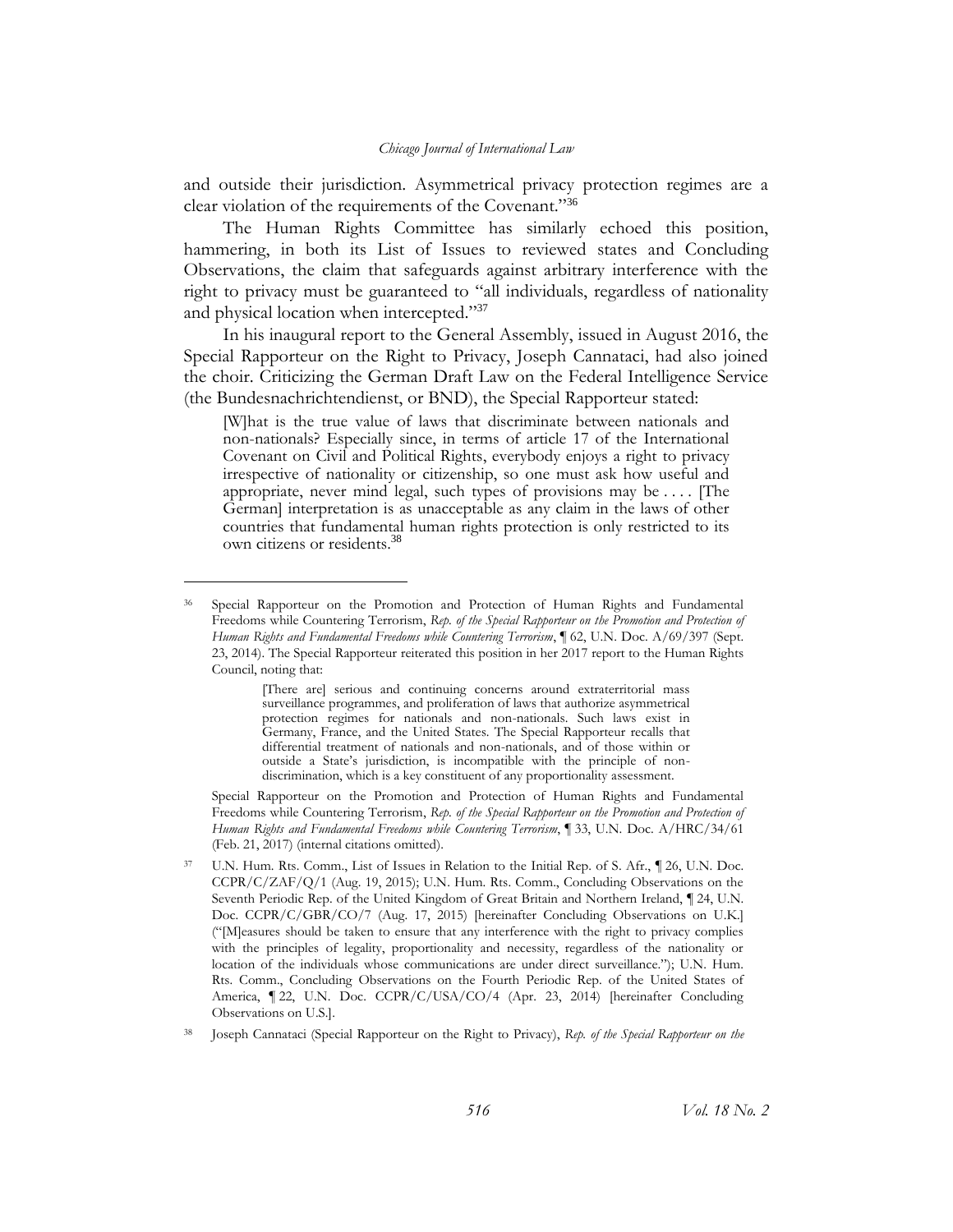and outside their jurisdiction. Asymmetrical privacy protection regimes are a clear violation of the requirements of the Covenant."[36]

The Human Rights Committee has similarly echoed this position, hammering, in both its List of Issues to reviewed states and Concluding Observations, the claim that safeguards against arbitrary interference with the right to privacy must be guaranteed to "all individuals, regardless of nationality and physical location when intercepted."[37]

In his inaugural report to the General Assembly, issued in August 2016, the Special Rapporteur on the Right to Privacy, Joseph Cannataci, had also joined the choir. Criticizing the German Draft Law on the Federal Intelligence Service (the Bundesnachrichtendienst, or BND), the Special Rapporteur stated:

> [W]hat is the true value of laws that discriminate between nationals and non-nationals? Especially since, in terms of article 17 of the International Covenant on Civil and Political Rights, everybody enjoys a right to privacy irrespective of nationality or citizenship, so one must ask how useful and appropriate, never mind legal, such types of provisions may be . . . . [The German] interpretation is as unacceptable as any claim in the laws of other countries that fundamental human rights protection is only restricted to its own citizens or residents.[38]

---

[36] Special Rapporteur on the Promotion and Protection of Human Rights and Fundamental Freedoms while Countering Terrorism, *Rep. of the Special Rapporteur on the Promotion and Protection of Human Rights and Fundamental Freedoms while Countering Terrorism*, ¶ 62, U.N. Doc. A/69/397 (Sept. 23, 2014). The Special Rapporteur reiterated this position in her 2017 report to the Human Rights Council, noting that:

> [There are] serious and continuing concerns around extraterritorial mass surveillance programmes, and proliferation of laws that authorize asymmetrical protection regimes for nationals and non-nationals. Such laws exist in Germany, France, and the United States. The Special Rapporteur recalls that differential treatment of nationals and non-nationals, and of those within or outside a State's jurisdiction, is incompatible with the principle of non-discrimination, which is a key constituent of any proportionality assessment.

Special Rapporteur on the Promotion and Protection of Human Rights and Fundamental Freedoms while Countering Terrorism, *Rep. of the Special Rapporteur on the Promotion and Protection of Human Rights and Fundamental Freedoms while Countering Terrorism*, ¶ 33, U.N. Doc. A/HRC/34/61 (Feb. 21, 2017) (internal citations omitted).

[37] U.N. Hum. Rts. Comm., List of Issues in Relation to the Initial Rep. of S. Afr., ¶ 26, U.N. Doc. CCPR/C/ZAF/Q/1 (Aug. 19, 2015); U.N. Hum. Rts. Comm., Concluding Observations on the Seventh Periodic Rep. of the United Kingdom of Great Britain and Northern Ireland, ¶ 24, U.N. Doc. CCPR/C/GBR/CO/7 (Aug. 17, 2015) [hereinafter Concluding Observations on U.K.] ("[M]easures should be taken to ensure that any interference with the right to privacy complies with the principles of legality, proportionality and necessity, regardless of the nationality or location of the individuals whose communications are under direct surveillance."); U.N. Hum. Rts. Comm., Concluding Observations on the Fourth Periodic Rep. of the United States of America, ¶ 22, U.N. Doc. CCPR/C/USA/CO/4 (Apr. 23, 2014) [hereinafter Concluding Observations on U.S.].

[38] Joseph Cannataci (Special Rapporteur on the Right to Privacy), *Rep. of the Special Rapporteur on the*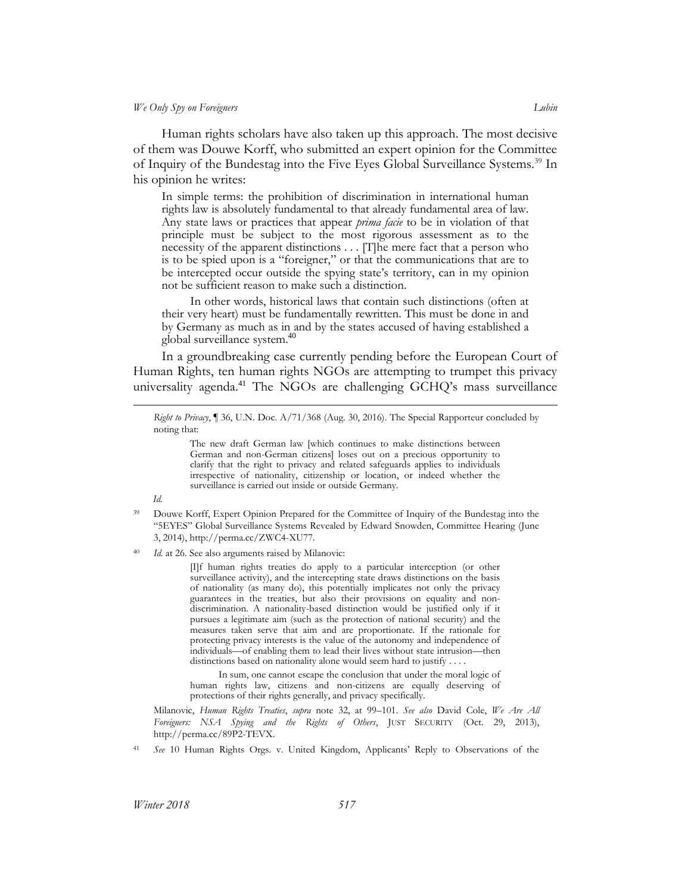Human rights scholars have also taken up this approach. The most decisive of them was Douwe Korff, who submitted an expert opinion for the Committee of Inquiry of the Bundestag into the Five Eyes Global Surveillance Systems.[39] In his opinion he writes:

> In simple terms: the prohibition of discrimination in international human rights law is absolutely fundamental to that already fundamental area of law. Any state laws or practices that appear *prima facie* to be in violation of that principle must be subject to the most rigorous assessment as to the necessity of the apparent distinctions . . . [T]he mere fact that a person who is to be spied upon is a "foreigner," or that the communications that are to be intercepted occur outside the spying state's territory, can in my opinion not be sufficient reason to make such a distinction.
>
> In other words, historical laws that contain such distinctions (often at their very heart) must be fundamentally rewritten. This must be done in and by Germany as much as in and by the states accused of having established a global surveillance system.[40]

In a groundbreaking case currently pending before the European Court of Human Rights, ten human rights NGOs are attempting to trumpet this privacy universality agenda.[41] The NGOs are challenging GCHQ's mass surveillance

---

*Right to Privacy*, ¶ 36, U.N. Doc. A/71/368 (Aug. 30, 2016). The Special Rapporteur concluded by noting that:

> The new draft German law [which continues to make distinctions between German and non-German citizens] loses out on a precious opportunity to clarify that the right to privacy and related safeguards applies to individuals irrespective of nationality, citizenship or location, or indeed whether the surveillance is carried out inside or outside Germany.

*Id.*

[39] Douwe Korff, Expert Opinion Prepared for the Committee of Inquiry of the Bundestag into the "5EYES" Global Surveillance Systems Revealed by Edward Snowden, Committee Hearing (June 3, 2014), http://perma.cc/ZWC4-XU77.

[40] *Id.* at 26. See also arguments raised by Milanovic:

> [I]f human rights treaties do apply to a particular interception (or other surveillance activity), and the intercepting state draws distinctions on the basis of nationality (as many do), this potentially implicates not only the privacy guarantees in the treaties, but also their provisions on equality and non-discrimination. A nationality-based distinction would be justified only if it pursues a legitimate aim (such as the protection of national security) and the measures taken serve that aim and are proportionate. If the rationale for protecting privacy interests is the value of the autonomy and independence of individuals—of enabling them to lead their lives without state intrusion—then distinctions based on nationality alone would seem hard to justify . . . .
>
> In sum, one cannot escape the conclusion that under the moral logic of human rights law, citizens and non-citizens are equally deserving of protections of their rights generally, and privacy specifically.

Milanovic, *Human Rights Treaties*, *supra* note 32, at 99–101. *See also* David Cole, *We Are All Foreigners: NSA Spying and the Rights of Others*, JUST SECURITY (Oct. 29, 2013), http://perma.cc/89P2-TEVX.

[41] *See* 10 Human Rights Orgs. v. United Kingdom, Applicants' Reply to Observations of the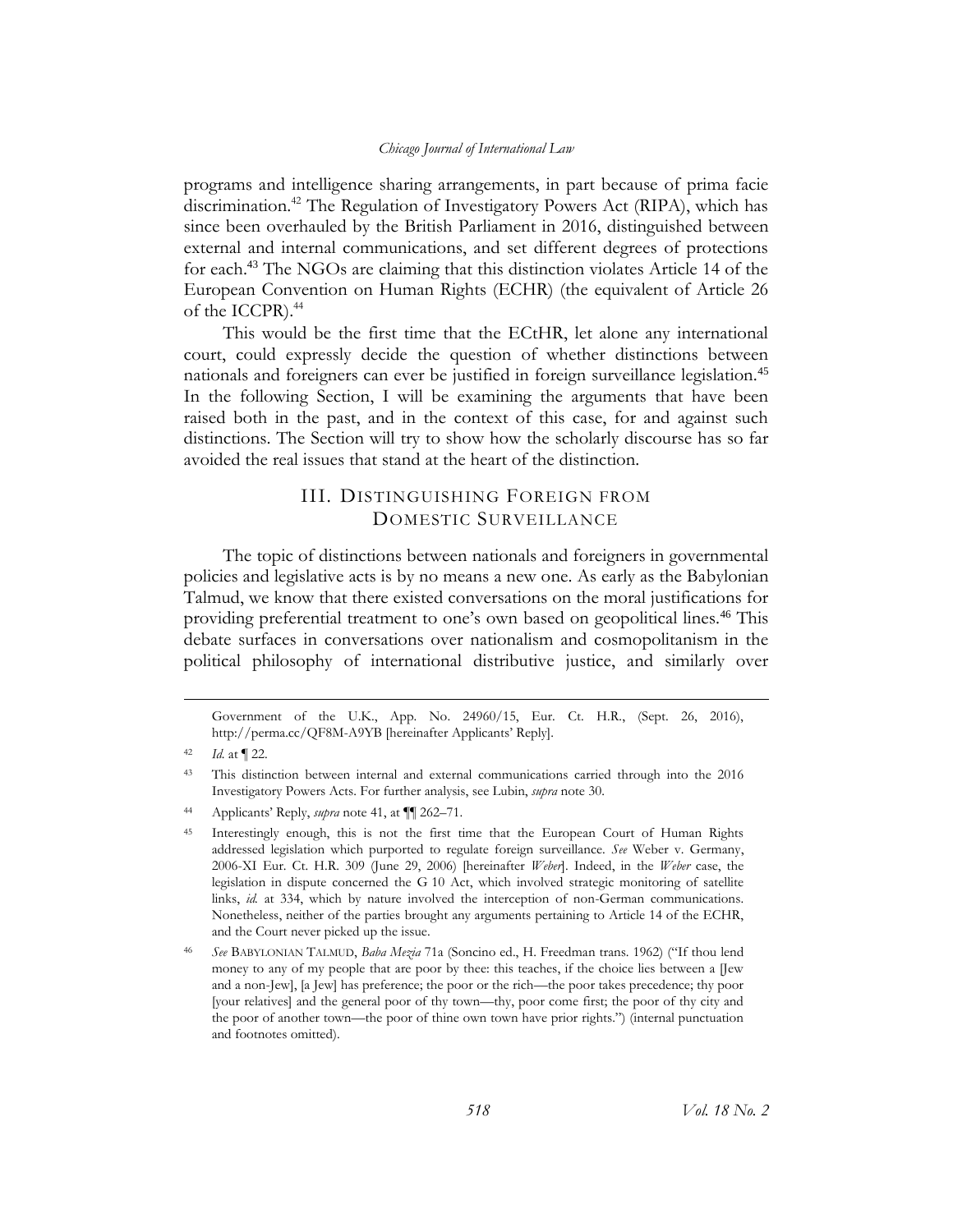programs and intelligence sharing arrangements, in part because of prima facie discrimination.[42] The Regulation of Investigatory Powers Act (RIPA), which has since been overhauled by the British Parliament in 2016, distinguished between external and internal communications, and set different degrees of protections for each.[43] The NGOs are claiming that this distinction violates Article 14 of the European Convention on Human Rights (ECHR) (the equivalent of Article 26 of the ICCPR).[44]

This would be the first time that the ECtHR, let alone any international court, could expressly decide the question of whether distinctions between nationals and foreigners can ever be justified in foreign surveillance legislation.[45] In the following Section, I will be examining the arguments that have been raised both in the past, and in the context of this case, for and against such distinctions. The Section will try to show how the scholarly discourse has so far avoided the real issues that stand at the heart of the distinction.

## III. DISTINGUISHING FOREIGN FROM DOMESTIC SURVEILLANCE

The topic of distinctions between nationals and foreigners in governmental policies and legislative acts is by no means a new one. As early as the Babylonian Talmud, we know that there existed conversations on the moral justifications for providing preferential treatment to one's own based on geopolitical lines.[46] This debate surfaces in conversations over nationalism and cosmopolitanism in the political philosophy of international distributive justice, and similarly over

---

Government of the U.K., App. No. 24960/15, Eur. Ct. H.R., (Sept. 26, 2016), http://perma.cc/QF8M-A9YB [hereinafter Applicants' Reply].

[42] *Id.* at ¶ 22.

[43] This distinction between internal and external communications carried through into the 2016 Investigatory Powers Acts. For further analysis, see Lubin, *supra* note 30.

[44] Applicants' Reply, *supra* note 41, at ¶¶ 262–71.

[45] Interestingly enough, this is not the first time that the European Court of Human Rights addressed legislation which purported to regulate foreign surveillance. *See* Weber v. Germany, 2006-XI Eur. Ct. H.R. 309 (June 29, 2006) [hereinafter *Weber*]. Indeed, in the *Weber* case, the legislation in dispute concerned the G 10 Act, which involved strategic monitoring of satellite links, *id.* at 334, which by nature involved the interception of non-German communications. Nonetheless, neither of the parties brought any arguments pertaining to Article 14 of the ECHR, and the Court never picked up the issue.

[46] *See* BABYLONIAN TALMUD, *Baba Mezia* 71a (Soncino ed., H. Freedman trans. 1962) ("If thou lend money to any of my people that are poor by thee: this teaches, if the choice lies between a [Jew and a non-Jew], [a Jew] has preference; the poor or the rich—the poor takes precedence; thy poor [your relatives] and the general poor of thy town—thy, poor come first; the poor of thy city and the poor of another town—the poor of thine own town have prior rights.") (internal punctuation and footnotes omitted).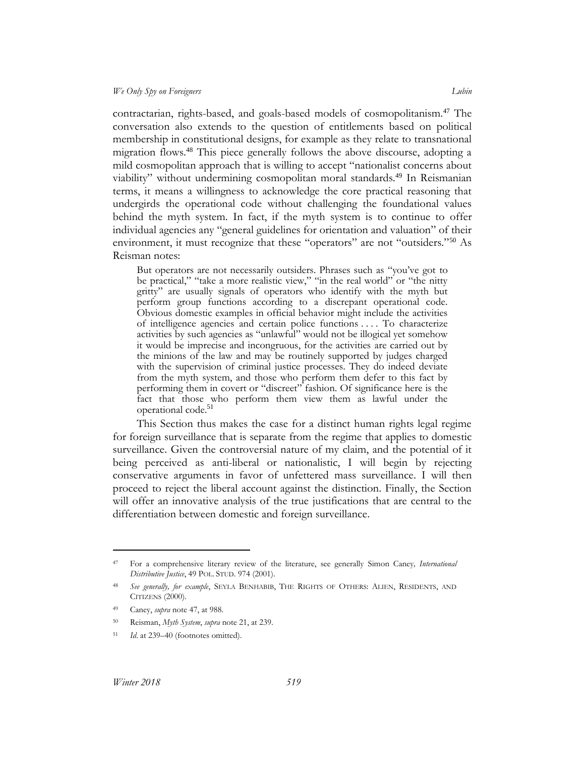contractarian, rights-based, and goals-based models of cosmopolitanism.[47] The conversation also extends to the question of entitlements based on political membership in constitutional designs, for example as they relate to transnational migration flows.[48] This piece generally follows the above discourse, adopting a mild cosmopolitan approach that is willing to accept "nationalist concerns about viability" without undermining cosmopolitan moral standards.[49] In Reismanian terms, it means a willingness to acknowledge the core practical reasoning that undergirds the operational code without challenging the foundational values behind the myth system. In fact, if the myth system is to continue to offer individual agencies any "general guidelines for orientation and valuation" of their environment, it must recognize that these "operators" are not "outsiders."[50] As Reisman notes:

> But operators are not necessarily outsiders. Phrases such as "you've got to be practical," "take a more realistic view," "in the real world" or "the nitty gritty" are usually signals of operators who identify with the myth but perform group functions according to a discrepant operational code. Obvious domestic examples in official behavior might include the activities of intelligence agencies and certain police functions . . . . To characterize activities by such agencies as "unlawful" would not be illogical yet somehow it would be imprecise and incongruous, for the activities are carried out by the minions of the law and may be routinely supported by judges charged with the supervision of criminal justice processes. They do indeed deviate from the myth system, and those who perform them defer to this fact by performing them in covert or "discreet" fashion. Of significance here is the fact that those who perform them view them as lawful under the operational code.[51]

This Section thus makes the case for a distinct human rights legal regime for foreign surveillance that is separate from the regime that applies to domestic surveillance. Given the controversial nature of my claim, and the potential of it being perceived as anti-liberal or nationalistic, I will begin by rejecting conservative arguments in favor of unfettered mass surveillance. I will then proceed to reject the liberal account against the distinction. Finally, the Section will offer an innovative analysis of the true justifications that are central to the differentiation between domestic and foreign surveillance.

---

[47] For a comprehensive literary review of the literature, see generally Simon Caney*, International Distributive Justice*, 49 POL. STUD. 974 (2001).

[48] *See generally, for example*, SEYLA BENHABIB, THE RIGHTS OF OTHERS: ALIEN, RESIDENTS, AND CITIZENS (2000).

[49] Caney, *supra* note 47, at 988.

[50] Reisman, *Myth System*, *supra* note 21, at 239.

[51] *Id*. at 239–40 (footnotes omitted).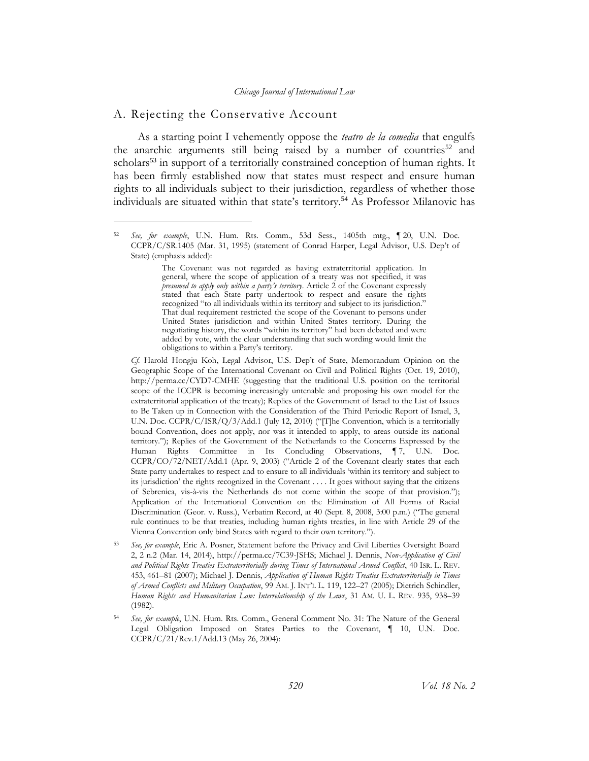## A. Rejecting the Conservative Account

As a starting point I vehemently oppose the *teatro de la comedia* that engulfs the anarchic arguments still being raised by a number of countries[52] and scholars[53] in support of a territorially constrained conception of human rights. It has been firmly established now that states must respect and ensure human rights to all individuals subject to their jurisdiction, regardless of whether those individuals are situated within that state's territory.[54] As Professor Milanovic has

---

[52] *See, for example*, U.N. Hum. Rts. Comm., 53d Sess., 1405th mtg., ¶ 20, U.N. Doc. CCPR/C/SR.1405 (Mar. 31, 1995) (statement of Conrad Harper, Legal Advisor, U.S. Dep't of State) (emphasis added):

> The Covenant was not regarded as having extraterritorial application. In general, where the scope of application of a treaty was not specified, it was *presumed to apply only within a party's territory*. Article 2 of the Covenant expressly stated that each State party undertook to respect and ensure the rights recognized "to all individuals within its territory and subject to its jurisdiction." That dual requirement restricted the scope of the Covenant to persons under United States jurisdiction and within United States territory. During the negotiating history, the words "within its territory" had been debated and were added by vote, with the clear understanding that such wording would limit the obligations to within a Party's territory.

*Cf.* Harold Hongju Koh, Legal Advisor, U.S. Dep't of State, Memorandum Opinion on the Geographic Scope of the International Covenant on Civil and Political Rights (Oct. 19, 2010), http://perma.cc/CYD7-CMHE (suggesting that the traditional U.S. position on the territorial scope of the ICCPR is becoming increasingly untenable and proposing his own model for the extraterritorial application of the treaty); Replies of the Government of Israel to the List of Issues to Be Taken up in Connection with the Consideration of the Third Periodic Report of Israel, 3, U.N. Doc. CCPR/C/ISR/Q/3/Add.1 (July 12, 2010) ("[T]he Convention, which is a territorially bound Convention, does not apply, nor was it intended to apply, to areas outside its national territory."); Replies of the Government of the Netherlands to the Concerns Expressed by the Human Rights Committee in Its Concluding Observations, ¶ 7, U.N. Doc. CCPR/CO/72/NET/Add.1 (Apr. 9, 2003) ("Article 2 of the Covenant clearly states that each State party undertakes to respect and to ensure to all individuals 'within its territory and subject to its jurisdiction' the rights recognized in the Covenant . . . . It goes without saying that the citizens of Sebrenica, vis-à-vis the Netherlands do not come within the scope of that provision."); Application of the International Convention on the Elimination of All Forms of Racial Discrimination (Geor. v. Russ.), Verbatim Record, at 40 (Sept. 8, 2008, 3:00 p.m.) ("The general rule continues to be that treaties, including human rights treaties, in line with Article 29 of the Vienna Convention only bind States with regard to their own territory.").

[53] *See, for example*, Eric A. Posner, Statement before the Privacy and Civil Liberties Oversight Board 2, 2 n.2 (Mar. 14, 2014), http://perma.cc/7C39-JSHS; Michael J. Dennis, *Non-Application of Civil and Political Rights Treaties Extraterritorially during Times of International Armed Conflict*, 40 ISR. L. REV. 453, 461–81 (2007); Michael J. Dennis, *Application of Human Rights Treaties Extraterritorially in Times of Armed Conflicts and Military Occupation*, 99 AM. J. INT'L L. 119, 122–27 (2005); Dietrich Schindler, *Human Rights and Humanitarian Law: Interrelationship of the Laws*, 31 AM. U. L. REV. 935, 938–39 (1982).

[54] *See, for example*, U.N. Hum. Rts. Comm., General Comment No. 31: The Nature of the General Legal Obligation Imposed on States Parties to the Covenant, ¶ 10, U.N. Doc. CCPR/C/21/Rev.1/Add.13 (May 26, 2004):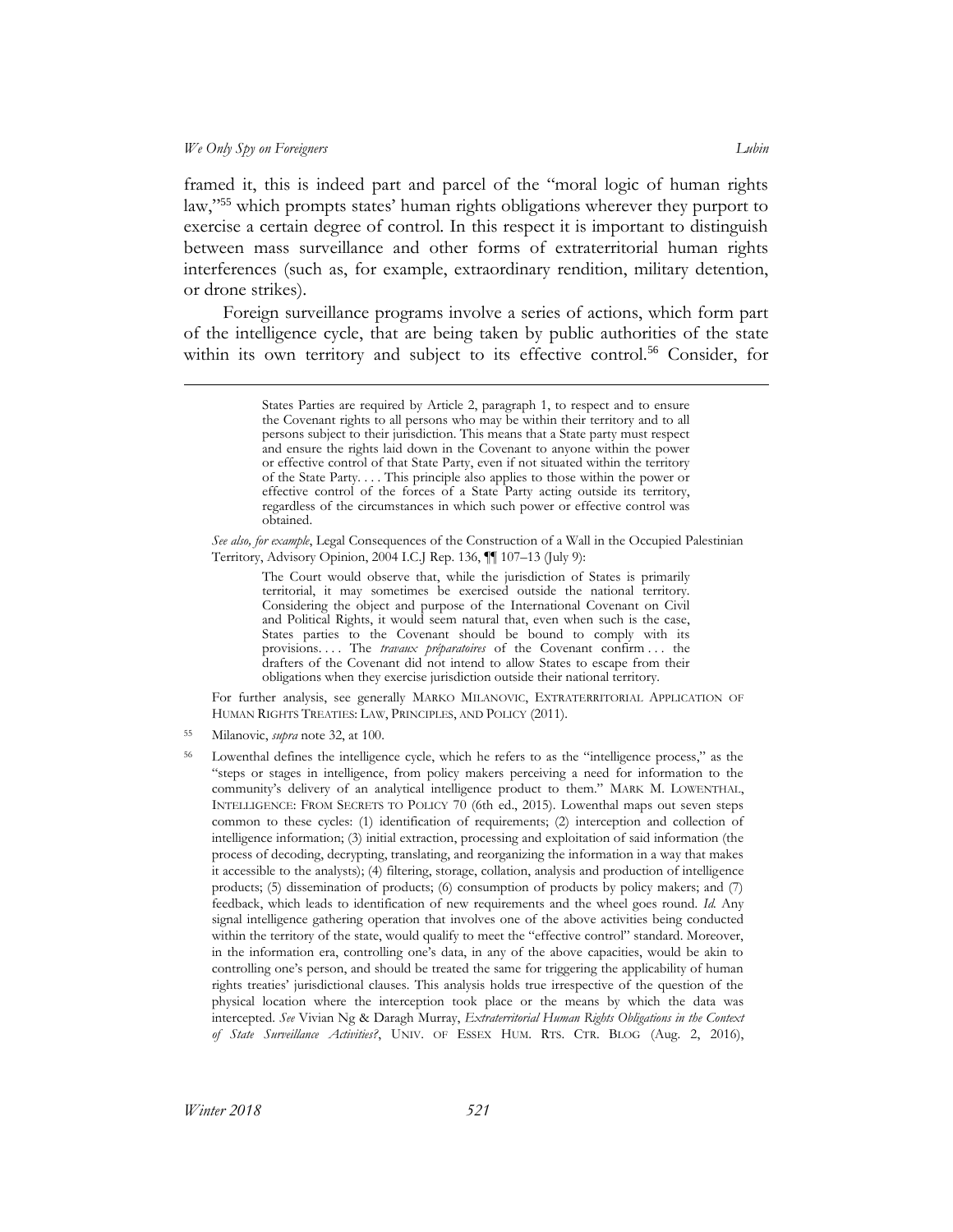framed it, this is indeed part and parcel of the "moral logic of human rights law,"[55] which prompts states' human rights obligations wherever they purport to exercise a certain degree of control. In this respect it is important to distinguish between mass surveillance and other forms of extraterritorial human rights interferences (such as, for example, extraordinary rendition, military detention, or drone strikes).

Foreign surveillance programs involve a series of actions, which form part of the intelligence cycle, that are being taken by public authorities of the state within its own territory and subject to its effective control.[56] Consider, for

---

> States Parties are required by Article 2, paragraph 1, to respect and to ensure the Covenant rights to all persons who may be within their territory and to all persons subject to their jurisdiction. This means that a State party must respect and ensure the rights laid down in the Covenant to anyone within the power or effective control of that State Party, even if not situated within the territory of the State Party. . . . This principle also applies to those within the power or effective control of the forces of a State Party acting outside its territory, regardless of the circumstances in which such power or effective control was obtained.

*See also, for example*, Legal Consequences of the Construction of a Wall in the Occupied Palestinian Territory, Advisory Opinion, 2004 I.C.J Rep. 136, ¶¶ 107–13 (July 9):

> The Court would observe that, while the jurisdiction of States is primarily territorial, it may sometimes be exercised outside the national territory. Considering the object and purpose of the International Covenant on Civil and Political Rights, it would seem natural that, even when such is the case, States parties to the Covenant should be bound to comply with its provisions. . . . The *travaux préparatoires* of the Covenant confirm . . . the drafters of the Covenant did not intend to allow States to escape from their obligations when they exercise jurisdiction outside their national territory.

For further analysis, see generally MARKO MILANOVIC, EXTRATERRITORIAL APPLICATION OF HUMAN RIGHTS TREATIES: LAW, PRINCIPLES, AND POLICY (2011).

[55] Milanovic, *supra* note 32, at 100.

[56] Lowenthal defines the intelligence cycle, which he refers to as the "intelligence process," as the "steps or stages in intelligence, from policy makers perceiving a need for information to the community's delivery of an analytical intelligence product to them." MARK M. LOWENTHAL, INTELLIGENCE: FROM SECRETS TO POLICY 70 (6th ed., 2015). Lowenthal maps out seven steps common to these cycles: (1) identification of requirements; (2) interception and collection of intelligence information; (3) initial extraction, processing and exploitation of said information (the process of decoding, decrypting, translating, and reorganizing the information in a way that makes it accessible to the analysts); (4) filtering, storage, collation, analysis and production of intelligence products; (5) dissemination of products; (6) consumption of products by policy makers; and (7) feedback, which leads to identification of new requirements and the wheel goes round. *Id.* Any signal intelligence gathering operation that involves one of the above activities being conducted within the territory of the state, would qualify to meet the "effective control" standard. Moreover, in the information era, controlling one's data, in any of the above capacities, would be akin to controlling one's person, and should be treated the same for triggering the applicability of human rights treaties' jurisdictional clauses. This analysis holds true irrespective of the question of the physical location where the interception took place or the means by which the data was intercepted. *See* Vivian Ng & Daragh Murray, *Extraterritorial Human Rights Obligations in the Context of State Surveillance Activities?*, UNIV. OF ESSEX HUM. RTS. CTR. BLOG (Aug. 2, 2016),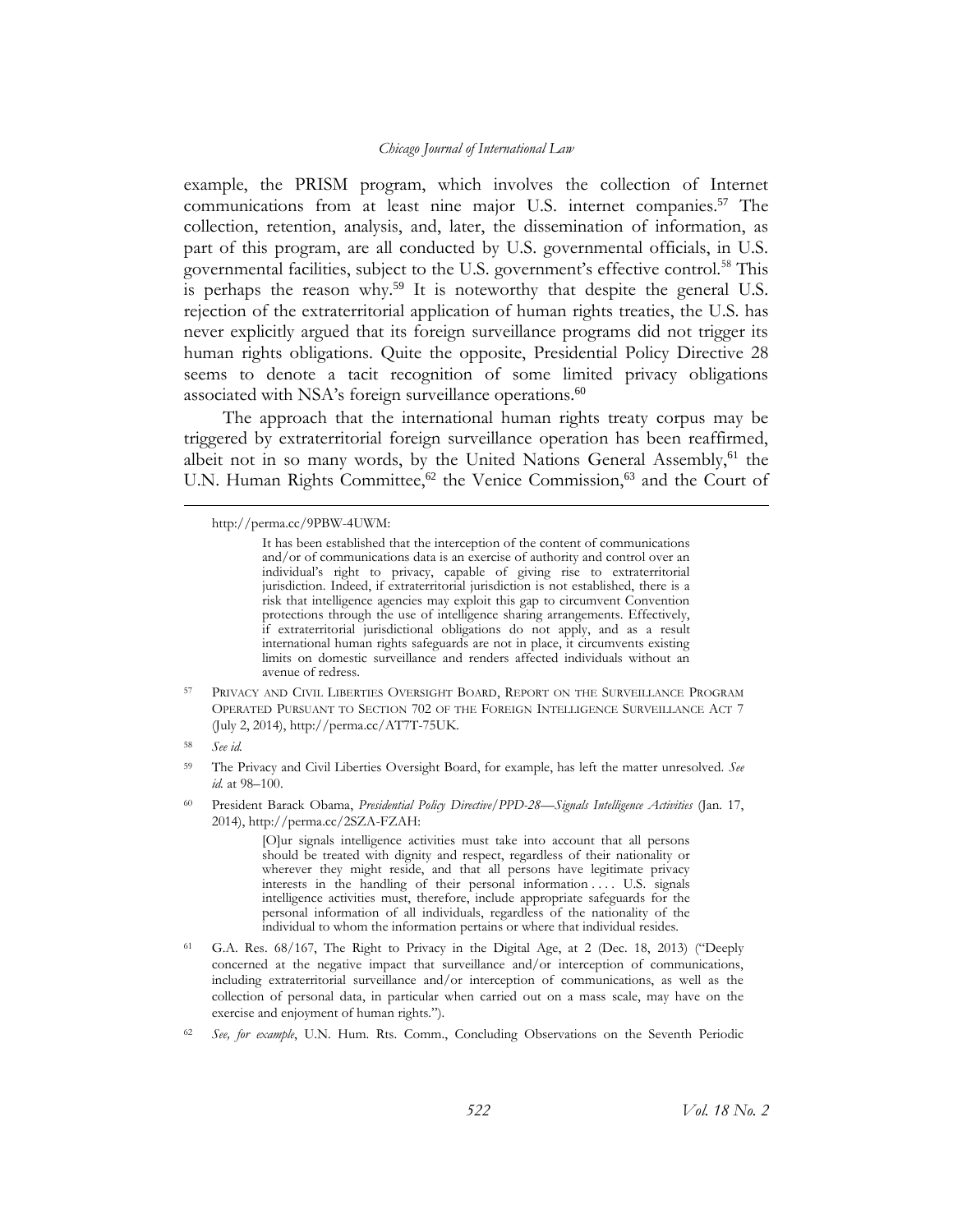example, the PRISM program, which involves the collection of Internet communications from at least nine major U.S. internet companies.[57] The collection, retention, analysis, and, later, the dissemination of information, as part of this program, are all conducted by U.S. governmental officials, in U.S. governmental facilities, subject to the U.S. government's effective control.[58] This is perhaps the reason why.[59] It is noteworthy that despite the general U.S. rejection of the extraterritorial application of human rights treaties, the U.S. has never explicitly argued that its foreign surveillance programs did not trigger its human rights obligations. Quite the opposite, Presidential Policy Directive 28 seems to denote a tacit recognition of some limited privacy obligations associated with NSA's foreign surveillance operations.[60]

The approach that the international human rights treaty corpus may be triggered by extraterritorial foreign surveillance operation has been reaffirmed, albeit not in so many words, by the United Nations General Assembly,[61] the U.N. Human Rights Committee,[62] the Venice Commission,[63] and the Court of

---

http://perma.cc/9PBW-4UWM:

> It has been established that the interception of the content of communications and/or of communications data is an exercise of authority and control over an individual's right to privacy, capable of giving rise to extraterritorial jurisdiction. Indeed, if extraterritorial jurisdiction is not established, there is a risk that intelligence agencies may exploit this gap to circumvent Convention protections through the use of intelligence sharing arrangements. Effectively, if extraterritorial jurisdictional obligations do not apply, and as a result international human rights safeguards are not in place, it circumvents existing limits on domestic surveillance and renders affected individuals without an avenue of redress.

[57] PRIVACY AND CIVIL LIBERTIES OVERSIGHT BOARD, REPORT ON THE SURVEILLANCE PROGRAM OPERATED PURSUANT TO SECTION 702 OF THE FOREIGN INTELLIGENCE SURVEILLANCE ACT 7 (July 2, 2014), http://perma.cc/AT7T-75UK.

[58] *See id.*

[59] The Privacy and Civil Liberties Oversight Board, for example, has left the matter unresolved. *See id.* at 98–100.

[60] President Barack Obama, *Presidential Policy Directive/PPD-28—Signals Intelligence Activities* (Jan. 17, 2014), http://perma.cc/2SZA-FZAH:

> [O]ur signals intelligence activities must take into account that all persons should be treated with dignity and respect, regardless of their nationality or wherever they might reside, and that all persons have legitimate privacy interests in the handling of their personal information . . . . U.S. signals intelligence activities must, therefore, include appropriate safeguards for the personal information of all individuals, regardless of the nationality of the individual to whom the information pertains or where that individual resides.

[61] G.A. Res. 68/167, The Right to Privacy in the Digital Age, at 2 (Dec. 18, 2013) ("Deeply concerned at the negative impact that surveillance and/or interception of communications, including extraterritorial surveillance and/or interception of communications, as well as the collection of personal data, in particular when carried out on a mass scale, may have on the exercise and enjoyment of human rights.").

[62] *See, for example*, U.N. Hum. Rts. Comm., Concluding Observations on the Seventh Periodic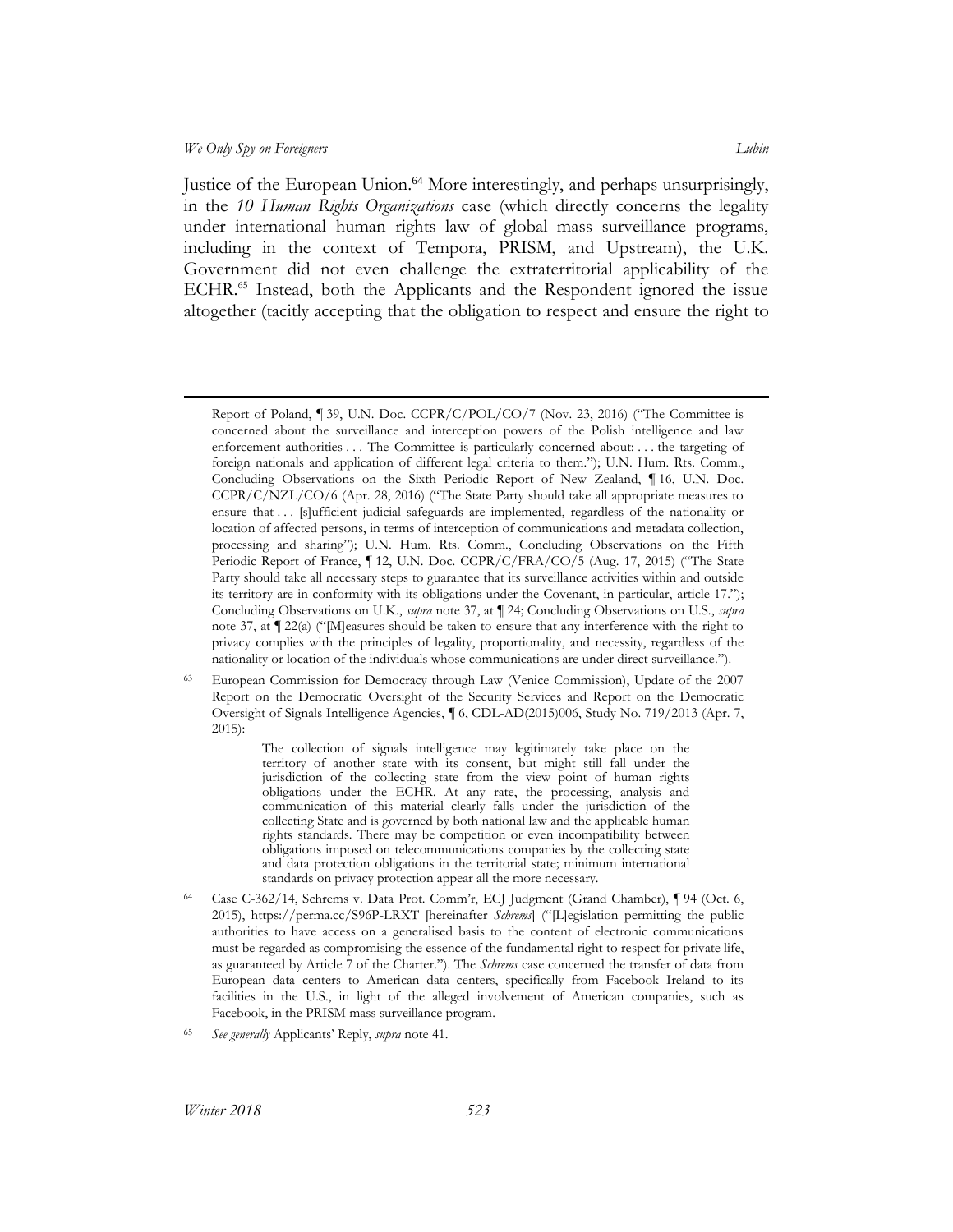Justice of the European Union.[64] More interestingly, and perhaps unsurprisingly, in the *10 Human Rights Organizations* case (which directly concerns the legality under international human rights law of global mass surveillance programs, including in the context of Tempora, PRISM, and Upstream), the U.K. Government did not even challenge the extraterritorial applicability of the ECHR.[65] Instead, both the Applicants and the Respondent ignored the issue altogether (tacitly accepting that the obligation to respect and ensure the right to

---

Report of Poland, ¶ 39, U.N. Doc. CCPR/C/POL/CO/7 (Nov. 23, 2016) ("The Committee is concerned about the surveillance and interception powers of the Polish intelligence and law enforcement authorities . . . The Committee is particularly concerned about: . . . the targeting of foreign nationals and application of different legal criteria to them."); U.N. Hum. Rts. Comm., Concluding Observations on the Sixth Periodic Report of New Zealand, ¶ 16, U.N. Doc. CCPR/C/NZL/CO/6 (Apr. 28, 2016) ("The State Party should take all appropriate measures to ensure that . . . [s]ufficient judicial safeguards are implemented, regardless of the nationality or location of affected persons, in terms of interception of communications and metadata collection, processing and sharing"); U.N. Hum. Rts. Comm., Concluding Observations on the Fifth Periodic Report of France, ¶ 12, U.N. Doc. CCPR/C/FRA/CO/5 (Aug. 17, 2015) ("The State Party should take all necessary steps to guarantee that its surveillance activities within and outside its territory are in conformity with its obligations under the Covenant, in particular, article 17."); Concluding Observations on U.K., *supra* note 37, at ¶ 24; Concluding Observations on U.S., *supra* note 37, at ¶ 22(a) ("[M]easures should be taken to ensure that any interference with the right to privacy complies with the principles of legality, proportionality, and necessity, regardless of the nationality or location of the individuals whose communications are under direct surveillance.").

[63] European Commission for Democracy through Law (Venice Commission), Update of the 2007 Report on the Democratic Oversight of the Security Services and Report on the Democratic Oversight of Signals Intelligence Agencies, ¶ 6, CDL-AD(2015)006, Study No. 719/2013 (Apr. 7, 2015):

> The collection of signals intelligence may legitimately take place on the territory of another state with its consent, but might still fall under the jurisdiction of the collecting state from the view point of human rights obligations under the ECHR. At any rate, the processing, analysis and communication of this material clearly falls under the jurisdiction of the collecting State and is governed by both national law and the applicable human rights standards. There may be competition or even incompatibility between obligations imposed on telecommunications companies by the collecting state and data protection obligations in the territorial state; minimum international standards on privacy protection appear all the more necessary.

[64] Case C-362/14, Schrems v. Data Prot. Comm'r, ECJ Judgment (Grand Chamber), ¶ 94 (Oct. 6, 2015), https://perma.cc/S96P-LRXT [hereinafter *Schrems*] ("[L]egislation permitting the public authorities to have access on a generalised basis to the content of electronic communications must be regarded as compromising the essence of the fundamental right to respect for private life, as guaranteed by Article 7 of the Charter."). The *Schrems* case concerned the transfer of data from European data centers to American data centers, specifically from Facebook Ireland to its facilities in the U.S., in light of the alleged involvement of American companies, such as Facebook, in the PRISM mass surveillance program.

[65] *See generally* Applicants' Reply, *supra* note 41.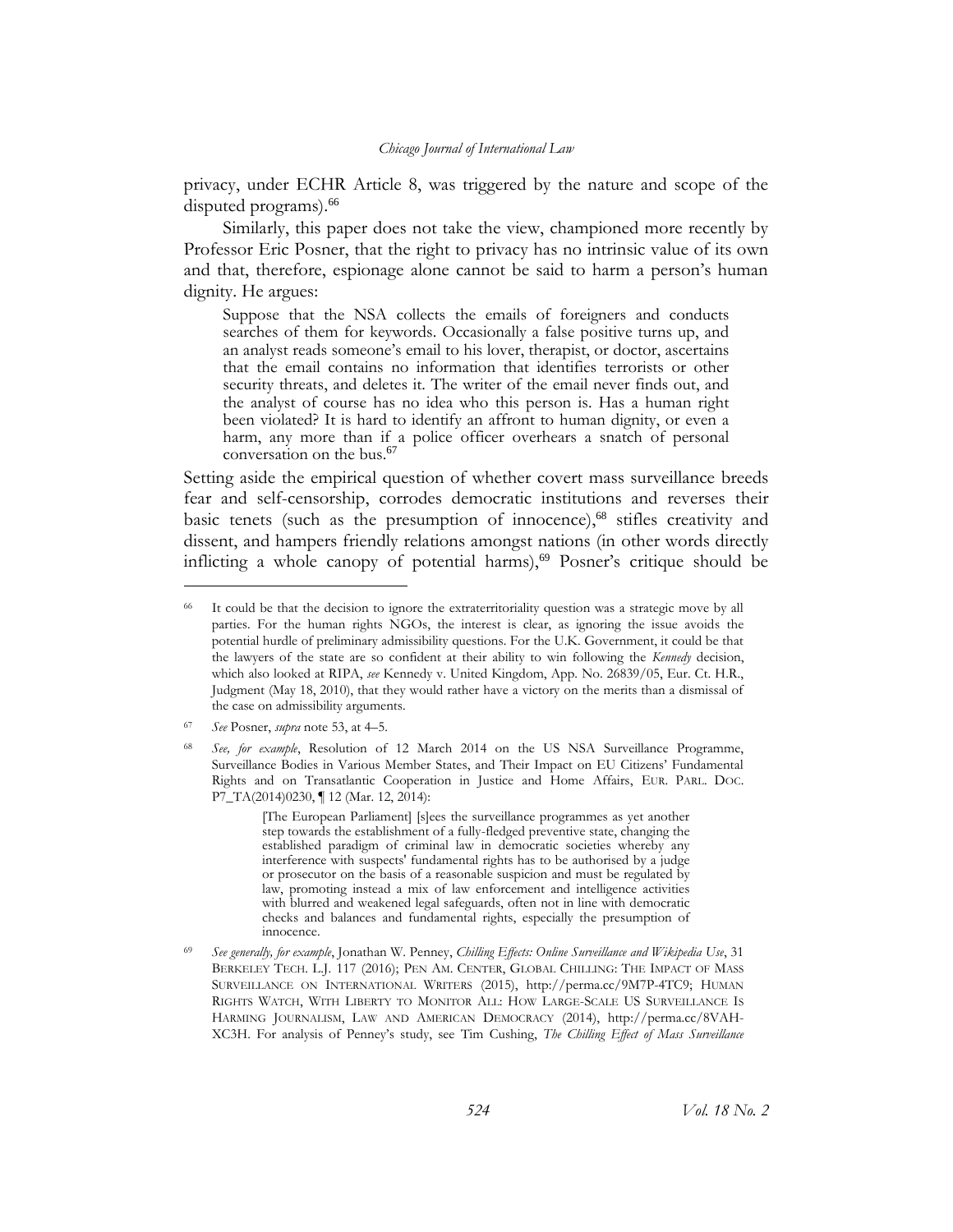privacy, under ECHR Article 8, was triggered by the nature and scope of the disputed programs).[66]

Similarly, this paper does not take the view, championed more recently by Professor Eric Posner, that the right to privacy has no intrinsic value of its own and that, therefore, espionage alone cannot be said to harm a person's human dignity. He argues:

> Suppose that the NSA collects the emails of foreigners and conducts searches of them for keywords. Occasionally a false positive turns up, and an analyst reads someone's email to his lover, therapist, or doctor, ascertains that the email contains no information that identifies terrorists or other security threats, and deletes it. The writer of the email never finds out, and the analyst of course has no idea who this person is. Has a human right been violated? It is hard to identify an affront to human dignity, or even a harm, any more than if a police officer overhears a snatch of personal conversation on the bus.[67]

Setting aside the empirical question of whether covert mass surveillance breeds fear and self-censorship, corrodes democratic institutions and reverses their basic tenets (such as the presumption of innocence),[68] stifles creativity and dissent, and hampers friendly relations amongst nations (in other words directly inflicting a whole canopy of potential harms),[69] Posner's critique should be

---

[66] It could be that the decision to ignore the extraterritoriality question was a strategic move by all parties. For the human rights NGOs, the interest is clear, as ignoring the issue avoids the potential hurdle of preliminary admissibility questions. For the U.K. Government, it could be that the lawyers of the state are so confident at their ability to win following the *Kennedy* decision, which also looked at RIPA, *see* Kennedy v. United Kingdom, App. No. 26839/05, Eur. Ct. H.R., Judgment (May 18, 2010), that they would rather have a victory on the merits than a dismissal of the case on admissibility arguments.

[67] *See* Posner, *supra* note 53, at 4–5.

[68] *See, for example*, Resolution of 12 March 2014 on the US NSA Surveillance Programme, Surveillance Bodies in Various Member States, and Their Impact on EU Citizens' Fundamental Rights and on Transatlantic Cooperation in Justice and Home Affairs, EUR. PARL. DOC. P7_TA(2014)0230, ¶ 12 (Mar. 12, 2014):

> [The European Parliament] [s]ees the surveillance programmes as yet another step towards the establishment of a fully-fledged preventive state, changing the established paradigm of criminal law in democratic societies whereby any interference with suspects' fundamental rights has to be authorised by a judge or prosecutor on the basis of a reasonable suspicion and must be regulated by law, promoting instead a mix of law enforcement and intelligence activities with blurred and weakened legal safeguards, often not in line with democratic checks and balances and fundamental rights, especially the presumption of innocence.

[69] *See generally, for example*, Jonathan W. Penney, *Chilling Effects: Online Surveillance and Wikipedia Use*, 31 BERKELEY TECH. L.J. 117 (2016); PEN AM. CENTER, GLOBAL CHILLING: THE IMPACT OF MASS SURVEILLANCE ON INTERNATIONAL WRITERS (2015), http://perma.cc/9M7P-4TC9; HUMAN RIGHTS WATCH, WITH LIBERTY TO MONITOR ALL: HOW LARGE-SCALE US SURVEILLANCE IS HARMING JOURNALISM, LAW AND AMERICAN DEMOCRACY (2014), http://perma.cc/8VAH-XC3H. For analysis of Penney's study, see Tim Cushing, *The Chilling Effect of Mass Surveillance*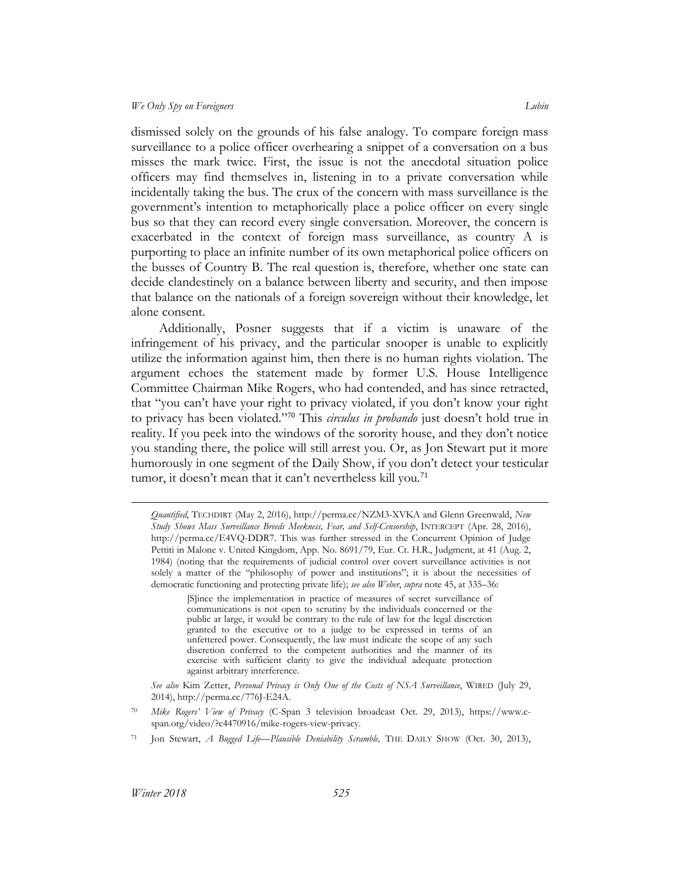dismissed solely on the grounds of his false analogy. To compare foreign mass surveillance to a police officer overhearing a snippet of a conversation on a bus misses the mark twice. First, the issue is not the anecdotal situation police officers may find themselves in, listening in to a private conversation while incidentally taking the bus. The crux of the concern with mass surveillance is the government's intention to metaphorically place a police officer on every single bus so that they can record every single conversation. Moreover, the concern is exacerbated in the context of foreign mass surveillance, as country A is purporting to place an infinite number of its own metaphorical police officers on the busses of Country B. The real question is, therefore, whether one state can decide clandestinely on a balance between liberty and security, and then impose that balance on the nationals of a foreign sovereign without their knowledge, let alone consent.

Additionally, Posner suggests that if a victim is unaware of the infringement of his privacy, and the particular snooper is unable to explicitly utilize the information against him, then there is no human rights violation. The argument echoes the statement made by former U.S. House Intelligence Committee Chairman Mike Rogers, who had contended, and has since retracted, that "you can't have your right to privacy violated, if you don't know your right to privacy has been violated."[70] This *circulus in probando* just doesn't hold true in reality. If you peek into the windows of the sorority house, and they don't notice you standing there, the police will still arrest you. Or, as Jon Stewart put it more humorously in one segment of the Daily Show, if you don't detect your testicular tumor, it doesn't mean that it can't nevertheless kill you.[71]

---

*Quantified*, TECHDIRT (May 2, 2016), http://perma.cc/NZM3-XVKA and Glenn Greenwald, *New Study Shows Mass Surveillance Breeds Meekness, Fear, and Self-Censorship*, INTERCEPT (Apr. 28, 2016), http://perma.cc/E4VQ-DDR7. This was further stressed in the Concurrent Opinion of Judge Pettiti in Malone v. United Kingdom, App. No. 8691/79, Eur. Ct. H.R., Judgment, at 41 (Aug. 2, 1984) (noting that the requirements of judicial control over covert surveillance activities is not solely a matter of the "philosophy of power and institutions"; it is about the necessities of democratic functioning and protecting private life); *see also Weber*, *supra* note 45, at 335–36:

> [S]ince the implementation in practice of measures of secret surveillance of communications is not open to scrutiny by the individuals concerned or the public at large, it would be contrary to the rule of law for the legal discretion granted to the executive or to a judge to be expressed in terms of an unfettered power. Consequently, the law must indicate the scope of any such discretion conferred to the competent authorities and the manner of its exercise with sufficient clarity to give the individual adequate protection against arbitrary interference.

*See also* Kim Zetter, *Personal Privacy is Only One of the Costs of NSA Surveillance*, WIRED (July 29, 2014), http://perma.cc/776J-E24A.

[70] *Mike Rogers' View of Privacy* (C-Span 3 television broadcast Oct. 29, 2013), https://www.c-span.org/video/?c4470916/mike-rogers-view-privacy.

[71] Jon Stewart, *A Bugged Life—Plausible Deniability Scramble,* THE DAILY SHOW (Oct. 30, 2013),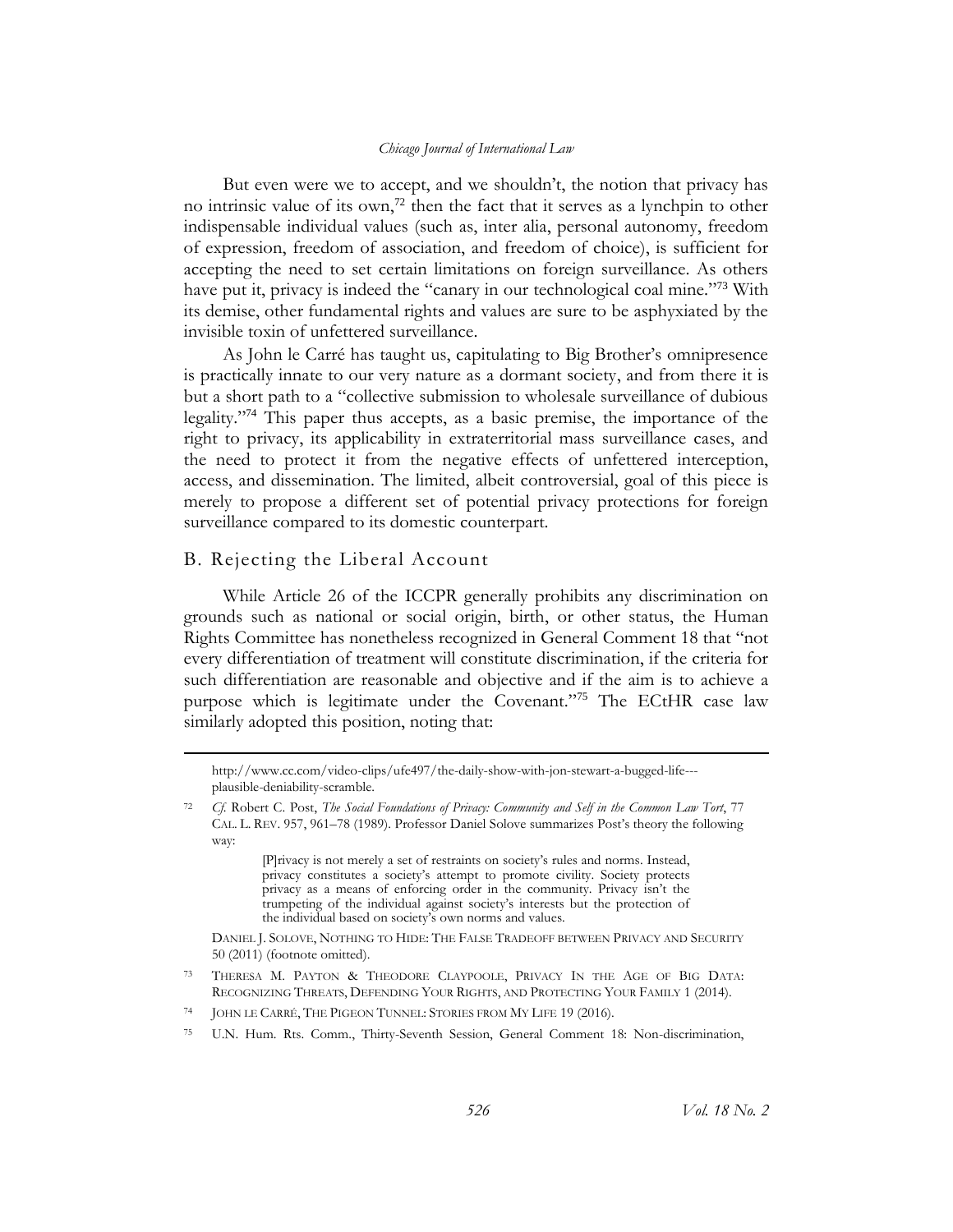But even were we to accept, and we shouldn't, the notion that privacy has no intrinsic value of its own,[72] then the fact that it serves as a lynchpin to other indispensable individual values (such as, inter alia, personal autonomy, freedom of expression, freedom of association, and freedom of choice), is sufficient for accepting the need to set certain limitations on foreign surveillance. As others have put it, privacy is indeed the "canary in our technological coal mine."[73] With its demise, other fundamental rights and values are sure to be asphyxiated by the invisible toxin of unfettered surveillance.

As John le Carré has taught us, capitulating to Big Brother's omnipresence is practically innate to our very nature as a dormant society, and from there it is but a short path to a "collective submission to wholesale surveillance of dubious legality."[74] This paper thus accepts, as a basic premise, the importance of the right to privacy, its applicability in extraterritorial mass surveillance cases, and the need to protect it from the negative effects of unfettered interception, access, and dissemination. The limited, albeit controversial, goal of this piece is merely to propose a different set of potential privacy protections for foreign surveillance compared to its domestic counterpart.

## B. Rejecting the Liberal Account

While Article 26 of the ICCPR generally prohibits any discrimination on grounds such as national or social origin, birth, or other status, the Human Rights Committee has nonetheless recognized in General Comment 18 that "not every differentiation of treatment will constitute discrimination, if the criteria for such differentiation are reasonable and objective and if the aim is to achieve a purpose which is legitimate under the Covenant."[75] The ECtHR case law similarly adopted this position, noting that:

---

http://www.cc.com/video-clips/ufe497/the-daily-show-with-jon-stewart-a-bugged-life---plausible-deniability-scramble.

[72] *Cf.* Robert C. Post, *The Social Foundations of Privacy: Community and Self in the Common Law Tort*, 77 CAL. L. REV. 957, 961–78 (1989). Professor Daniel Solove summarizes Post's theory the following way:

> [P]rivacy is not merely a set of restraints on society's rules and norms. Instead, privacy constitutes a society's attempt to promote civility. Society protects privacy as a means of enforcing order in the community. Privacy isn't the trumpeting of the individual against society's interests but the protection of the individual based on society's own norms and values.

DANIEL J. SOLOVE, NOTHING TO HIDE: THE FALSE TRADEOFF BETWEEN PRIVACY AND SECURITY 50 (2011) (footnote omitted).

[73] THERESA M. PAYTON & THEODORE CLAYPOOLE, PRIVACY IN THE AGE OF BIG DATA: RECOGNIZING THREATS, DEFENDING YOUR RIGHTS, AND PROTECTING YOUR FAMILY 1 (2014).

[74] JOHN LE CARRÉ, THE PIGEON TUNNEL: STORIES FROM MY LIFE 19 (2016).

[75] U.N. Hum. Rts. Comm., Thirty-Seventh Session, General Comment 18: Non-discrimination,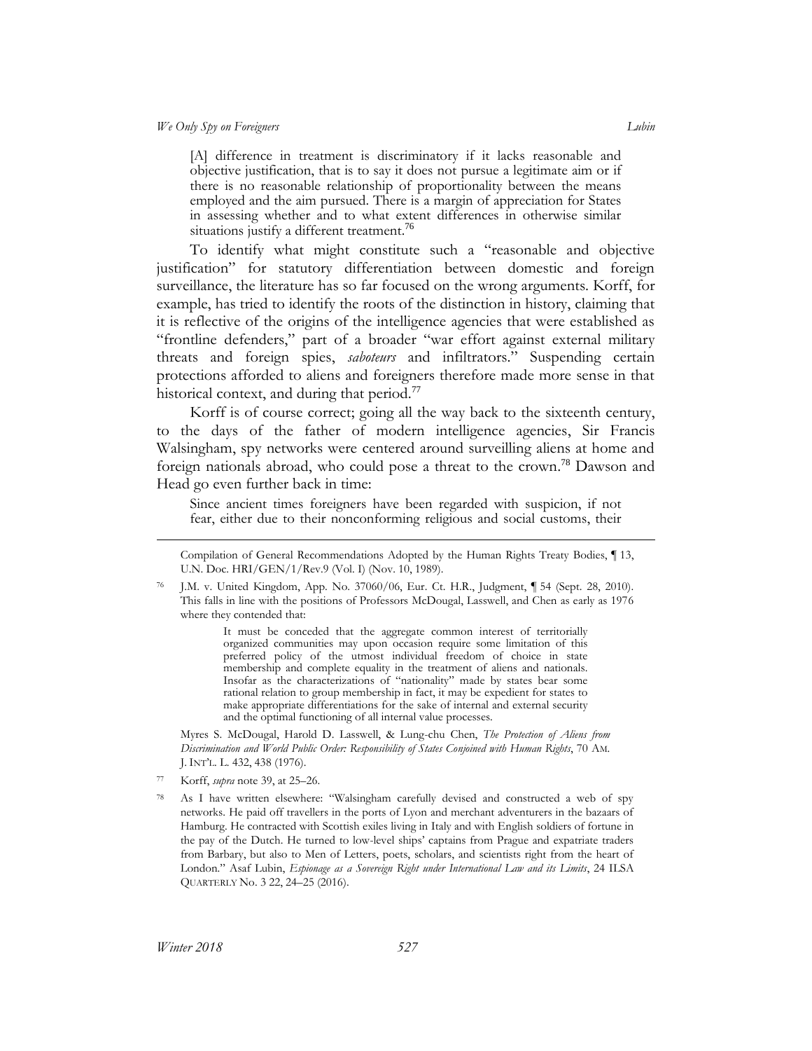> [A] difference in treatment is discriminatory if it lacks reasonable and objective justification, that is to say it does not pursue a legitimate aim or if there is no reasonable relationship of proportionality between the means employed and the aim pursued. There is a margin of appreciation for States in assessing whether and to what extent differences in otherwise similar situations justify a different treatment.[76]

To identify what might constitute such a "reasonable and objective justification" for statutory differentiation between domestic and foreign surveillance, the literature has so far focused on the wrong arguments. Korff, for example, has tried to identify the roots of the distinction in history, claiming that it is reflective of the origins of the intelligence agencies that were established as "frontline defenders," part of a broader "war effort against external military threats and foreign spies, *saboteurs* and infiltrators." Suspending certain protections afforded to aliens and foreigners therefore made more sense in that historical context, and during that period.[77]

Korff is of course correct; going all the way back to the sixteenth century, to the days of the father of modern intelligence agencies, Sir Francis Walsingham, spy networks were centered around surveilling aliens at home and foreign nationals abroad, who could pose a threat to the crown.[78] Dawson and Head go even further back in time:

> Since ancient times foreigners have been regarded with suspicion, if not fear, either due to their nonconforming religious and social customs, their

---

Compilation of General Recommendations Adopted by the Human Rights Treaty Bodies, ¶ 13, U.N. Doc. HRI/GEN/1/Rev.9 (Vol. I) (Nov. 10, 1989).

[76] J.M. v. United Kingdom, App. No. 37060/06, Eur. Ct. H.R., Judgment, ¶ 54 (Sept. 28, 2010). This falls in line with the positions of Professors McDougal, Lasswell, and Chen as early as 1976 where they contended that:

> It must be conceded that the aggregate common interest of territorially organized communities may upon occasion require some limitation of this preferred policy of the utmost individual freedom of choice in state membership and complete equality in the treatment of aliens and nationals. Insofar as the characterizations of "nationality" made by states bear some rational relation to group membership in fact, it may be expedient for states to make appropriate differentiations for the sake of internal and external security and the optimal functioning of all internal value processes.

Myres S. McDougal, Harold D. Lasswell, & Lung-chu Chen, *The Protection of Aliens from Discrimination and World Public Order: Responsibility of States Conjoined with Human Rights*, 70 AM. J. INT'L. L. 432, 438 (1976).

[77] Korff, *supra* note 39, at 25–26.

[78] As I have written elsewhere: "Walsingham carefully devised and constructed a web of spy networks. He paid off travellers in the ports of Lyon and merchant adventurers in the bazaars of Hamburg. He contracted with Scottish exiles living in Italy and with English soldiers of fortune in the pay of the Dutch. He turned to low-level ships' captains from Prague and expatriate traders from Barbary, but also to Men of Letters, poets, scholars, and scientists right from the heart of London." Asaf Lubin, *Espionage as a Sovereign Right under International Law and its Limits*, 24 ILSA QUARTERLY No. 3 22, 24–25 (2016).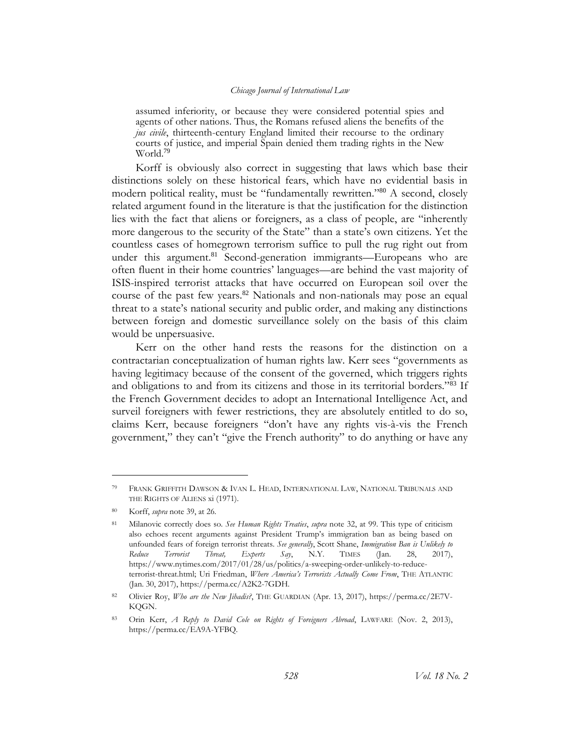> assumed inferiority, or because they were considered potential spies and agents of other nations. Thus, the Romans refused aliens the benefits of the *jus civile*, thirteenth-century England limited their recourse to the ordinary courts of justice, and imperial Spain denied them trading rights in the New World.[79]

Korff is obviously also correct in suggesting that laws which base their distinctions solely on these historical fears, which have no evidential basis in modern political reality, must be "fundamentally rewritten."[80] A second, closely related argument found in the literature is that the justification for the distinction lies with the fact that aliens or foreigners, as a class of people, are "inherently more dangerous to the security of the State" than a state's own citizens. Yet the countless cases of homegrown terrorism suffice to pull the rug right out from under this argument.[81] Second-generation immigrants—Europeans who are often fluent in their home countries' languages—are behind the vast majority of ISIS-inspired terrorist attacks that have occurred on European soil over the course of the past few years.[82] Nationals and non-nationals may pose an equal threat to a state's national security and public order, and making any distinctions between foreign and domestic surveillance solely on the basis of this claim would be unpersuasive.

Kerr on the other hand rests the reasons for the distinction on a contractarian conceptualization of human rights law. Kerr sees "governments as having legitimacy because of the consent of the governed, which triggers rights and obligations to and from its citizens and those in its territorial borders."[83] If the French Government decides to adopt an International Intelligence Act, and surveil foreigners with fewer restrictions, they are absolutely entitled to do so, claims Kerr, because foreigners "don't have any rights vis-à-vis the French government," they can't "give the French authority" to do anything or have any

---

79 FRANK GRIFFITH DAWSON & IVAN L. HEAD, INTERNATIONAL LAW, NATIONAL TRIBUNALS AND THE RIGHTS OF ALIENS xi (1971).

80 Korff, *supra* note 39, at 26.

81 Milanovic correctly does so. *See Human Rights Treaties*, *supra* note 32, at 99. This type of criticism also echoes recent arguments against President Trump's immigration ban as being based on unfounded fears of foreign terrorist threats. *See generally*, Scott Shane, *Immigration Ban is Unlikely to Reduce Terrorist Threat, Experts Say*, N.Y. TIMES (Jan. 28, 2017), https://www.nytimes.com/2017/01/28/us/politics/a-sweeping-order-unlikely-to-reduce-terrorist-threat.html; Uri Friedman, *Where America's Terrorists Actually Come From*, THE ATLANTIC (Jan. 30, 2017), https://perma.cc/A2K2-7GDH.

82 Olivier Roy, *Who are the New Jihadis?*, THE GUARDIAN (Apr. 13, 2017), https://perma.cc/2E7V-KQGN.

83 Orin Kerr, *A Reply to David Cole on Rights of Foreigners Abroad*, LAWFARE (Nov. 2, 2013), https://perma.cc/EA9A-YFBQ.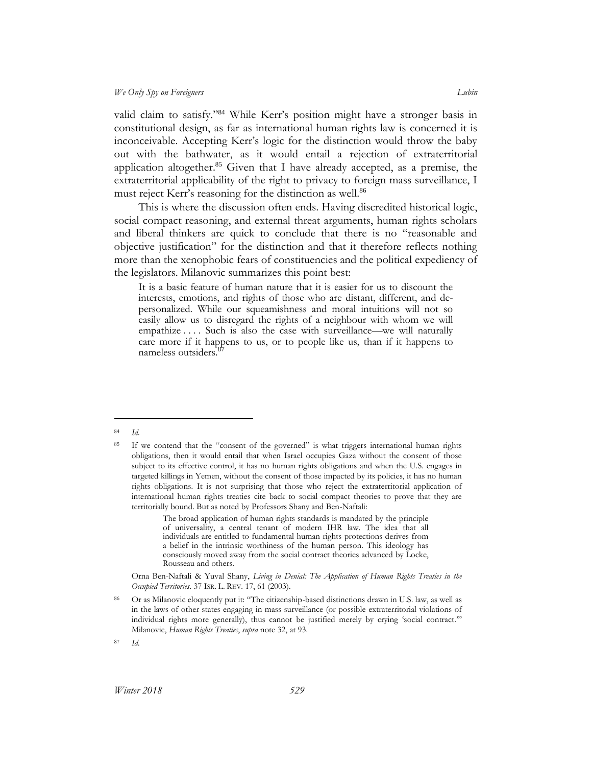valid claim to satisfy."[84] While Kerr's position might have a stronger basis in constitutional design, as far as international human rights law is concerned it is inconceivable. Accepting Kerr's logic for the distinction would throw the baby out with the bathwater, as it would entail a rejection of extraterritorial application altogether.[85] Given that I have already accepted, as a premise, the extraterritorial applicability of the right to privacy to foreign mass surveillance, I must reject Kerr's reasoning for the distinction as well.[86]

This is where the discussion often ends. Having discredited historical logic, social compact reasoning, and external threat arguments, human rights scholars and liberal thinkers are quick to conclude that there is no "reasonable and objective justification" for the distinction and that it therefore reflects nothing more than the xenophobic fears of constituencies and the political expediency of the legislators. Milanovic summarizes this point best:

> It is a basic feature of human nature that it is easier for us to discount the interests, emotions, and rights of those who are distant, different, and de-personalized. While our squeamishness and moral intuitions will not so easily allow us to disregard the rights of a neighbour with whom we will empathize . . . . Such is also the case with surveillance—we will naturally care more if it happens to us, or to people like us, than if it happens to nameless outsiders.[87]

---

[84] *Id.*

[85] If we contend that the "consent of the governed" is what triggers international human rights obligations, then it would entail that when Israel occupies Gaza without the consent of those subject to its effective control, it has no human rights obligations and when the U.S. engages in targeted killings in Yemen, without the consent of those impacted by its policies, it has no human rights obligations. It is not surprising that those who reject the extraterritorial application of international human rights treaties cite back to social compact theories to prove that they are territorially bound. But as noted by Professors Shany and Ben-Naftali:

> The broad application of human rights standards is mandated by the principle of universality, a central tenant of modern IHR law. The idea that all individuals are entitled to fundamental human rights protections derives from a belief in the intrinsic worthiness of the human person. This ideology has consciously moved away from the social contract theories advanced by Locke, Rousseau and others.

Orna Ben-Naftali & Yuval Shany, *Living in Denial: The Application of Human Rights Treaties in the Occupied Territories*. 37 ISR. L. REV. 17, 61 (2003).

[86] Or as Milanovic eloquently put it: "The citizenship-based distinctions drawn in U.S. law, as well as in the laws of other states engaging in mass surveillance (or possible extraterritorial violations of individual rights more generally), thus cannot be justified merely by crying 'social contract.'" Milanovic, *Human Rights Treaties*, *supra* note 32, at 93.

[87] *Id.*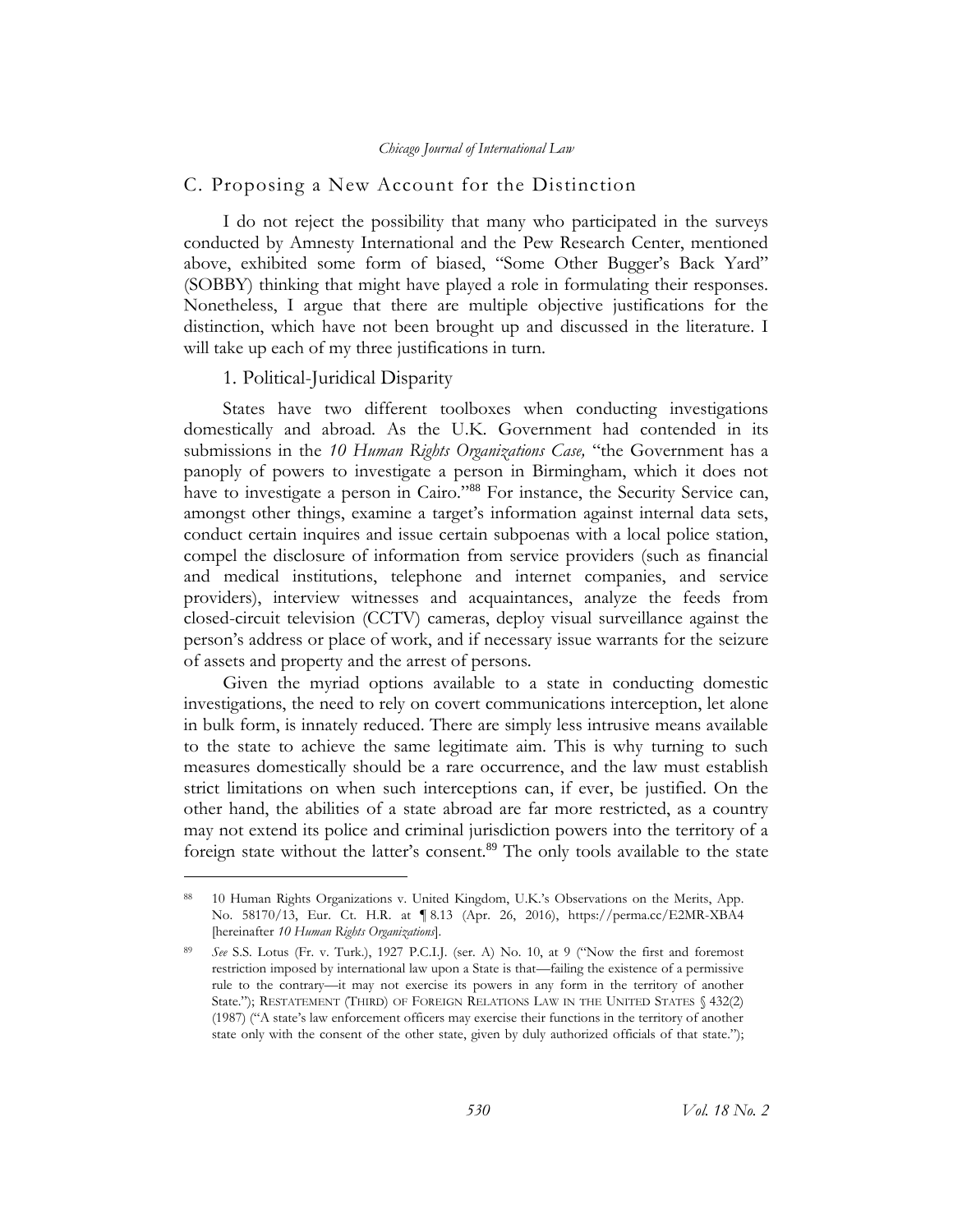## C. Proposing a New Account for the Distinction

I do not reject the possibility that many who participated in the surveys conducted by Amnesty International and the Pew Research Center, mentioned above, exhibited some form of biased, "Some Other Bugger's Back Yard" (SOBBY) thinking that might have played a role in formulating their responses. Nonetheless, I argue that there are multiple objective justifications for the distinction, which have not been brought up and discussed in the literature. I will take up each of my three justifications in turn.

### 1. Political-Juridical Disparity

States have two different toolboxes when conducting investigations domestically and abroad. As the U.K. Government had contended in its submissions in the *10 Human Rights Organizations Case,* "the Government has a panoply of powers to investigate a person in Birmingham, which it does not have to investigate a person in Cairo."[88] For instance, the Security Service can, amongst other things, examine a target's information against internal data sets, conduct certain inquires and issue certain subpoenas with a local police station, compel the disclosure of information from service providers (such as financial and medical institutions, telephone and internet companies, and service providers), interview witnesses and acquaintances, analyze the feeds from closed-circuit television (CCTV) cameras, deploy visual surveillance against the person's address or place of work, and if necessary issue warrants for the seizure of assets and property and the arrest of persons.

Given the myriad options available to a state in conducting domestic investigations, the need to rely on covert communications interception, let alone in bulk form, is innately reduced. There are simply less intrusive means available to the state to achieve the same legitimate aim. This is why turning to such measures domestically should be a rare occurrence, and the law must establish strict limitations on when such interceptions can, if ever, be justified. On the other hand, the abilities of a state abroad are far more restricted, as a country may not extend its police and criminal jurisdiction powers into the territory of a foreign state without the latter's consent.[89] The only tools available to the state

---

[88] 10 Human Rights Organizations v. United Kingdom, U.K.'s Observations on the Merits, App. No. 58170/13, Eur. Ct. H.R. at ¶ 8.13 (Apr. 26, 2016), https://perma.cc/E2MR-XBA4 [hereinafter *10 Human Rights Organizations*].

[89] *See* S.S. Lotus (Fr. v. Turk.), 1927 P.C.I.J. (ser. A) No. 10, at 9 ("Now the first and foremost restriction imposed by international law upon a State is that—failing the existence of a permissive rule to the contrary—it may not exercise its powers in any form in the territory of another State."); RESTATEMENT (THIRD) OF FOREIGN RELATIONS LAW IN THE UNITED STATES § 432(2) (1987) ("A state's law enforcement officers may exercise their functions in the territory of another state only with the consent of the other state, given by duly authorized officials of that state.");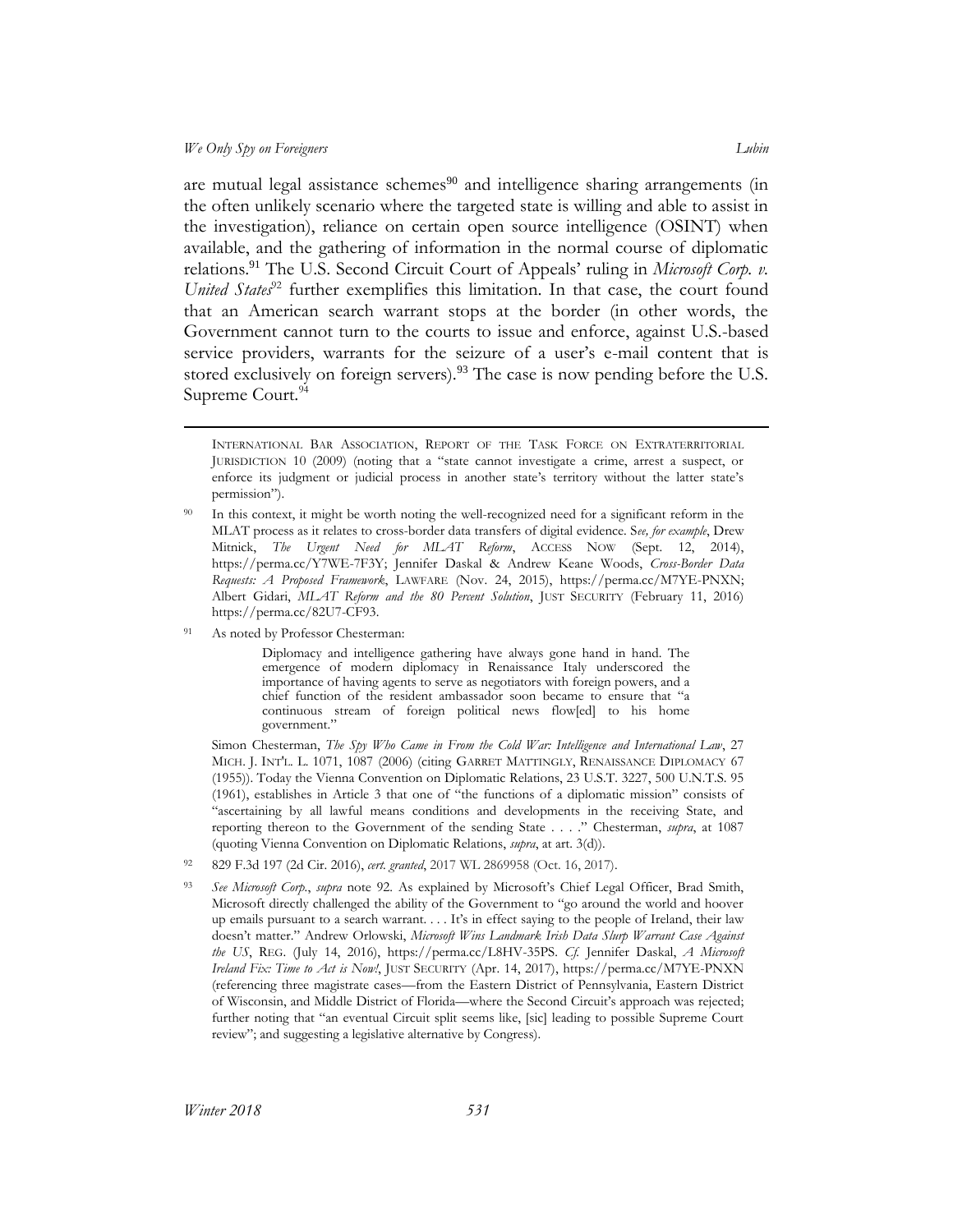are mutual legal assistance schemes[90] and intelligence sharing arrangements (in the often unlikely scenario where the targeted state is willing and able to assist in the investigation), reliance on certain open source intelligence (OSINT) when available, and the gathering of information in the normal course of diplomatic relations.[91] The U.S. Second Circuit Court of Appeals' ruling in *Microsoft Corp. v. United States*[92] further exemplifies this limitation. In that case, the court found that an American search warrant stops at the border (in other words, the Government cannot turn to the courts to issue and enforce, against U.S.-based service providers, warrants for the seizure of a user's e-mail content that is stored exclusively on foreign servers).[93] The case is now pending before the U.S. Supreme Court.[94]

---

INTERNATIONAL BAR ASSOCIATION, REPORT OF THE TASK FORCE ON EXTRATERRITORIAL JURISDICTION 10 (2009) (noting that a "state cannot investigate a crime, arrest a suspect, or enforce its judgment or judicial process in another state's territory without the latter state's permission").

[90] In this context, it might be worth noting the well-recognized need for a significant reform in the MLAT process as it relates to cross-border data transfers of digital evidence. S*ee, for example*, Drew Mitnick, *The Urgent Need for MLAT Reform*, ACCESS NOW (Sept. 12, 2014), https://perma.cc/Y7WE-7F3Y; Jennifer Daskal & Andrew Keane Woods, *Cross-Border Data Requests: A Proposed Framework*, LAWFARE (Nov. 24, 2015), https://perma.cc/M7YE-PNXN; Albert Gidari, *MLAT Reform and the 80 Percent Solution*, JUST SECURITY (February 11, 2016) https://perma.cc/82U7-CF93.

[91] As noted by Professor Chesterman:

> Diplomacy and intelligence gathering have always gone hand in hand. The emergence of modern diplomacy in Renaissance Italy underscored the importance of having agents to serve as negotiators with foreign powers, and a chief function of the resident ambassador soon became to ensure that "a continuous stream of foreign political news flow[ed] to his home government."

Simon Chesterman, *The Spy Who Came in From the Cold War: Intelligence and International Law*, 27 MICH. J. INT'L. L. 1071, 1087 (2006) (citing GARRET MATTINGLY, RENAISSANCE DIPLOMACY 67 (1955)). Today the Vienna Convention on Diplomatic Relations, 23 U.S.T. 3227, 500 U.N.T.S. 95 (1961), establishes in Article 3 that one of "the functions of a diplomatic mission" consists of "ascertaining by all lawful means conditions and developments in the receiving State, and reporting thereon to the Government of the sending State . . . ." Chesterman, *supra*, at 1087 (quoting Vienna Convention on Diplomatic Relations, *supra*, at art. 3(d)).

[92] 829 F.3d 197 (2d Cir. 2016), *cert. granted*, 2017 WL 2869958 (Oct. 16, 2017).

[93] *See Microsoft Corp.*, *supra* note 92. As explained by Microsoft's Chief Legal Officer, Brad Smith, Microsoft directly challenged the ability of the Government to "go around the world and hoover up emails pursuant to a search warrant. . . . It's in effect saying to the people of Ireland, their law doesn't matter." Andrew Orlowski, *Microsoft Wins Landmark Irish Data Slurp Warrant Case Against the US*, REG. (July 14, 2016), https://perma.cc/L8HV-35PS. *Cf.* Jennifer Daskal, *A Microsoft Ireland Fix: Time to Act is Now!*, JUST SECURITY (Apr. 14, 2017), https://perma.cc/M7YE-PNXN (referencing three magistrate cases—from the Eastern District of Pennsylvania, Eastern District of Wisconsin, and Middle District of Florida—where the Second Circuit's approach was rejected; further noting that "an eventual Circuit split seems like, [sic] leading to possible Supreme Court review"; and suggesting a legislative alternative by Congress).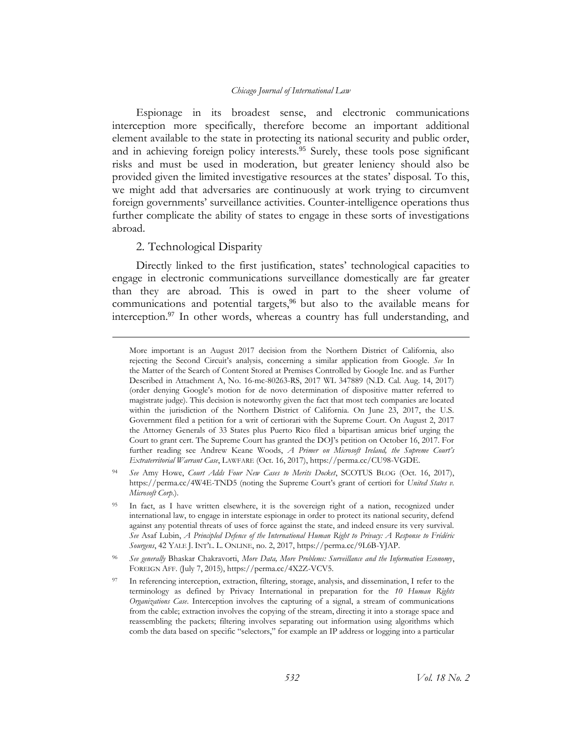Espionage in its broadest sense, and electronic communications interception more specifically, therefore become an important additional element available to the state in protecting its national security and public order, and in achieving foreign policy interests.[95] Surely, these tools pose significant risks and must be used in moderation, but greater leniency should also be provided given the limited investigative resources at the states' disposal. To this, we might add that adversaries are continuously at work trying to circumvent foreign governments' surveillance activities. Counter-intelligence operations thus further complicate the ability of states to engage in these sorts of investigations abroad.

### 2. Technological Disparity

Directly linked to the first justification, states' technological capacities to engage in electronic communications surveillance domestically are far greater than they are abroad. This is owed in part to the sheer volume of communications and potential targets,[96] but also to the available means for interception.[97] In other words, whereas a country has full understanding, and

---

More important is an August 2017 decision from the Northern District of California, also rejecting the Second Circuit's analysis, concerning a similar application from Google. *See* In the Matter of the Search of Content Stored at Premises Controlled by Google Inc. and as Further Described in Attachment A, No. 16-mc-80263-RS, 2017 WL 347889 (N.D. Cal. Aug. 14, 2017) (order denying Google's motion for de novo determination of dispositive matter referred to magistrate judge). This decision is noteworthy given the fact that most tech companies are located within the jurisdiction of the Northern District of California. On June 23, 2017, the U.S. Government filed a petition for a writ of certiorari with the Supreme Court. On August 2, 2017 the Attorney Generals of 33 States plus Puerto Rico filed a bipartisan amicus brief urging the Court to grant cert. The Supreme Court has granted the DOJ's petition on October 16, 2017. For further reading see Andrew Keane Woods, *A Primer on Microsoft Ireland, the Supreme Court's Extraterritorial Warrant Case*, LAWFARE (Oct. 16, 2017), https://perma.cc/CU98-VGDE.

[94] *See* Amy Howe, *Court Adds Four New Cases to Merits Docket*, SCOTUS BLOG (Oct. 16, 2017), https://perma.cc/4W4E-TND5 (noting the Supreme Court's grant of certiori for *United States v. Microsoft Corp.*).

[95] In fact, as I have written elsewhere, it is the sovereign right of a nation, recognized under international law, to engage in interstate espionage in order to protect its national security, defend against any potential threats of uses of force against the state, and indeed ensure its very survival. *See* Asaf Lubin, *A Principled Defence of the International Human Right to Privacy: A Response to Frédéric Sourgens*, 42 YALE J. INT'L. L. ONLINE, no. 2, 2017, https://perma.cc/9L6B-YJAP.

[96] *See generally* Bhaskar Chakravorti, *More Data, More Problems: Surveillance and the Information Economy*, FOREIGN AFF. (July 7, 2015), https://perma.cc/4X2Z-VCV5.

[97] In referencing interception, extraction, filtering, storage, analysis, and dissemination, I refer to the terminology as defined by Privacy International in preparation for the *10 Human Rights Organizations Case*. Interception involves the capturing of a signal, a stream of communications from the cable; extraction involves the copying of the stream, directing it into a storage space and reassembling the packets; filtering involves separating out information using algorithms which comb the data based on specific "selectors," for example an IP address or logging into a particular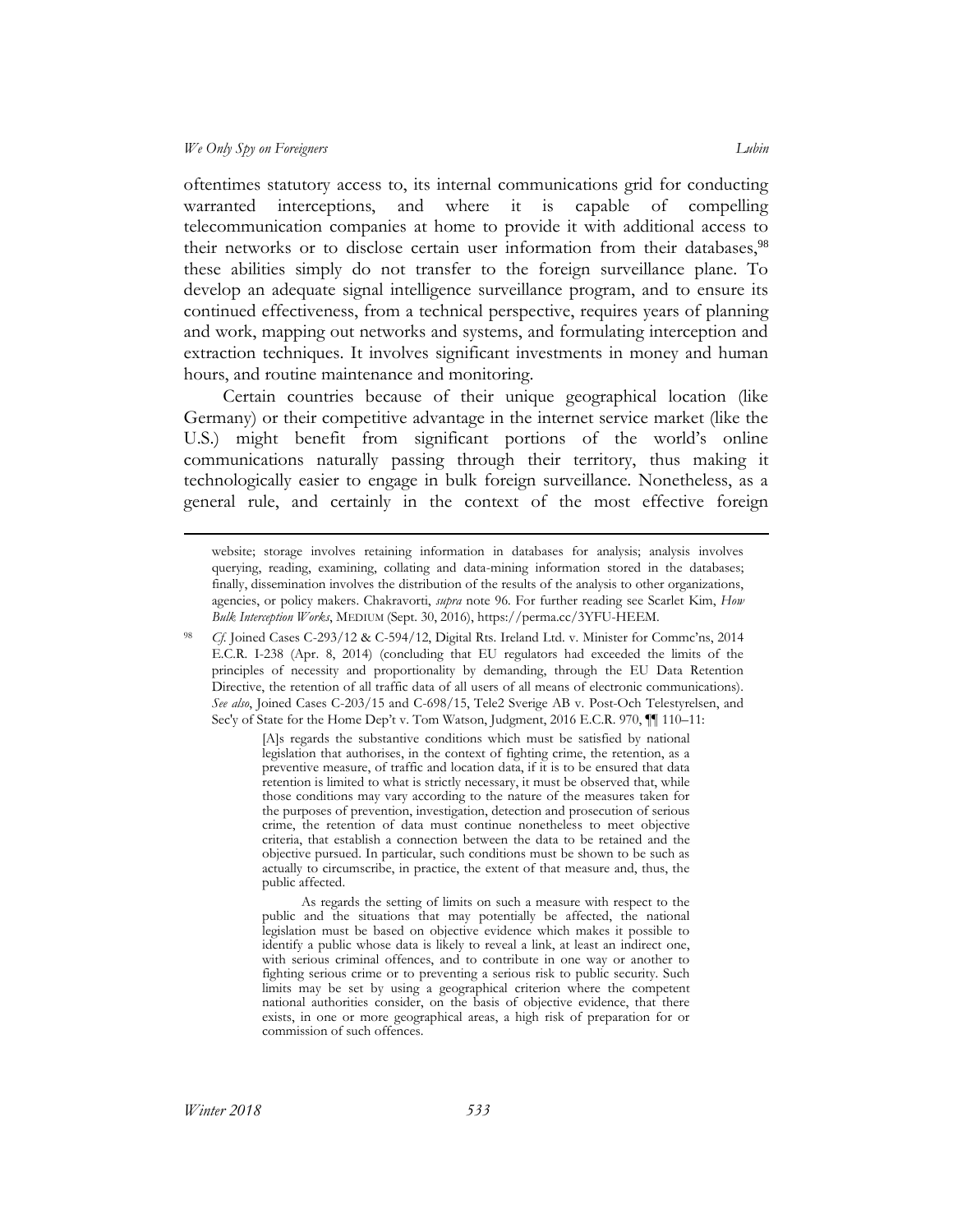oftentimes statutory access to, its internal communications grid for conducting warranted interceptions, and where it is capable of compelling telecommunication companies at home to provide it with additional access to their networks or to disclose certain user information from their databases,[98] these abilities simply do not transfer to the foreign surveillance plane. To develop an adequate signal intelligence surveillance program, and to ensure its continued effectiveness, from a technical perspective, requires years of planning and work, mapping out networks and systems, and formulating interception and extraction techniques. It involves significant investments in money and human hours, and routine maintenance and monitoring.

Certain countries because of their unique geographical location (like Germany) or their competitive advantage in the internet service market (like the U.S.) might benefit from significant portions of the world's online communications naturally passing through their territory, thus making it technologically easier to engage in bulk foreign surveillance. Nonetheless, as a general rule, and certainly in the context of the most effective foreign

---

website; storage involves retaining information in databases for analysis; analysis involves querying, reading, examining, collating and data-mining information stored in the databases; finally, dissemination involves the distribution of the results of the analysis to other organizations, agencies, or policy makers. Chakravorti, *supra* note 96. For further reading see Scarlet Kim, *How Bulk Interception Works*, MEDIUM (Sept. 30, 2016), https://perma.cc/3YFU-HEEM.

[98] *Cf.* Joined Cases C-293/12 & C-594/12, Digital Rts. Ireland Ltd. v. Minister for Commc'ns, 2014 E.C.R. I-238 (Apr. 8, 2014) (concluding that EU regulators had exceeded the limits of the principles of necessity and proportionality by demanding, through the EU Data Retention Directive, the retention of all traffic data of all users of all means of electronic communications). *See also*, Joined Cases C-203/15 and C-698/15, Tele2 Sverige AB v. Post-Och Telestyrelsen, and Sec'y of State for the Home Dep't v. Tom Watson, Judgment, 2016 E.C.R. 970, ¶¶ 110–11:

> [A]s regards the substantive conditions which must be satisfied by national legislation that authorises, in the context of fighting crime, the retention, as a preventive measure, of traffic and location data, if it is to be ensured that data retention is limited to what is strictly necessary, it must be observed that, while those conditions may vary according to the nature of the measures taken for the purposes of prevention, investigation, detection and prosecution of serious crime, the retention of data must continue nonetheless to meet objective criteria, that establish a connection between the data to be retained and the objective pursued. In particular, such conditions must be shown to be such as actually to circumscribe, in practice, the extent of that measure and, thus, the public affected.
>
> As regards the setting of limits on such a measure with respect to the public and the situations that may potentially be affected, the national legislation must be based on objective evidence which makes it possible to identify a public whose data is likely to reveal a link, at least an indirect one, with serious criminal offences, and to contribute in one way or another to fighting serious crime or to preventing a serious risk to public security. Such limits may be set by using a geographical criterion where the competent national authorities consider, on the basis of objective evidence, that there exists, in one or more geographical areas, a high risk of preparation for or commission of such offences.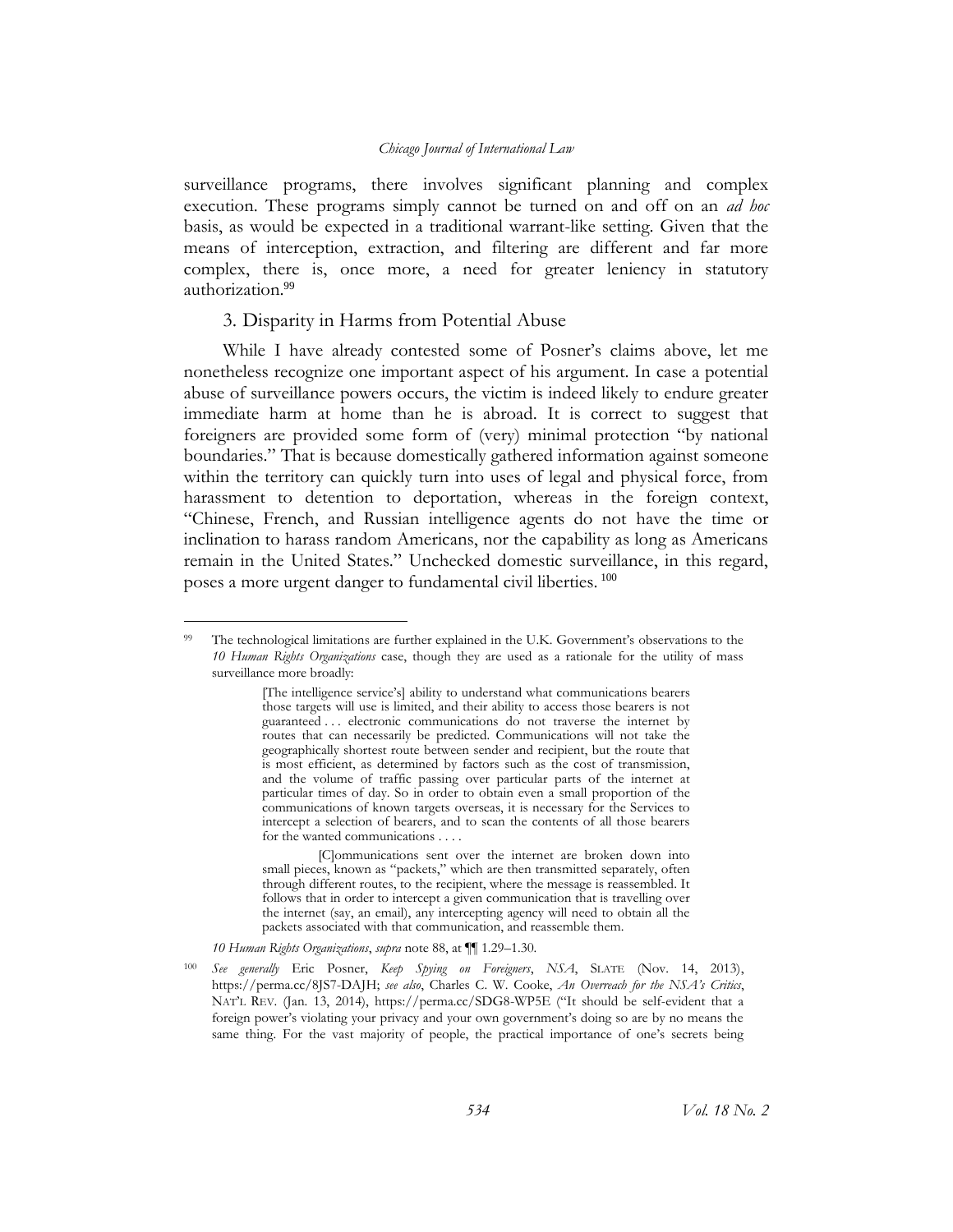surveillance programs, there involves significant planning and complex execution. These programs simply cannot be turned on and off on an *ad hoc* basis, as would be expected in a traditional warrant-like setting. Given that the means of interception, extraction, and filtering are different and far more complex, there is, once more, a need for greater leniency in statutory authorization.[99]

### 3. Disparity in Harms from Potential Abuse

While I have already contested some of Posner's claims above, let me nonetheless recognize one important aspect of his argument. In case a potential abuse of surveillance powers occurs, the victim is indeed likely to endure greater immediate harm at home than he is abroad. It is correct to suggest that foreigners are provided some form of (very) minimal protection "by national boundaries." That is because domestically gathered information against someone within the territory can quickly turn into uses of legal and physical force, from harassment to detention to deportation, whereas in the foreign context, "Chinese, French, and Russian intelligence agents do not have the time or inclination to harass random Americans, nor the capability as long as Americans remain in the United States." Unchecked domestic surveillance, in this regard, poses a more urgent danger to fundamental civil liberties.[100]

---

[99] The technological limitations are further explained in the U.K. Government's observations to the *10 Human Rights Organizations* case, though they are used as a rationale for the utility of mass surveillance more broadly:

> [The intelligence service's] ability to understand what communications bearers those targets will use is limited, and their ability to access those bearers is not guaranteed . . . electronic communications do not traverse the internet by routes that can necessarily be predicted. Communications will not take the geographically shortest route between sender and recipient, but the route that is most efficient, as determined by factors such as the cost of transmission, and the volume of traffic passing over particular parts of the internet at particular times of day. So in order to obtain even a small proportion of the communications of known targets overseas, it is necessary for the Services to intercept a selection of bearers, and to scan the contents of all those bearers for the wanted communications . . . .
>
> [C]ommunications sent over the internet are broken down into small pieces, known as "packets," which are then transmitted separately, often through different routes, to the recipient, where the message is reassembled. It follows that in order to intercept a given communication that is travelling over the internet (say, an email), any intercepting agency will need to obtain all the packets associated with that communication, and reassemble them.

*10 Human Rights Organizations*, *supra* note 88, at ¶¶ 1.29–1.30.

[100] *See generally* Eric Posner, *Keep Spying on Foreigners*, *NSA*, SLATE (Nov. 14, 2013), https://perma.cc/8JS7-DAJH; *see also*, Charles C. W. Cooke, *An Overreach for the NSA's Critics*, NAT'L REV. (Jan. 13, 2014), https://perma.cc/SDG8-WP5E ("It should be self-evident that a foreign power's violating your privacy and your own government's doing so are by no means the same thing. For the vast majority of people, the practical importance of one's secrets being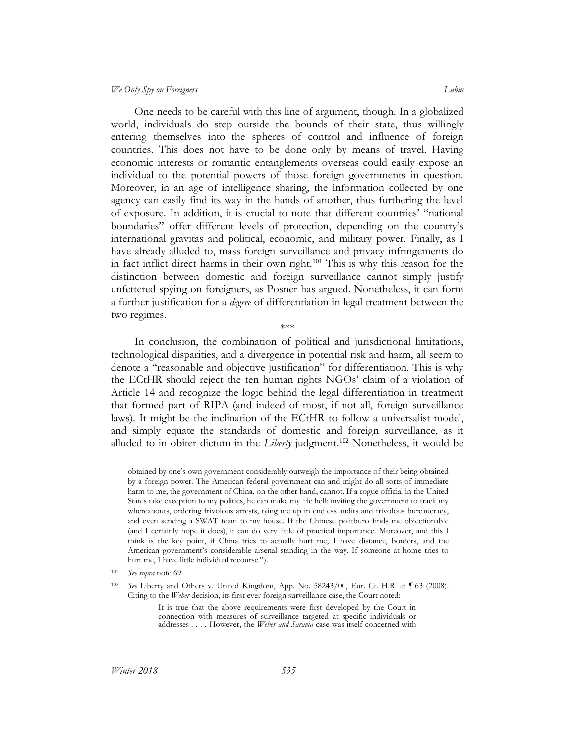One needs to be careful with this line of argument, though. In a globalized world, individuals do step outside the bounds of their state, thus willingly entering themselves into the spheres of control and influence of foreign countries. This does not have to be done only by means of travel. Having economic interests or romantic entanglements overseas could easily expose an individual to the potential powers of those foreign governments in question. Moreover, in an age of intelligence sharing, the information collected by one agency can easily find its way in the hands of another, thus furthering the level of exposure. In addition, it is crucial to note that different countries' "national boundaries" offer different levels of protection, depending on the country's international gravitas and political, economic, and military power. Finally, as I have already alluded to, mass foreign surveillance and privacy infringements do in fact inflict direct harms in their own right.[101] This is why this reason for the distinction between domestic and foreign surveillance cannot simply justify unfettered spying on foreigners, as Posner has argued. Nonetheless, it can form a further justification for a *degree* of differentiation in legal treatment between the two regimes.

\*\*\*

In conclusion, the combination of political and jurisdictional limitations, technological disparities, and a divergence in potential risk and harm, all seem to denote a "reasonable and objective justification" for differentiation. This is why the ECtHR should reject the ten human rights NGOs' claim of a violation of Article 14 and recognize the logic behind the legal differentiation in treatment that formed part of RIPA (and indeed of most, if not all, foreign surveillance laws). It might be the inclination of the ECtHR to follow a universalist model, and simply equate the standards of domestic and foreign surveillance, as it alluded to in obiter dictum in the *Liberty* judgment.[102] Nonetheless, it would be

---

obtained by one's own government considerably outweigh the importance of their being obtained by a foreign power. The American federal government can and might do all sorts of immediate harm to me; the government of China, on the other hand, cannot. If a rogue official in the United States take exception to my politics, he can make my life hell: inviting the government to track my whereabouts, ordering frivolous arrests, tying me up in endless audits and frivolous bureaucracy, and even sending a SWAT team to my house. If the Chinese politburo finds me objectionable (and I certainly hope it does), it can do very little of practical importance. Moreover, and this I think is the key point, if China tries to actually hurt me, I have distance, borders, and the American government's considerable arsenal standing in the way. If someone at home tries to hurt me, I have little individual recourse.").

[101] *See supra* note 69.

[102] *See* Liberty and Others v. United Kingdom, App. No. 58243/00, Eur. Ct. H.R. at ¶ 63 (2008). Citing to the *Weber* decision, its first ever foreign surveillance case, the Court noted:

> It is true that the above requirements were first developed by the Court in connection with measures of surveillance targeted at specific individuals or addresses . . . . However, the *Weber and Saravia* case was itself concerned with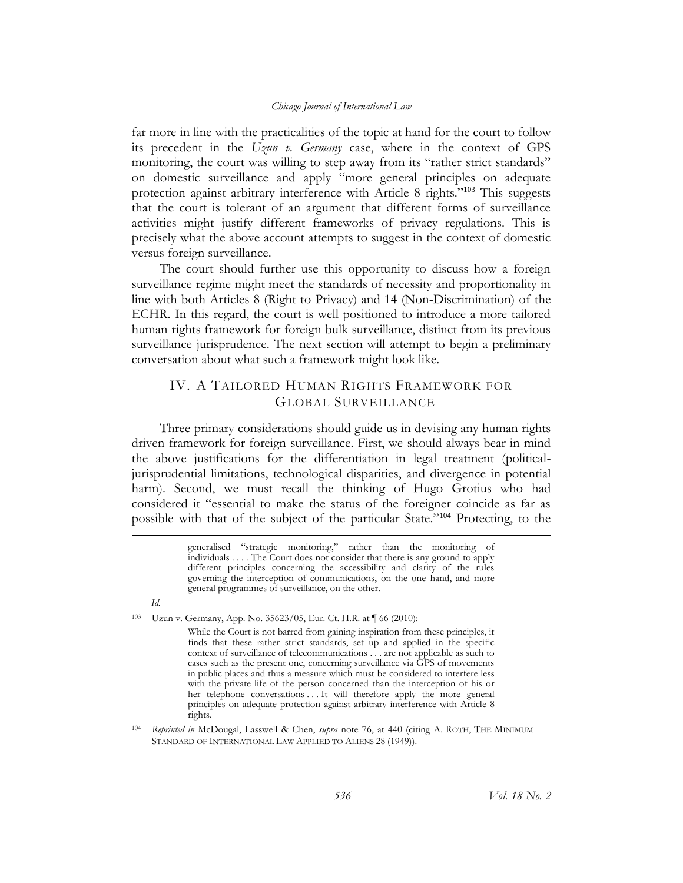far more in line with the practicalities of the topic at hand for the court to follow its precedent in the *Uzun v. Germany* case, where in the context of GPS monitoring, the court was willing to step away from its "rather strict standards" on domestic surveillance and apply "more general principles on adequate protection against arbitrary interference with Article 8 rights."[103] This suggests that the court is tolerant of an argument that different forms of surveillance activities might justify different frameworks of privacy regulations. This is precisely what the above account attempts to suggest in the context of domestic versus foreign surveillance.

The court should further use this opportunity to discuss how a foreign surveillance regime might meet the standards of necessity and proportionality in line with both Articles 8 (Right to Privacy) and 14 (Non-Discrimination) of the ECHR. In this regard, the court is well positioned to introduce a more tailored human rights framework for foreign bulk surveillance, distinct from its previous surveillance jurisprudence. The next section will attempt to begin a preliminary conversation about what such a framework might look like.

## IV. A Tailored Human Rights Framework for Global Surveillance

Three primary considerations should guide us in devising any human rights driven framework for foreign surveillance. First, we should always bear in mind the above justifications for the differentiation in legal treatment (political-jurisprudential limitations, technological disparities, and divergence in potential harm). Second, we must recall the thinking of Hugo Grotius who had considered it "essential to make the status of the foreigner coincide as far as possible with that of the subject of the particular State."[104] Protecting, to the

---

> generalised "strategic monitoring," rather than the monitoring of individuals . . . . The Court does not consider that there is any ground to apply different principles concerning the accessibility and clarity of the rules governing the interception of communications, on the one hand, and more general programmes of surveillance, on the other.

*Id.*

[103] Uzun v. Germany, App. No. 35623/05, Eur. Ct. H.R. at ¶ 66 (2010):

> While the Court is not barred from gaining inspiration from these principles, it finds that these rather strict standards, set up and applied in the specific context of surveillance of telecommunications . . . are not applicable as such to cases such as the present one, concerning surveillance via GPS of movements in public places and thus a measure which must be considered to interfere less with the private life of the person concerned than the interception of his or her telephone conversations . . . It will therefore apply the more general principles on adequate protection against arbitrary interference with Article 8 rights.

[104] *Reprinted in* McDougal, Lasswell & Chen, *supra* note 76, at 440 (citing A. Roth, The Minimum Standard of International Law Applied to Aliens 28 (1949)).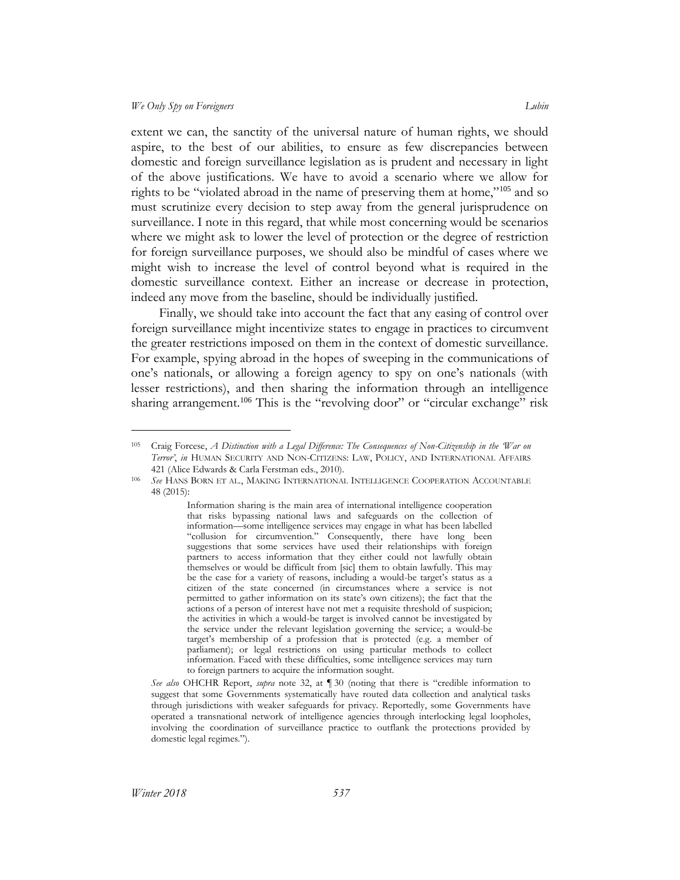extent we can, the sanctity of the universal nature of human rights, we should aspire, to the best of our abilities, to ensure as few discrepancies between domestic and foreign surveillance legislation as is prudent and necessary in light of the above justifications. We have to avoid a scenario where we allow for rights to be "violated abroad in the name of preserving them at home,"[105] and so must scrutinize every decision to step away from the general jurisprudence on surveillance. I note in this regard, that while most concerning would be scenarios where we might ask to lower the level of protection or the degree of restriction for foreign surveillance purposes, we should also be mindful of cases where we might wish to increase the level of control beyond what is required in the domestic surveillance context. Either an increase or decrease in protection, indeed any move from the baseline, should be individually justified.

Finally, we should take into account the fact that any easing of control over foreign surveillance might incentivize states to engage in practices to circumvent the greater restrictions imposed on them in the context of domestic surveillance. For example, spying abroad in the hopes of sweeping in the communications of one's nationals, or allowing a foreign agency to spy on one's nationals (with lesser restrictions), and then sharing the information through an intelligence sharing arrangement.[106] This is the "revolving door" or "circular exchange" risk

---

[105] Craig Forcese, *A Distinction with a Legal Difference: The Consequences of Non-Citizenship in the 'War on Terror'*, *in* HUMAN SECURITY AND NON-CITIZENS: LAW, POLICY, AND INTERNATIONAL AFFAIRS 421 (Alice Edwards & Carla Ferstman eds., 2010).

[106] *See* HANS BORN ET AL., MAKING INTERNATIONAL INTELLIGENCE COOPERATION ACCOUNTABLE 48 (2015):

> Information sharing is the main area of international intelligence cooperation that risks bypassing national laws and safeguards on the collection of information—some intelligence services may engage in what has been labelled "collusion for circumvention." Consequently, there have long been suggestions that some services have used their relationships with foreign partners to access information that they either could not lawfully obtain themselves or would be difficult from [sic] them to obtain lawfully. This may be the case for a variety of reasons, including a would-be target's status as a citizen of the state concerned (in circumstances where a service is not permitted to gather information on its state's own citizens); the fact that the actions of a person of interest have not met a requisite threshold of suspicion; the activities in which a would-be target is involved cannot be investigated by the service under the relevant legislation governing the service; a would-be target's membership of a profession that is protected (e.g. a member of parliament); or legal restrictions on using particular methods to collect information. Faced with these difficulties, some intelligence services may turn to foreign partners to acquire the information sought.

*See also* OHCHR Report, *supra* note 32, at ¶ 30 (noting that there is "credible information to suggest that some Governments systematically have routed data collection and analytical tasks through jurisdictions with weaker safeguards for privacy. Reportedly, some Governments have operated a transnational network of intelligence agencies through interlocking legal loopholes, involving the coordination of surveillance practice to outflank the protections provided by domestic legal regimes.").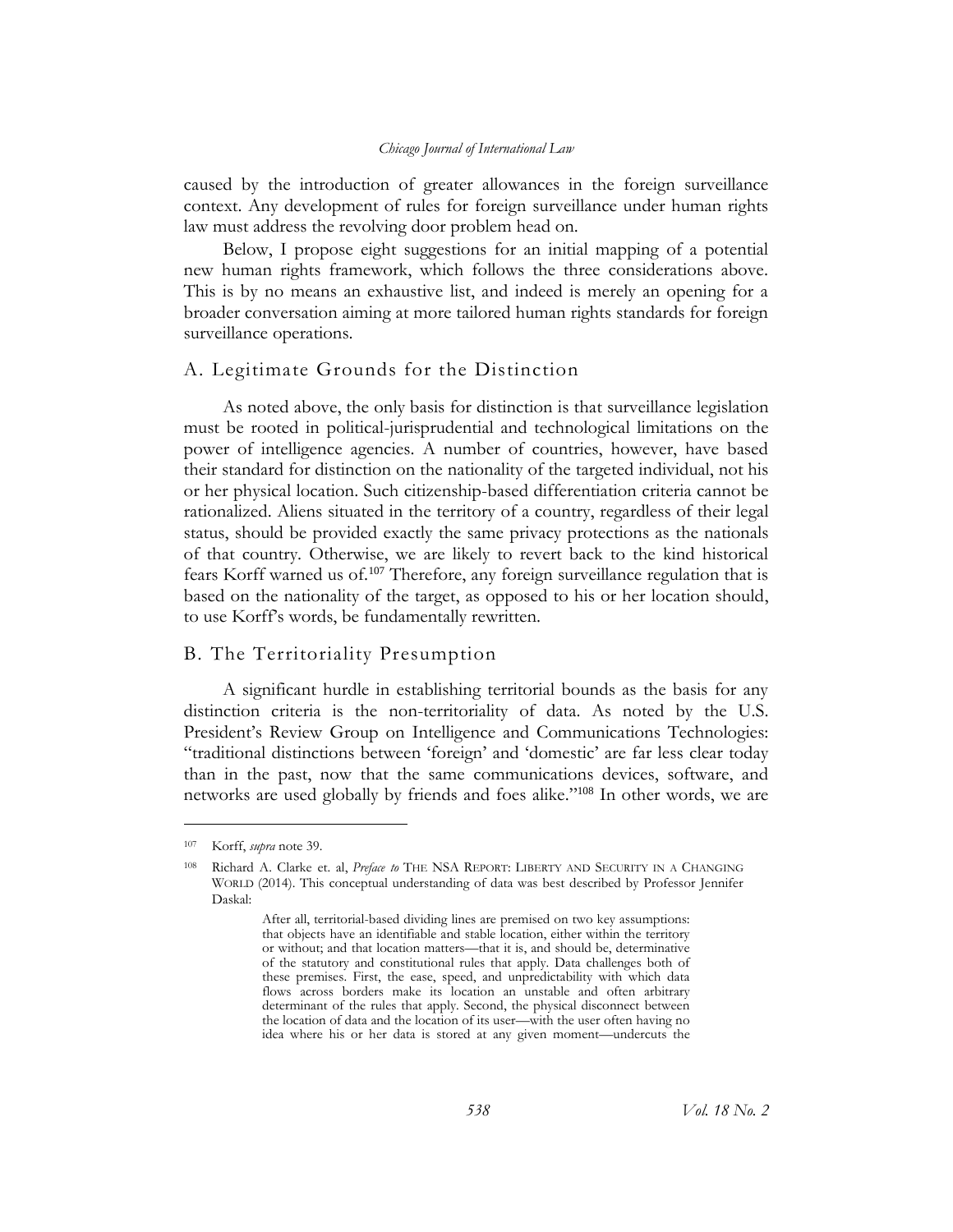caused by the introduction of greater allowances in the foreign surveillance context. Any development of rules for foreign surveillance under human rights law must address the revolving door problem head on.

Below, I propose eight suggestions for an initial mapping of a potential new human rights framework, which follows the three considerations above. This is by no means an exhaustive list, and indeed is merely an opening for a broader conversation aiming at more tailored human rights standards for foreign surveillance operations.

## A. Legitimate Grounds for the Distinction

As noted above, the only basis for distinction is that surveillance legislation must be rooted in political-jurisprudential and technological limitations on the power of intelligence agencies. A number of countries, however, have based their standard for distinction on the nationality of the targeted individual, not his or her physical location. Such citizenship-based differentiation criteria cannot be rationalized. Aliens situated in the territory of a country, regardless of their legal status, should be provided exactly the same privacy protections as the nationals of that country. Otherwise, we are likely to revert back to the kind historical fears Korff warned us of.[107] Therefore, any foreign surveillance regulation that is based on the nationality of the target, as opposed to his or her location should, to use Korff's words, be fundamentally rewritten.

## B. The Territoriality Presumption

A significant hurdle in establishing territorial bounds as the basis for any distinction criteria is the non-territoriality of data. As noted by the U.S. President's Review Group on Intelligence and Communications Technologies: "traditional distinctions between 'foreign' and 'domestic' are far less clear today than in the past, now that the same communications devices, software, and networks are used globally by friends and foes alike."[108] In other words, we are

---

[107] Korff, *supra* note 39.

[108] Richard A. Clarke et. al, *Preface to* THE NSA REPORT: LIBERTY AND SECURITY IN A CHANGING WORLD (2014). This conceptual understanding of data was best described by Professor Jennifer Daskal:

> After all, territorial-based dividing lines are premised on two key assumptions: that objects have an identifiable and stable location, either within the territory or without; and that location matters—that it is, and should be, determinative of the statutory and constitutional rules that apply. Data challenges both of these premises. First, the ease, speed, and unpredictability with which data flows across borders make its location an unstable and often arbitrary determinant of the rules that apply. Second, the physical disconnect between the location of data and the location of its user—with the user often having no idea where his or her data is stored at any given moment—undercuts the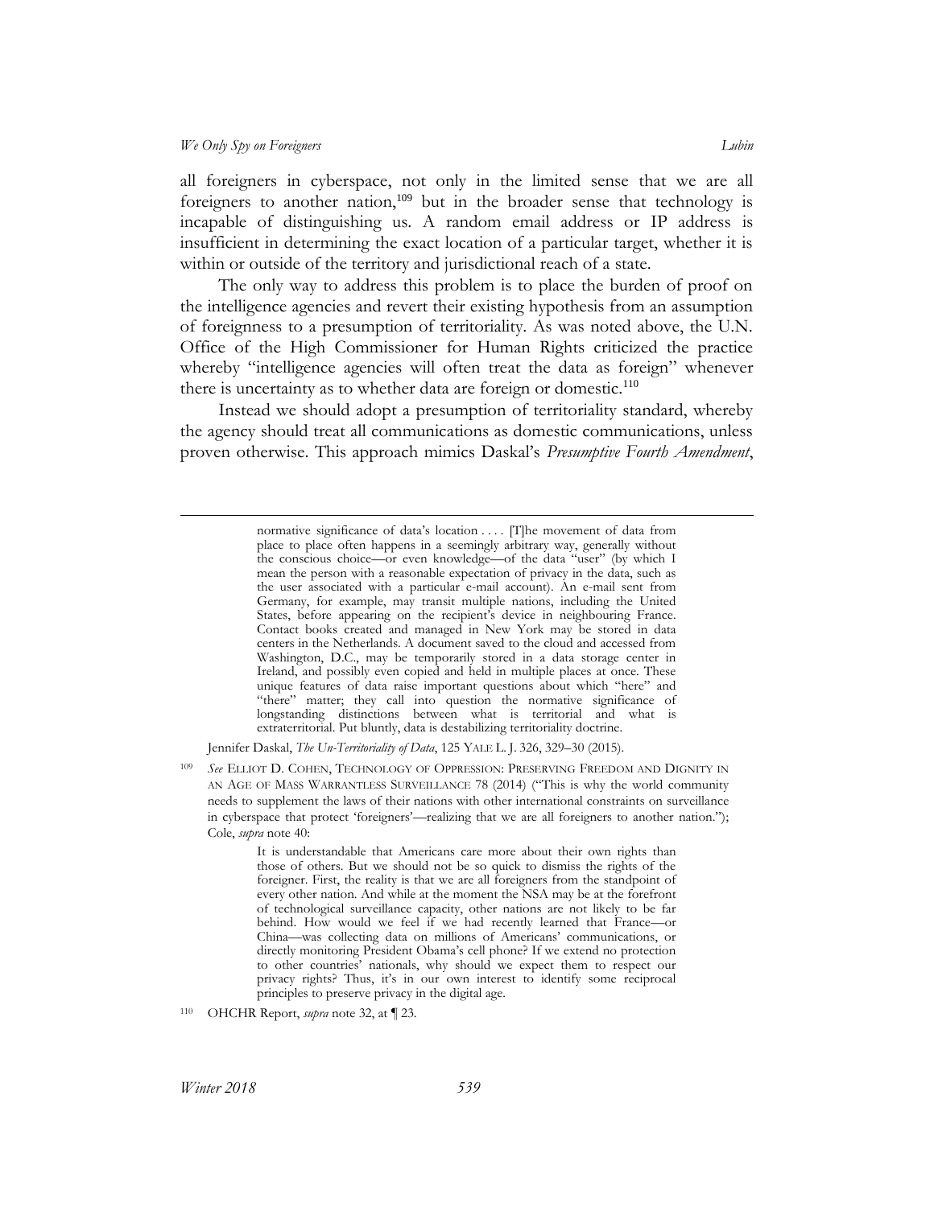all foreigners in cyberspace, not only in the limited sense that we are all foreigners to another nation,[109] but in the broader sense that technology is incapable of distinguishing us. A random email address or IP address is insufficient in determining the exact location of a particular target, whether it is within or outside of the territory and jurisdictional reach of a state.

The only way to address this problem is to place the burden of proof on the intelligence agencies and revert their existing hypothesis from an assumption of foreignness to a presumption of territoriality. As was noted above, the U.N. Office of the High Commissioner for Human Rights criticized the practice whereby "intelligence agencies will often treat the data as foreign" whenever there is uncertainty as to whether data are foreign or domestic.[110]

Instead we should adopt a presumption of territoriality standard, whereby the agency should treat all communications as domestic communications, unless proven otherwise. This approach mimics Daskal's *Presumptive Fourth Amendment*,

---

> normative significance of data's location . . . . [T]he movement of data from place to place often happens in a seemingly arbitrary way, generally without the conscious choice—or even knowledge—of the data "user" (by which I mean the person with a reasonable expectation of privacy in the data, such as the user associated with a particular e-mail account). An e-mail sent from Germany, for example, may transit multiple nations, including the United States, before appearing on the recipient's device in neighbouring France. Contact books created and managed in New York may be stored in data centers in the Netherlands. A document saved to the cloud and accessed from Washington, D.C., may be temporarily stored in a data storage center in Ireland, and possibly even copied and held in multiple places at once. These unique features of data raise important questions about which "here" and "there" matter; they call into question the normative significance of longstanding distinctions between what is territorial and what is extraterritorial. Put bluntly, data is destabilizing territoriality doctrine.

Jennifer Daskal, *The Un-Territoriality of Data*, 125 YALE L. J. 326, 329–30 (2015).

[109] *See* ELLIOT D. COHEN, TECHNOLOGY OF OPPRESSION: PRESERVING FREEDOM AND DIGNITY IN AN AGE OF MASS WARRANTLESS SURVEILLANCE 78 (2014) ("This is why the world community needs to supplement the laws of their nations with other international constraints on surveillance in cyberspace that protect 'foreigners'—realizing that we are all foreigners to another nation."); Cole, *supra* note 40:

> It is understandable that Americans care more about their own rights than those of others. But we should not be so quick to dismiss the rights of the foreigner. First, the reality is that we are all foreigners from the standpoint of every other nation. And while at the moment the NSA may be at the forefront of technological surveillance capacity, other nations are not likely to be far behind. How would we feel if we had recently learned that France—or China—was collecting data on millions of Americans' communications, or directly monitoring President Obama's cell phone? If we extend no protection to other countries' nationals, why should we expect them to respect our privacy rights? Thus, it's in our own interest to identify some reciprocal principles to preserve privacy in the digital age.

[110] OHCHR Report, *supra* note 32, at ¶ 23.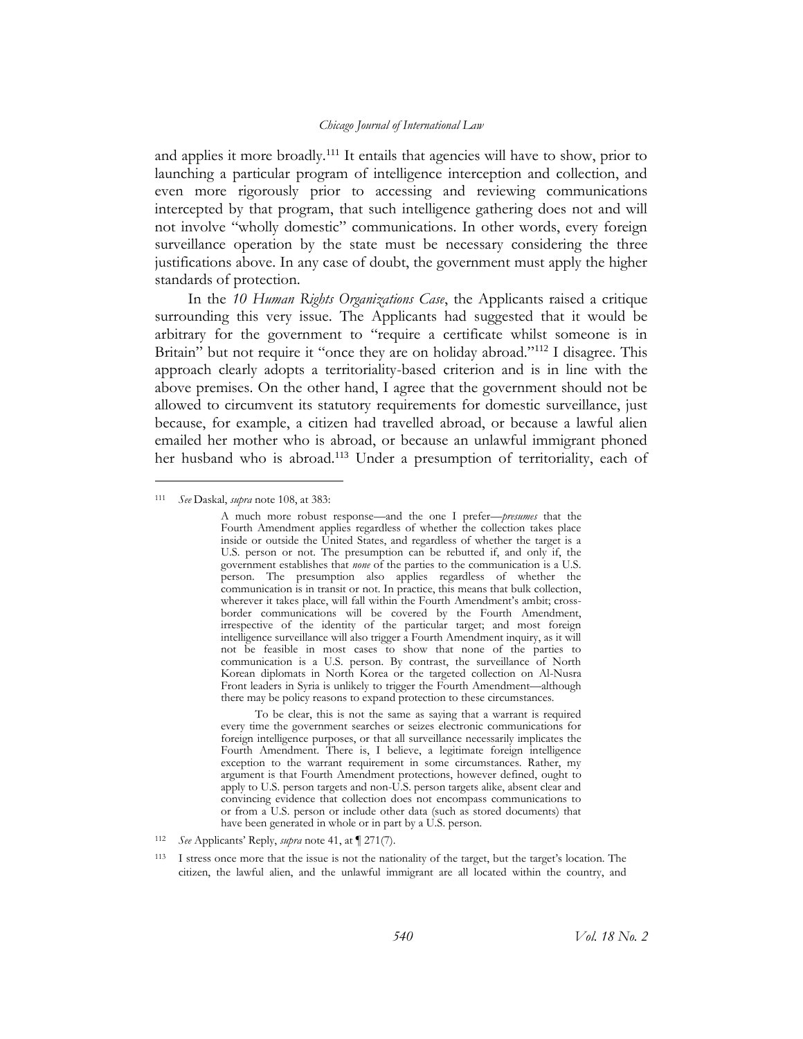and applies it more broadly.[111] It entails that agencies will have to show, prior to launching a particular program of intelligence interception and collection, and even more rigorously prior to accessing and reviewing communications intercepted by that program, that such intelligence gathering does not and will not involve "wholly domestic" communications. In other words, every foreign surveillance operation by the state must be necessary considering the three justifications above. In any case of doubt, the government must apply the higher standards of protection.

In the *10 Human Rights Organizations Case*, the Applicants raised a critique surrounding this very issue. The Applicants had suggested that it would be arbitrary for the government to "require a certificate whilst someone is in Britain" but not require it "once they are on holiday abroad."[112] I disagree. This approach clearly adopts a territoriality-based criterion and is in line with the above premises. On the other hand, I agree that the government should not be allowed to circumvent its statutory requirements for domestic surveillance, just because, for example, a citizen had travelled abroad, or because a lawful alien emailed her mother who is abroad, or because an unlawful immigrant phoned her husband who is abroad.[113] Under a presumption of territoriality, each of

---

[111] *See* Daskal, *supra* note 108, at 383:

> A much more robust response—and the one I prefer—*presumes* that the Fourth Amendment applies regardless of whether the collection takes place inside or outside the United States, and regardless of whether the target is a U.S. person or not. The presumption can be rebutted if, and only if, the government establishes that *none* of the parties to the communication is a U.S. person. The presumption also applies regardless of whether the communication is in transit or not. In practice, this means that bulk collection, wherever it takes place, will fall within the Fourth Amendment's ambit; cross-border communications will be covered by the Fourth Amendment, irrespective of the identity of the particular target; and most foreign intelligence surveillance will also trigger a Fourth Amendment inquiry, as it will not be feasible in most cases to show that none of the parties to communication is a U.S. person. By contrast, the surveillance of North Korean diplomats in North Korea or the targeted collection on Al-Nusra Front leaders in Syria is unlikely to trigger the Fourth Amendment—although there may be policy reasons to expand protection to these circumstances.
>
> To be clear, this is not the same as saying that a warrant is required every time the government searches or seizes electronic communications for foreign intelligence purposes, or that all surveillance necessarily implicates the Fourth Amendment. There is, I believe, a legitimate foreign intelligence exception to the warrant requirement in some circumstances. Rather, my argument is that Fourth Amendment protections, however defined, ought to apply to U.S. person targets and non-U.S. person targets alike, absent clear and convincing evidence that collection does not encompass communications to or from a U.S. person or include other data (such as stored documents) that have been generated in whole or in part by a U.S. person.

[112] *See* Applicants' Reply, *supra* note 41, at ¶ 271(7).

[113] I stress once more that the issue is not the nationality of the target, but the target's location. The citizen, the lawful alien, and the unlawful immigrant are all located within the country, and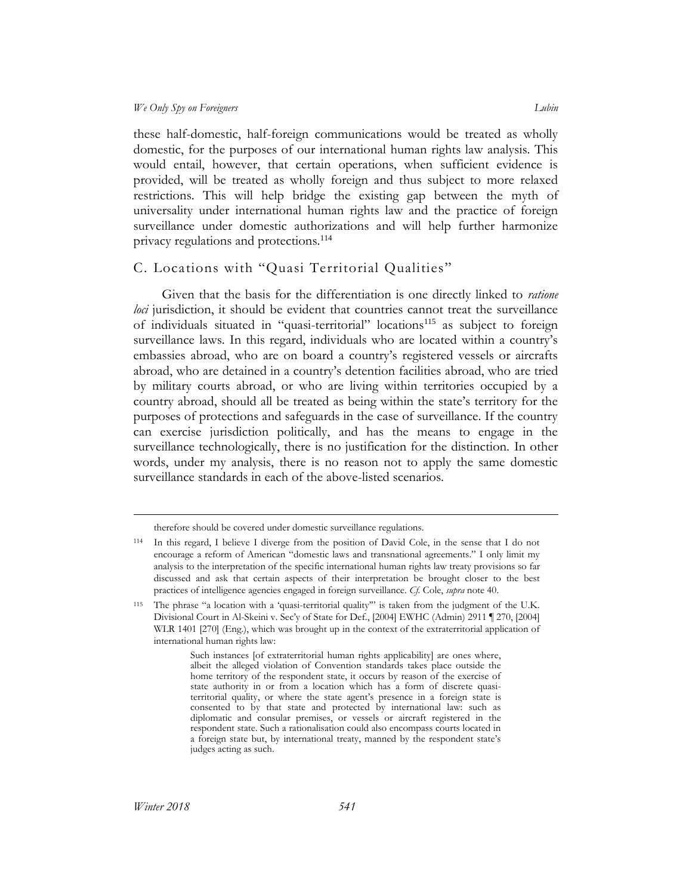these half-domestic, half-foreign communications would be treated as wholly domestic, for the purposes of our international human rights law analysis. This would entail, however, that certain operations, when sufficient evidence is provided, will be treated as wholly foreign and thus subject to more relaxed restrictions. This will help bridge the existing gap between the myth of universality under international human rights law and the practice of foreign surveillance under domestic authorizations and will help further harmonize privacy regulations and protections.[114]

## C. Locations with "Quasi Territorial Qualities"

Given that the basis for the differentiation is one directly linked to *ratione loci* jurisdiction, it should be evident that countries cannot treat the surveillance of individuals situated in "quasi-territorial" locations[115] as subject to foreign surveillance laws. In this regard, individuals who are located within a country's embassies abroad, who are on board a country's registered vessels or aircrafts abroad, who are detained in a country's detention facilities abroad, who are tried by military courts abroad, or who are living within territories occupied by a country abroad, should all be treated as being within the state's territory for the purposes of protections and safeguards in the case of surveillance. If the country can exercise jurisdiction politically, and has the means to engage in the surveillance technologically, there is no justification for the distinction. In other words, under my analysis, there is no reason not to apply the same domestic surveillance standards in each of the above-listed scenarios.

---

therefore should be covered under domestic surveillance regulations.

[114] In this regard, I believe I diverge from the position of David Cole, in the sense that I do not encourage a reform of American "domestic laws and transnational agreements." I only limit my analysis to the interpretation of the specific international human rights law treaty provisions so far discussed and ask that certain aspects of their interpretation be brought closer to the best practices of intelligence agencies engaged in foreign surveillance. *Cf.* Cole, *supra* note 40.

[115] The phrase "a location with a 'quasi-territorial quality'" is taken from the judgment of the U.K. Divisional Court in Al-Skeini v. Sec'y of State for Def., [2004] EWHC (Admin) 2911 ¶ 270, [2004] WLR 1401 [270] (Eng.), which was brought up in the context of the extraterritorial application of international human rights law:

> Such instances [of extraterritorial human rights applicability] are ones where, albeit the alleged violation of Convention standards takes place outside the home territory of the respondent state, it occurs by reason of the exercise of state authority in or from a location which has a form of discrete quasi-territorial quality, or where the state agent's presence in a foreign state is consented to by that state and protected by international law: such as diplomatic and consular premises, or vessels or aircraft registered in the respondent state. Such a rationalisation could also encompass courts located in a foreign state but, by international treaty, manned by the respondent state's judges acting as such.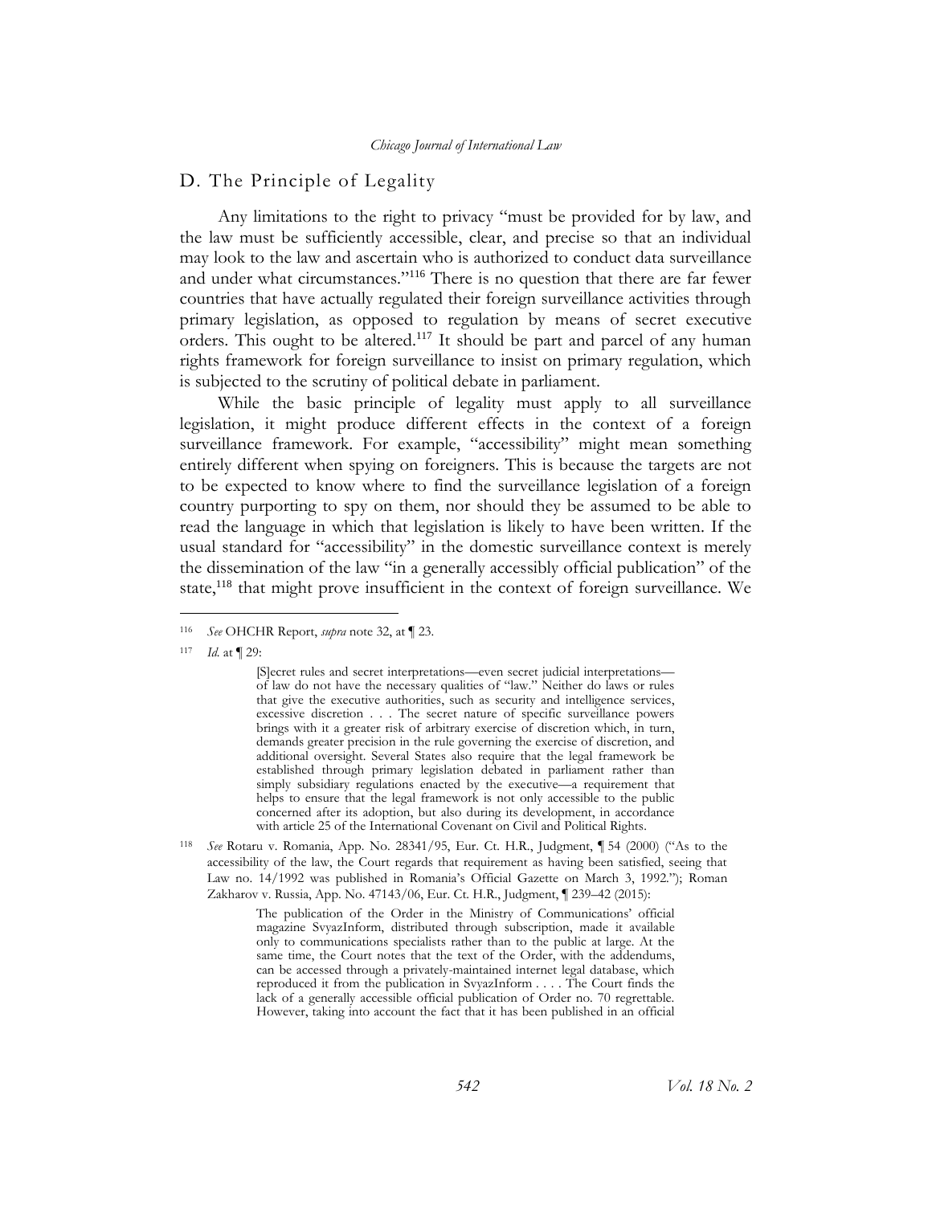## D. The Principle of Legality

Any limitations to the right to privacy "must be provided for by law, and the law must be sufficiently accessible, clear, and precise so that an individual may look to the law and ascertain who is authorized to conduct data surveillance and under what circumstances."[116] There is no question that there are far fewer countries that have actually regulated their foreign surveillance activities through primary legislation, as opposed to regulation by means of secret executive orders. This ought to be altered.[117] It should be part and parcel of any human rights framework for foreign surveillance to insist on primary regulation, which is subjected to the scrutiny of political debate in parliament.

While the basic principle of legality must apply to all surveillance legislation, it might produce different effects in the context of a foreign surveillance framework. For example, "accessibility" might mean something entirely different when spying on foreigners. This is because the targets are not to be expected to know where to find the surveillance legislation of a foreign country purporting to spy on them, nor should they be assumed to be able to read the language in which that legislation is likely to have been written. If the usual standard for "accessibility" in the domestic surveillance context is merely the dissemination of the law "in a generally accessibly official publication" of the state,[118] that might prove insufficient in the context of foreign surveillance. We

---

[116] *See* OHCHR Report, *supra* note 32, at ¶ 23.

[117] *Id.* at ¶ 29:

> [S]ecret rules and secret interpretations—even secret judicial interpretations—of law do not have the necessary qualities of "law." Neither do laws or rules that give the executive authorities, such as security and intelligence services, excessive discretion . . . The secret nature of specific surveillance powers brings with it a greater risk of arbitrary exercise of discretion which, in turn, demands greater precision in the rule governing the exercise of discretion, and additional oversight. Several States also require that the legal framework be established through primary legislation debated in parliament rather than simply subsidiary regulations enacted by the executive—a requirement that helps to ensure that the legal framework is not only accessible to the public concerned after its adoption, but also during its development, in accordance with article 25 of the International Covenant on Civil and Political Rights.

[118] *See* Rotaru v. Romania, App. No. 28341/95, Eur. Ct. H.R., Judgment, ¶ 54 (2000) ("As to the accessibility of the law, the Court regards that requirement as having been satisfied, seeing that Law no. 14/1992 was published in Romania's Official Gazette on March 3, 1992."); Roman Zakharov v. Russia, App. No. 47143/06, Eur. Ct. H.R., Judgment, ¶ 239–42 (2015):

> The publication of the Order in the Ministry of Communications' official magazine SvyazInform, distributed through subscription, made it available only to communications specialists rather than to the public at large. At the same time, the Court notes that the text of the Order, with the addendums, can be accessed through a privately-maintained internet legal database, which reproduced it from the publication in SvyazInform . . . . The Court finds the lack of a generally accessible official publication of Order no. 70 regrettable. However, taking into account the fact that it has been published in an official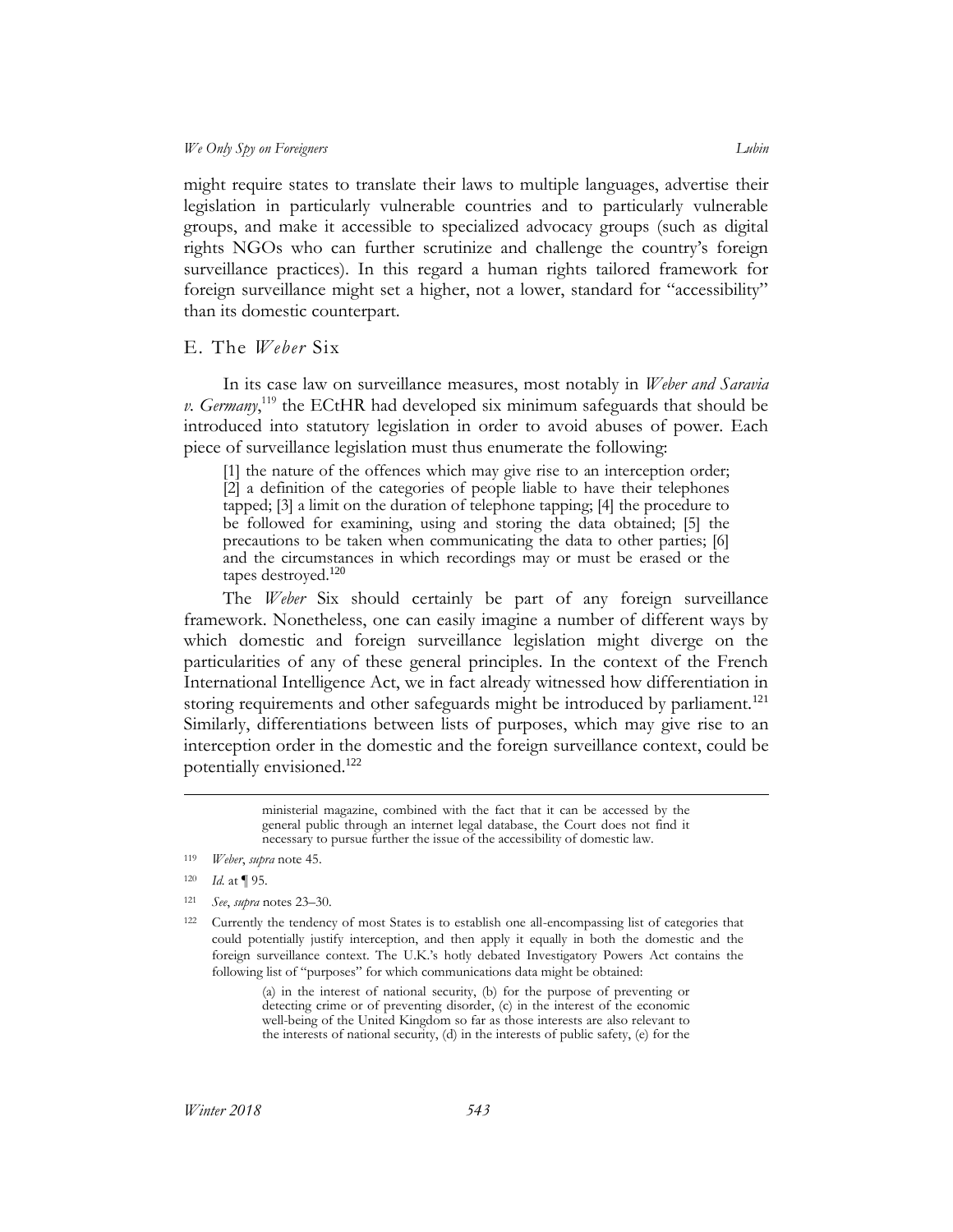might require states to translate their laws to multiple languages, advertise their legislation in particularly vulnerable countries and to particularly vulnerable groups, and make it accessible to specialized advocacy groups (such as digital rights NGOs who can further scrutinize and challenge the country's foreign surveillance practices). In this regard a human rights tailored framework for foreign surveillance might set a higher, not a lower, standard for "accessibility" than its domestic counterpart.

## E. The *Weber* Six

In its case law on surveillance measures, most notably in *Weber and Saravia v. Germany*,[119] the ECtHR had developed six minimum safeguards that should be introduced into statutory legislation in order to avoid abuses of power. Each piece of surveillance legislation must thus enumerate the following:

> [1] the nature of the offences which may give rise to an interception order; [2] a definition of the categories of people liable to have their telephones tapped; [3] a limit on the duration of telephone tapping; [4] the procedure to be followed for examining, using and storing the data obtained; [5] the precautions to be taken when communicating the data to other parties; [6] and the circumstances in which recordings may or must be erased or the tapes destroyed.[120]

The *Weber* Six should certainly be part of any foreign surveillance framework. Nonetheless, one can easily imagine a number of different ways by which domestic and foreign surveillance legislation might diverge on the particularities of any of these general principles. In the context of the French International Intelligence Act, we in fact already witnessed how differentiation in storing requirements and other safeguards might be introduced by parliament.[121] Similarly, differentiations between lists of purposes, which may give rise to an interception order in the domestic and the foreign surveillance context, could be potentially envisioned.[122]

---

> ministerial magazine, combined with the fact that it can be accessed by the general public through an internet legal database, the Court does not find it necessary to pursue further the issue of the accessibility of domestic law.

119 *Weber*, *supra* note 45.

120 *Id.* at ¶ 95.

121 *See*, *supra* notes 23–30.

122 Currently the tendency of most States is to establish one all-encompassing list of categories that could potentially justify interception, and then apply it equally in both the domestic and the foreign surveillance context. The U.K.'s hotly debated Investigatory Powers Act contains the following list of "purposes" for which communications data might be obtained:

> (a) in the interest of national security, (b) for the purpose of preventing or detecting crime or of preventing disorder, (c) in the interest of the economic well-being of the United Kingdom so far as those interests are also relevant to the interests of national security, (d) in the interests of public safety, (e) for the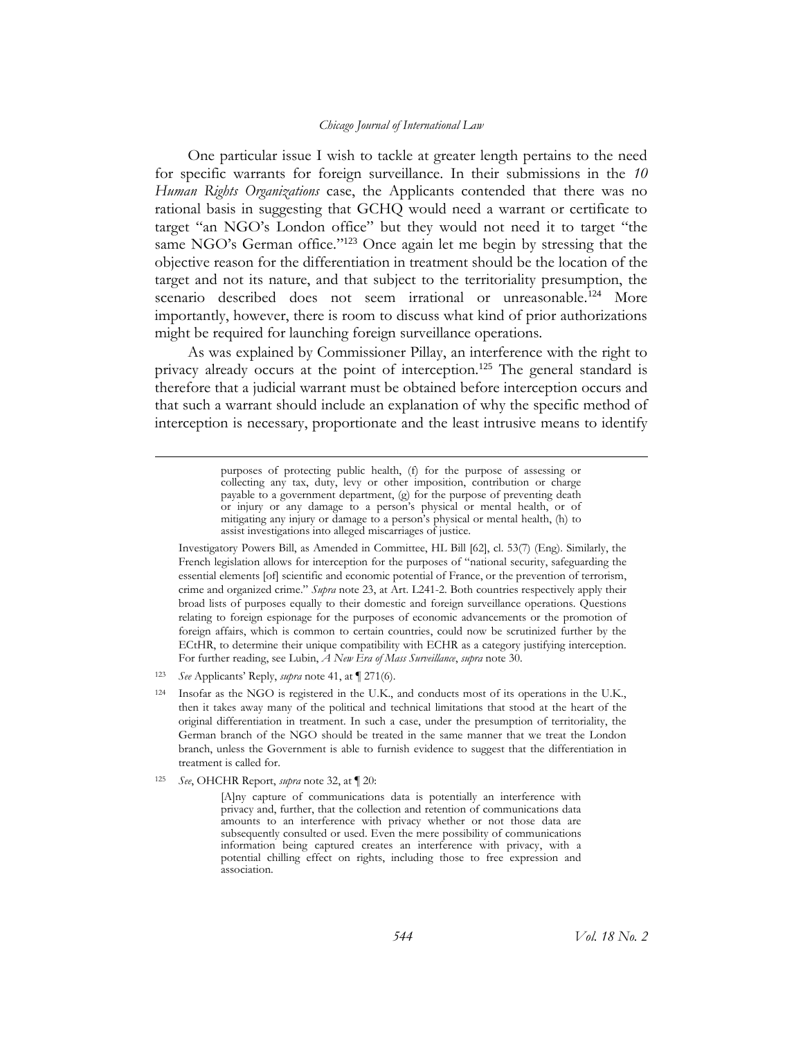One particular issue I wish to tackle at greater length pertains to the need for specific warrants for foreign surveillance. In their submissions in the *10 Human Rights Organizations* case, the Applicants contended that there was no rational basis in suggesting that GCHQ would need a warrant or certificate to target "an NGO's London office" but they would not need it to target "the same NGO's German office."[123] Once again let me begin by stressing that the objective reason for the differentiation in treatment should be the location of the target and not its nature, and that subject to the territoriality presumption, the scenario described does not seem irrational or unreasonable.[124] More importantly, however, there is room to discuss what kind of prior authorizations might be required for launching foreign surveillance operations.

As was explained by Commissioner Pillay, an interference with the right to privacy already occurs at the point of interception.[125] The general standard is therefore that a judicial warrant must be obtained before interception occurs and that such a warrant should include an explanation of why the specific method of interception is necessary, proportionate and the least intrusive means to identify

---

> purposes of protecting public health, (f) for the purpose of assessing or collecting any tax, duty, levy or other imposition, contribution or charge payable to a government department, (g) for the purpose of preventing death or injury or any damage to a person's physical or mental health, or of mitigating any injury or damage to a person's physical or mental health, (h) to assist investigations into alleged miscarriages of justice.

Investigatory Powers Bill, as Amended in Committee, HL Bill [62], cl. 53(7) (Eng). Similarly, the French legislation allows for interception for the purposes of "national security, safeguarding the essential elements [of] scientific and economic potential of France, or the prevention of terrorism, crime and organized crime." *Supra* note 23, at Art. L241-2. Both countries respectively apply their broad lists of purposes equally to their domestic and foreign surveillance operations. Questions relating to foreign espionage for the purposes of economic advancements or the promotion of foreign affairs, which is common to certain countries, could now be scrutinized further by the ECtHR, to determine their unique compatibility with ECHR as a category justifying interception. For further reading, see Lubin, *A New Era of Mass Surveillance*, *supra* note 30.

[123] *See* Applicants' Reply, *supra* note 41, at ¶ 271(6).

[124] Insofar as the NGO is registered in the U.K., and conducts most of its operations in the U.K., then it takes away many of the political and technical limitations that stood at the heart of the original differentiation in treatment. In such a case, under the presumption of territoriality, the German branch of the NGO should be treated in the same manner that we treat the London branch, unless the Government is able to furnish evidence to suggest that the differentiation in treatment is called for.

[125] *See*, OHCHR Report, *supra* note 32, at ¶ 20:

> [A]ny capture of communications data is potentially an interference with privacy and, further, that the collection and retention of communications data amounts to an interference with privacy whether or not those data are subsequently consulted or used. Even the mere possibility of communications information being captured creates an interference with privacy, with a potential chilling effect on rights, including those to free expression and association.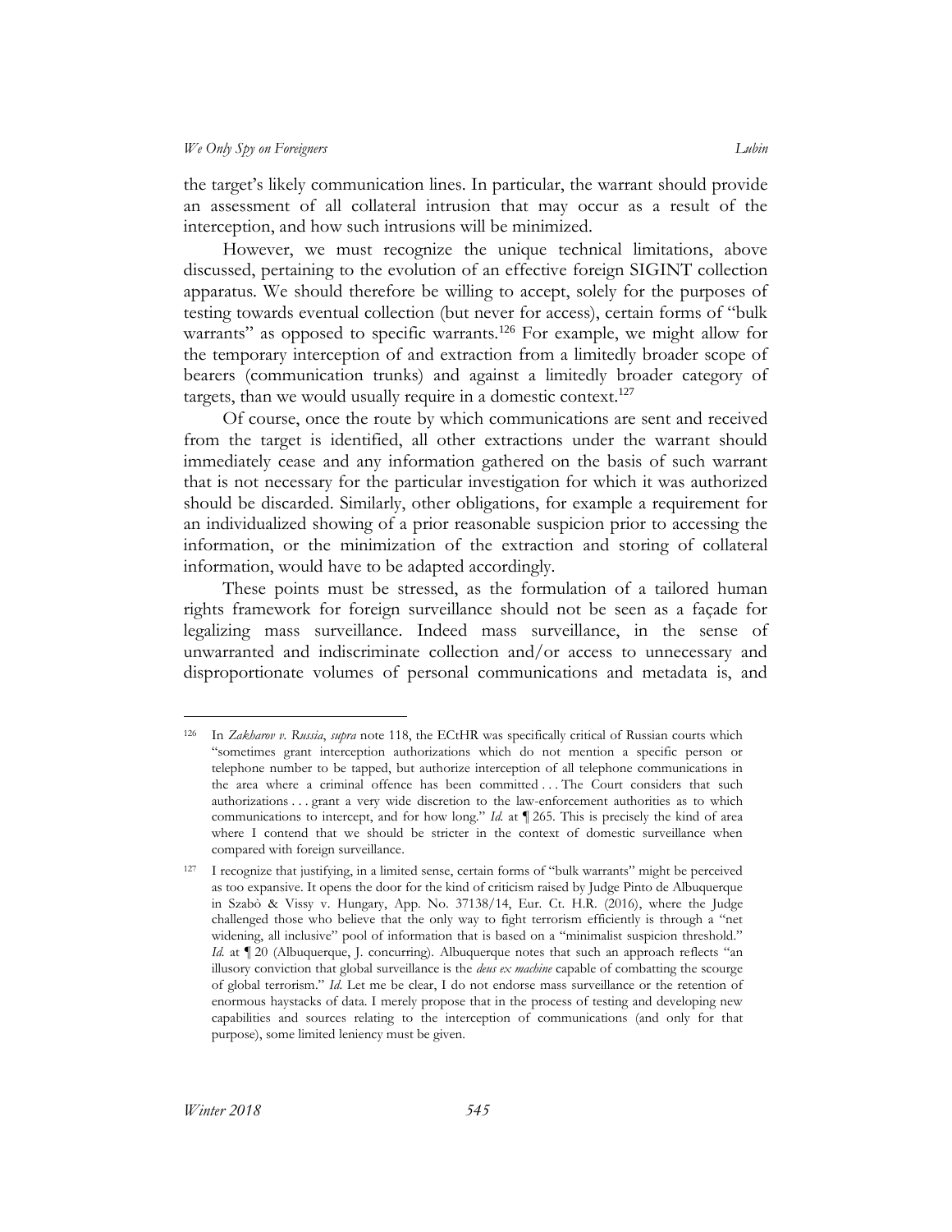the target's likely communication lines. In particular, the warrant should provide an assessment of all collateral intrusion that may occur as a result of the interception, and how such intrusions will be minimized.

However, we must recognize the unique technical limitations, above discussed, pertaining to the evolution of an effective foreign SIGINT collection apparatus. We should therefore be willing to accept, solely for the purposes of testing towards eventual collection (but never for access), certain forms of "bulk warrants" as opposed to specific warrants.[126] For example, we might allow for the temporary interception of and extraction from a limitedly broader scope of bearers (communication trunks) and against a limitedly broader category of targets, than we would usually require in a domestic context.[127]

Of course, once the route by which communications are sent and received from the target is identified, all other extractions under the warrant should immediately cease and any information gathered on the basis of such warrant that is not necessary for the particular investigation for which it was authorized should be discarded. Similarly, other obligations, for example a requirement for an individualized showing of a prior reasonable suspicion prior to accessing the information, or the minimization of the extraction and storing of collateral information, would have to be adapted accordingly.

These points must be stressed, as the formulation of a tailored human rights framework for foreign surveillance should not be seen as a façade for legalizing mass surveillance. Indeed mass surveillance, in the sense of unwarranted and indiscriminate collection and/or access to unnecessary and disproportionate volumes of personal communications and metadata is, and

---

[126] In *Zakharov v. Russia*, *supra* note 118, the ECtHR was specifically critical of Russian courts which "sometimes grant interception authorizations which do not mention a specific person or telephone number to be tapped, but authorize interception of all telephone communications in the area where a criminal offence has been committed . . . The Court considers that such authorizations . . . grant a very wide discretion to the law-enforcement authorities as to which communications to intercept, and for how long." *Id.* at ¶ 265. This is precisely the kind of area where I contend that we should be stricter in the context of domestic surveillance when compared with foreign surveillance.

[127] I recognize that justifying, in a limited sense, certain forms of "bulk warrants" might be perceived as too expansive. It opens the door for the kind of criticism raised by Judge Pinto de Albuquerque in Szabò & Vissy v. Hungary, App. No. 37138/14, Eur. Ct. H.R. (2016), where the Judge challenged those who believe that the only way to fight terrorism efficiently is through a "net widening, all inclusive" pool of information that is based on a "minimalist suspicion threshold." *Id.* at ¶ 20 (Albuquerque, J. concurring). Albuquerque notes that such an approach reflects "an illusory conviction that global surveillance is the *deus ex machine* capable of combatting the scourge of global terrorism." *Id.* Let me be clear, I do not endorse mass surveillance or the retention of enormous haystacks of data. I merely propose that in the process of testing and developing new capabilities and sources relating to the interception of communications (and only for that purpose), some limited leniency must be given.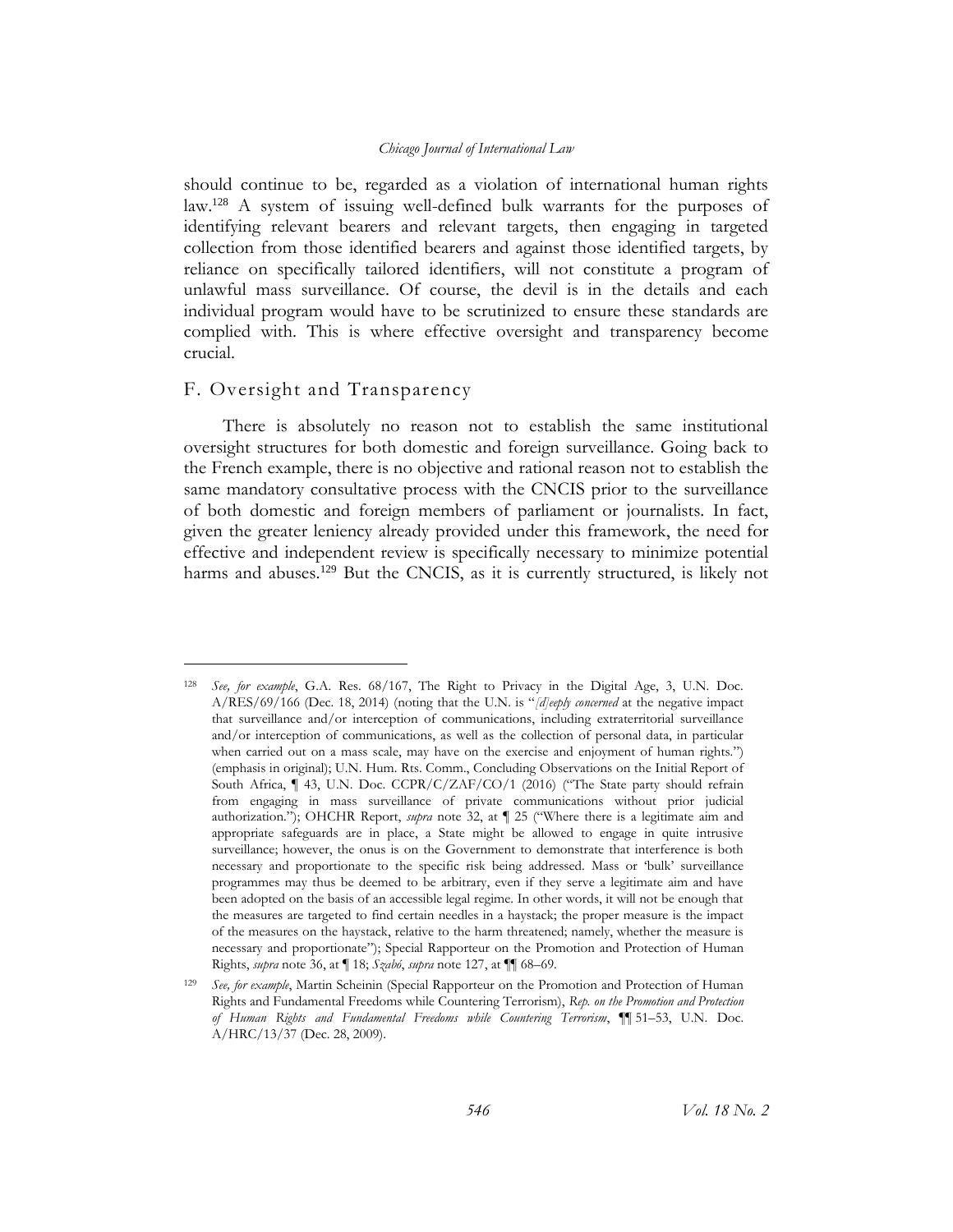should continue to be, regarded as a violation of international human rights law.[128] A system of issuing well-defined bulk warrants for the purposes of identifying relevant bearers and relevant targets, then engaging in targeted collection from those identified bearers and against those identified targets, by reliance on specifically tailored identifiers, will not constitute a program of unlawful mass surveillance. Of course, the devil is in the details and each individual program would have to be scrutinized to ensure these standards are complied with. This is where effective oversight and transparency become crucial.

## F. Oversight and Transparency

There is absolutely no reason not to establish the same institutional oversight structures for both domestic and foreign surveillance. Going back to the French example, there is no objective and rational reason not to establish the same mandatory consultative process with the CNCIS prior to the surveillance of both domestic and foreign members of parliament or journalists. In fact, given the greater leniency already provided under this framework, the need for effective and independent review is specifically necessary to minimize potential harms and abuses.[129] But the CNCIS, as it is currently structured, is likely not

---

[128] *See, for example*, G.A. Res. 68/167, The Right to Privacy in the Digital Age, 3, U.N. Doc. A/RES/69/166 (Dec. 18, 2014) (noting that the U.N. is "*[d]eeply concerned* at the negative impact that surveillance and/or interception of communications, including extraterritorial surveillance and/or interception of communications, as well as the collection of personal data, in particular when carried out on a mass scale, may have on the exercise and enjoyment of human rights.") (emphasis in original); U.N. Hum. Rts. Comm., Concluding Observations on the Initial Report of South Africa, ¶ 43, U.N. Doc. CCPR/C/ZAF/CO/1 (2016) ("The State party should refrain from engaging in mass surveillance of private communications without prior judicial authorization."); OHCHR Report, *supra* note 32, at ¶ 25 ("Where there is a legitimate aim and appropriate safeguards are in place, a State might be allowed to engage in quite intrusive surveillance; however, the onus is on the Government to demonstrate that interference is both necessary and proportionate to the specific risk being addressed. Mass or 'bulk' surveillance programmes may thus be deemed to be arbitrary, even if they serve a legitimate aim and have been adopted on the basis of an accessible legal regime. In other words, it will not be enough that the measures are targeted to find certain needles in a haystack; the proper measure is the impact of the measures on the haystack, relative to the harm threatened; namely, whether the measure is necessary and proportionate"); Special Rapporteur on the Promotion and Protection of Human Rights, *supra* note 36, at ¶ 18; *Szabó*, *supra* note 127, at ¶¶ 68–69.

[129] *See, for example*, Martin Scheinin (Special Rapporteur on the Promotion and Protection of Human Rights and Fundamental Freedoms while Countering Terrorism), *Rep. on the Promotion and Protection of Human Rights and Fundamental Freedoms while Countering Terrorism*, ¶¶ 51–53, U.N. Doc. A/HRC/13/37 (Dec. 28, 2009).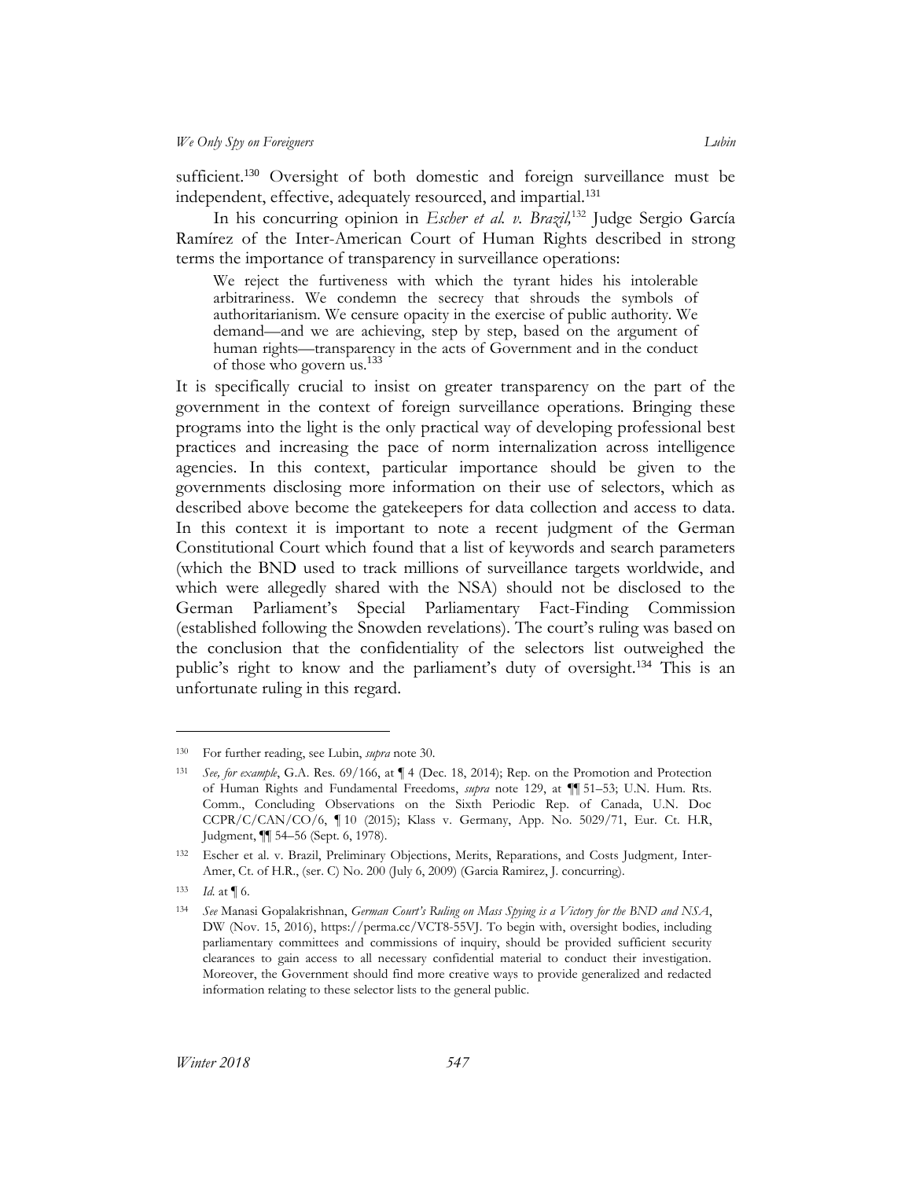sufficient.[130] Oversight of both domestic and foreign surveillance must be independent, effective, adequately resourced, and impartial.[131]

In his concurring opinion in *Escher et al. v. Brazil,*[132] Judge Sergio García Ramírez of the Inter-American Court of Human Rights described in strong terms the importance of transparency in surveillance operations:

> We reject the furtiveness with which the tyrant hides his intolerable arbitrariness. We condemn the secrecy that shrouds the symbols of authoritarianism. We censure opacity in the exercise of public authority. We demand—and we are achieving, step by step, based on the argument of human rights—transparency in the acts of Government and in the conduct of those who govern us.[133]

It is specifically crucial to insist on greater transparency on the part of the government in the context of foreign surveillance operations. Bringing these programs into the light is the only practical way of developing professional best practices and increasing the pace of norm internalization across intelligence agencies. In this context, particular importance should be given to the governments disclosing more information on their use of selectors, which as described above become the gatekeepers for data collection and access to data. In this context it is important to note a recent judgment of the German Constitutional Court which found that a list of keywords and search parameters (which the BND used to track millions of surveillance targets worldwide, and which were allegedly shared with the NSA) should not be disclosed to the German Parliament's Special Parliamentary Fact-Finding Commission (established following the Snowden revelations). The court's ruling was based on the conclusion that the confidentiality of the selectors list outweighed the public's right to know and the parliament's duty of oversight.[134] This is an unfortunate ruling in this regard.

---

[130] For further reading, see Lubin, *supra* note 30.

[131] *See, for example*, G.A. Res. 69/166, at ¶ 4 (Dec. 18, 2014); Rep. on the Promotion and Protection of Human Rights and Fundamental Freedoms, *supra* note 129, at ¶¶ 51–53; U.N. Hum. Rts. Comm., Concluding Observations on the Sixth Periodic Rep. of Canada, U.N. Doc CCPR/C/CAN/CO/6, ¶ 10 (2015); Klass v. Germany, App. No. 5029/71, Eur. Ct. H.R, Judgment, ¶¶ 54–56 (Sept. 6, 1978).

[132] Escher et al. v. Brazil, Preliminary Objections, Merits, Reparations, and Costs Judgment*,* Inter-Amer, Ct. of H.R., (ser. C) No. 200 (July 6, 2009) (Garcia Ramirez, J. concurring).

[133] *Id.* at ¶ 6.

[134] *See* Manasi Gopalakrishnan, *German Court's Ruling on Mass Spying is a Victory for the BND and NSA*, DW (Nov. 15, 2016), https://perma.cc/VCT8-55VJ. To begin with, oversight bodies, including parliamentary committees and commissions of inquiry, should be provided sufficient security clearances to gain access to all necessary confidential material to conduct their investigation. Moreover, the Government should find more creative ways to provide generalized and redacted information relating to these selector lists to the general public.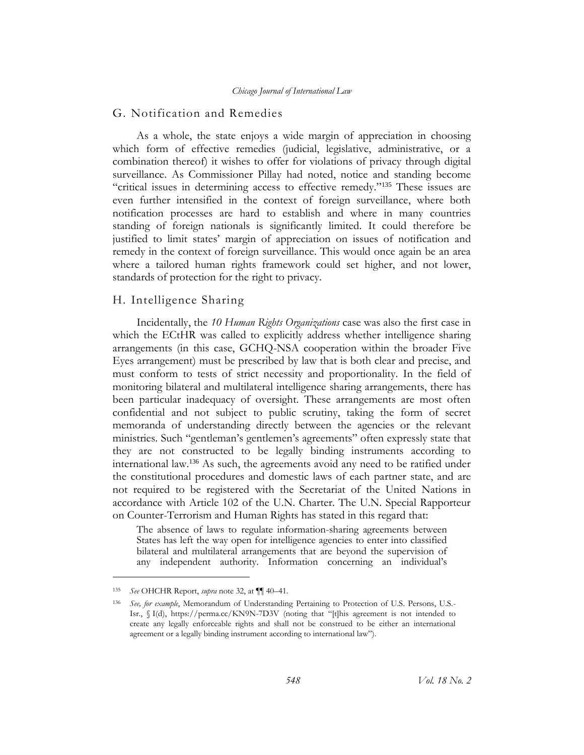## G. Notification and Remedies

As a whole, the state enjoys a wide margin of appreciation in choosing which form of effective remedies (judicial, legislative, administrative, or a combination thereof) it wishes to offer for violations of privacy through digital surveillance. As Commissioner Pillay had noted, notice and standing become "critical issues in determining access to effective remedy."[135] These issues are even further intensified in the context of foreign surveillance, where both notification processes are hard to establish and where in many countries standing of foreign nationals is significantly limited. It could therefore be justified to limit states' margin of appreciation on issues of notification and remedy in the context of foreign surveillance. This would once again be an area where a tailored human rights framework could set higher, and not lower, standards of protection for the right to privacy.

## H. Intelligence Sharing

Incidentally, the *10 Human Rights Organizations* case was also the first case in which the ECtHR was called to explicitly address whether intelligence sharing arrangements (in this case, GCHQ-NSA cooperation within the broader Five Eyes arrangement) must be prescribed by law that is both clear and precise, and must conform to tests of strict necessity and proportionality. In the field of monitoring bilateral and multilateral intelligence sharing arrangements, there has been particular inadequacy of oversight. These arrangements are most often confidential and not subject to public scrutiny, taking the form of secret memoranda of understanding directly between the agencies or the relevant ministries. Such "gentleman's gentlemen's agreements" often expressly state that they are not constructed to be legally binding instruments according to international law.[136] As such, the agreements avoid any need to be ratified under the constitutional procedures and domestic laws of each partner state, and are not required to be registered with the Secretariat of the United Nations in accordance with Article 102 of the U.N. Charter. The U.N. Special Rapporteur on Counter-Terrorism and Human Rights has stated in this regard that:

> The absence of laws to regulate information-sharing agreements between States has left the way open for intelligence agencies to enter into classified bilateral and multilateral arrangements that are beyond the supervision of any independent authority. Information concerning an individual's

---

[135] *See* OHCHR Report, *supra* note 32, at ¶¶ 40–41.

[136] *See, for example*, Memorandum of Understanding Pertaining to Protection of U.S. Persons, U.S.-Isr., § I(d), https://perma.cc/KN9N-7D3V (noting that "[t]his agreement is not intended to create any legally enforceable rights and shall not be construed to be either an international agreement or a legally binding instrument according to international law").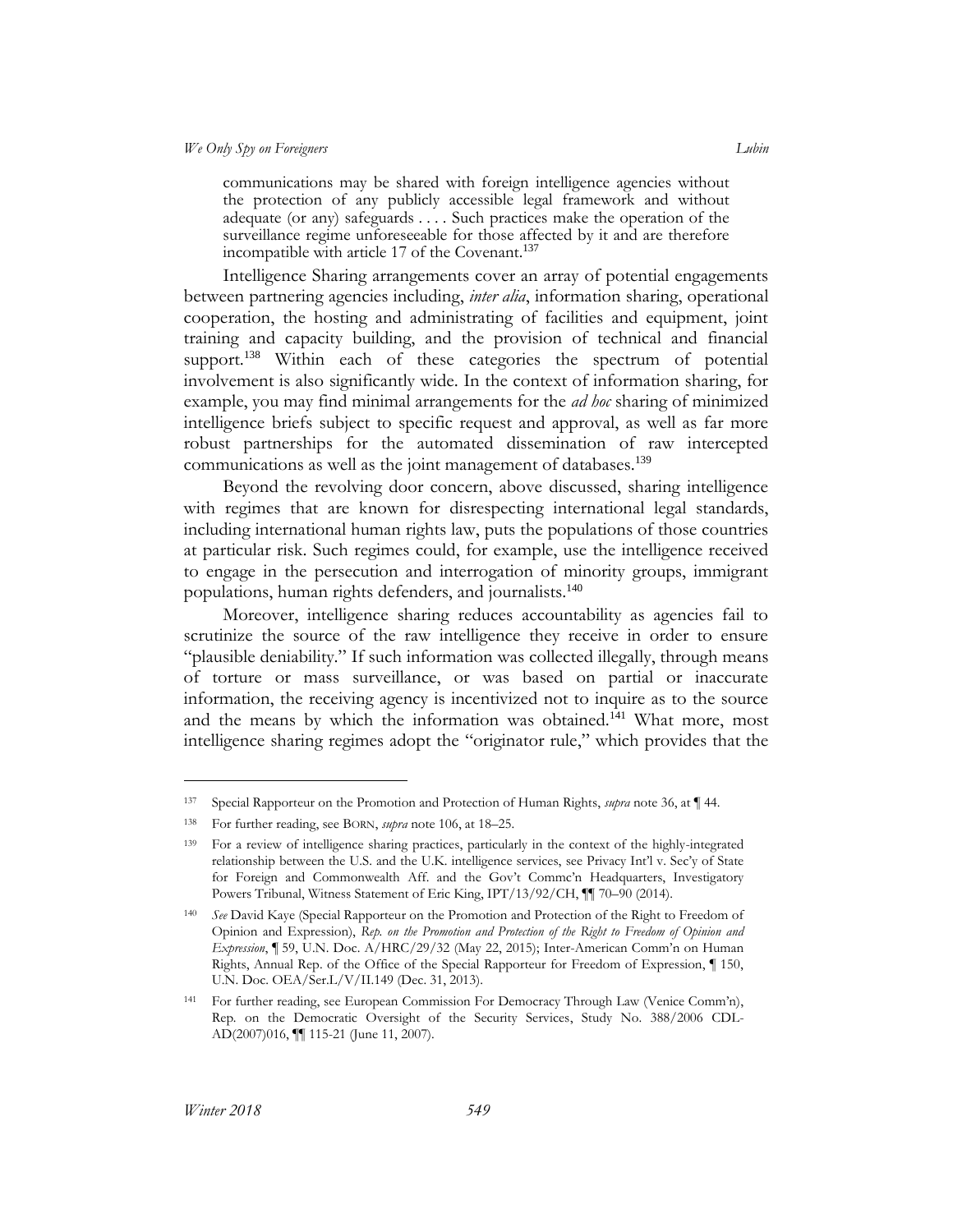communications may be shared with foreign intelligence agencies without the protection of any publicly accessible legal framework and without adequate (or any) safeguards . . . . Such practices make the operation of the surveillance regime unforeseeable for those affected by it and are therefore incompatible with article 17 of the Covenant.[137]

Intelligence Sharing arrangements cover an array of potential engagements between partnering agencies including, *inter alia*, information sharing, operational cooperation, the hosting and administrating of facilities and equipment, joint training and capacity building, and the provision of technical and financial support.[138] Within each of these categories the spectrum of potential involvement is also significantly wide. In the context of information sharing, for example, you may find minimal arrangements for the *ad hoc* sharing of minimized intelligence briefs subject to specific request and approval, as well as far more robust partnerships for the automated dissemination of raw intercepted communications as well as the joint management of databases.[139]

Beyond the revolving door concern, above discussed, sharing intelligence with regimes that are known for disrespecting international legal standards, including international human rights law, puts the populations of those countries at particular risk. Such regimes could, for example, use the intelligence received to engage in the persecution and interrogation of minority groups, immigrant populations, human rights defenders, and journalists.[140]

Moreover, intelligence sharing reduces accountability as agencies fail to scrutinize the source of the raw intelligence they receive in order to ensure "plausible deniability." If such information was collected illegally, through means of torture or mass surveillance, or was based on partial or inaccurate information, the receiving agency is incentivized not to inquire as to the source and the means by which the information was obtained.[141] What more, most intelligence sharing regimes adopt the "originator rule," which provides that the

---

[137] Special Rapporteur on the Promotion and Protection of Human Rights, *supra* note 36, at ¶ 44.

[138] For further reading, see BORN, *supra* note 106, at 18–25.

[139] For a review of intelligence sharing practices, particularly in the context of the highly-integrated relationship between the U.S. and the U.K. intelligence services, see Privacy Int'l v. Sec'y of State for Foreign and Commonwealth Aff. and the Gov't Commc'n Headquarters, Investigatory Powers Tribunal, Witness Statement of Eric King, IPT/13/92/CH, ¶¶ 70–90 (2014).

[140] *See* David Kaye (Special Rapporteur on the Promotion and Protection of the Right to Freedom of Opinion and Expression), *Rep. on the Promotion and Protection of the Right to Freedom of Opinion and Expression*, ¶ 59, U.N. Doc. A/HRC/29/32 (May 22, 2015); Inter-American Comm'n on Human Rights, Annual Rep. of the Office of the Special Rapporteur for Freedom of Expression, ¶ 150, U.N. Doc. OEA/Ser.L/V/II.149 (Dec. 31, 2013).

[141] For further reading, see European Commission For Democracy Through Law (Venice Comm'n), Rep. on the Democratic Oversight of the Security Services, Study No. 388/2006 CDL-AD(2007)016, ¶¶ 115-21 (June 11, 2007).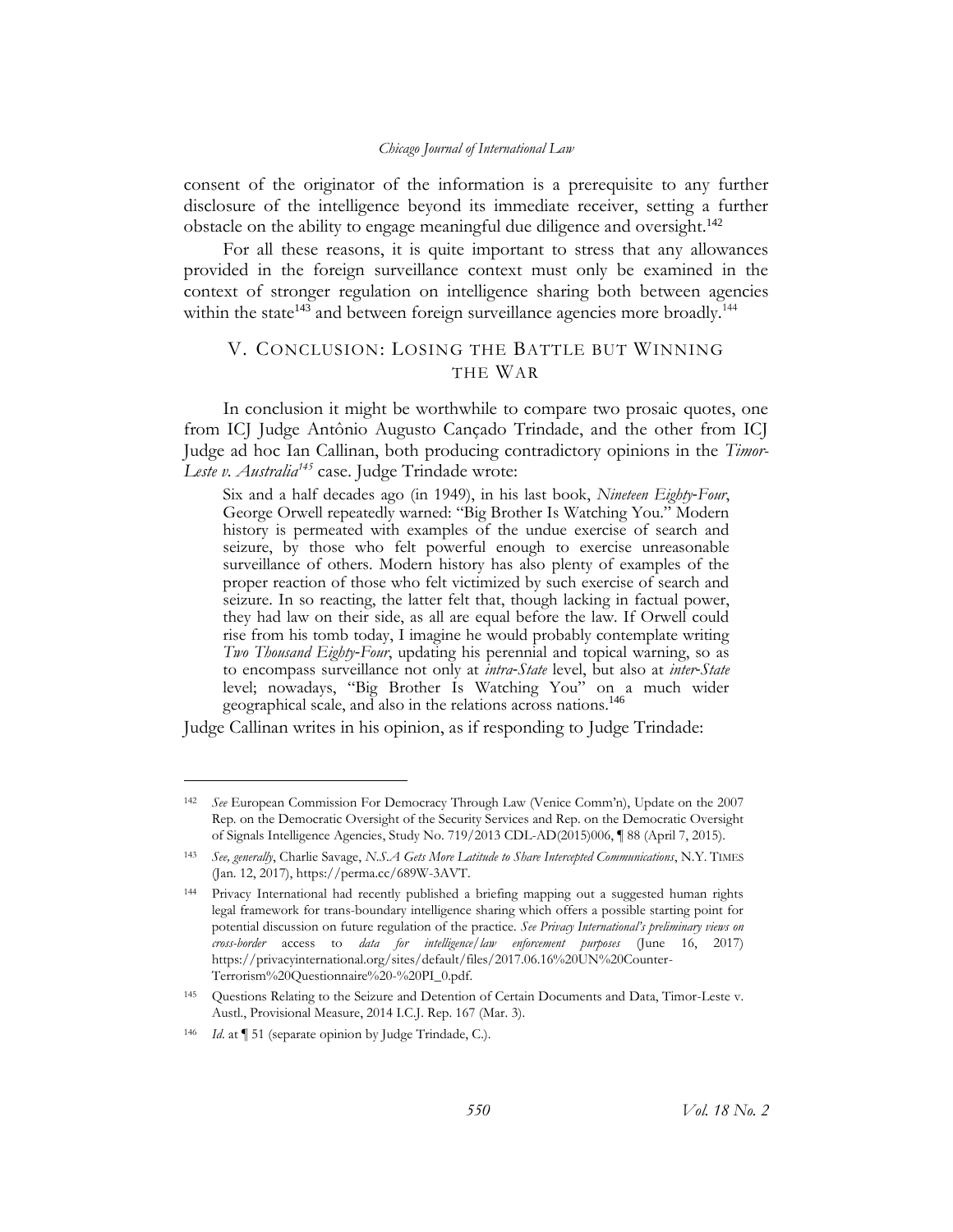consent of the originator of the information is a prerequisite to any further disclosure of the intelligence beyond its immediate receiver, setting a further obstacle on the ability to engage meaningful due diligence and oversight.[142]

For all these reasons, it is quite important to stress that any allowances provided in the foreign surveillance context must only be examined in the context of stronger regulation on intelligence sharing both between agencies within the state[143] and between foreign surveillance agencies more broadly.[144]

## V. Conclusion: Losing the Battle but Winning the War

In conclusion it might be worthwhile to compare two prosaic quotes, one from ICJ Judge Antônio Augusto Cançado Trindade, and the other from ICJ Judge ad hoc Ian Callinan, both producing contradictory opinions in the *Timor-Leste v. Australia*[145] case. Judge Trindade wrote:

> Six and a half decades ago (in 1949), in his last book, *Nineteen Eighty-Four*, George Orwell repeatedly warned: "Big Brother Is Watching You." Modern history is permeated with examples of the undue exercise of search and seizure, by those who felt powerful enough to exercise unreasonable surveillance of others. Modern history has also plenty of examples of the proper reaction of those who felt victimized by such exercise of search and seizure. In so reacting, the latter felt that, though lacking in factual power, they had law on their side, as all are equal before the law. If Orwell could rise from his tomb today, I imagine he would probably contemplate writing *Two Thousand Eighty-Four*, updating his perennial and topical warning, so as to encompass surveillance not only at *intra-State* level, but also at *inter-State* level; nowadays, "Big Brother Is Watching You" on a much wider geographical scale, and also in the relations across nations.[146]

Judge Callinan writes in his opinion, as if responding to Judge Trindade:

---

[142] *See* European Commission For Democracy Through Law (Venice Comm'n), Update on the 2007 Rep. on the Democratic Oversight of the Security Services and Rep. on the Democratic Oversight of Signals Intelligence Agencies, Study No. 719/2013 CDL-AD(2015)006, ¶ 88 (April 7, 2015).

[143] *See, generally*, Charlie Savage, *N.S.A Gets More Latitude to Share Intercepted Communications*, N.Y. TIMES (Jan. 12, 2017), https://perma.cc/689W-3AVT.

[144] Privacy International had recently published a briefing mapping out a suggested human rights legal framework for trans-boundary intelligence sharing which offers a possible starting point for potential discussion on future regulation of the practice. *See Privacy International's preliminary views on cross-border access to data for intelligence/law enforcement purposes* (June 16, 2017) https://privacyinternational.org/sites/default/files/2017.06.16%20UN%20Counter-Terrorism%20Questionnaire%20-%20PI_0.pdf.

[145] Questions Relating to the Seizure and Detention of Certain Documents and Data, Timor-Leste v. Austl., Provisional Measure, 2014 I.C.J. Rep. 167 (Mar. 3).

[146] *Id.* at ¶ 51 (separate opinion by Judge Trindade, C.).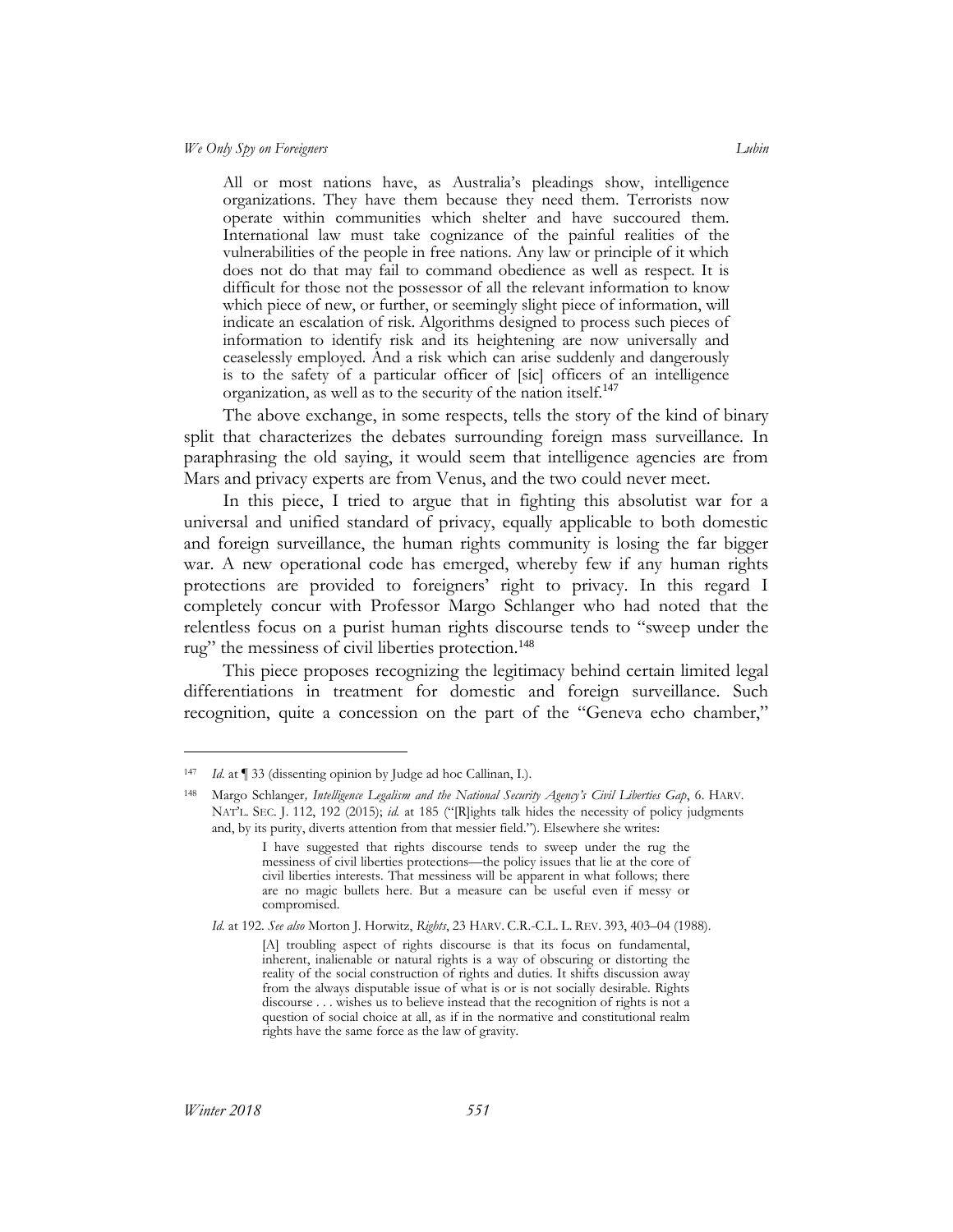> All or most nations have, as Australia's pleadings show, intelligence organizations. They have them because they need them. Terrorists now operate within communities which shelter and have succoured them. International law must take cognizance of the painful realities of the vulnerabilities of the people in free nations. Any law or principle of it which does not do that may fail to command obedience as well as respect. It is difficult for those not the possessor of all the relevant information to know which piece of new, or further, or seemingly slight piece of information, will indicate an escalation of risk. Algorithms designed to process such pieces of information to identify risk and its heightening are now universally and ceaselessly employed. And a risk which can arise suddenly and dangerously is to the safety of a particular officer of [sic] officers of an intelligence organization, as well as to the security of the nation itself.[147]

The above exchange, in some respects, tells the story of the kind of binary split that characterizes the debates surrounding foreign mass surveillance. In paraphrasing the old saying, it would seem that intelligence agencies are from Mars and privacy experts are from Venus, and the two could never meet.

In this piece, I tried to argue that in fighting this absolutist war for a universal and unified standard of privacy, equally applicable to both domestic and foreign surveillance, the human rights community is losing the far bigger war. A new operational code has emerged, whereby few if any human rights protections are provided to foreigners' right to privacy. In this regard I completely concur with Professor Margo Schlanger who had noted that the relentless focus on a purist human rights discourse tends to "sweep under the rug" the messiness of civil liberties protection.[148]

This piece proposes recognizing the legitimacy behind certain limited legal differentiations in treatment for domestic and foreign surveillance. Such recognition, quite a concession on the part of the "Geneva echo chamber,"

---

[147] *Id.* at ¶ 33 (dissenting opinion by Judge ad hoc Callinan, I.).

[148] Margo Schlanger, *Intelligence Legalism and the National Security Agency's Civil Liberties Gap*, 6. HARV. NAT'L. SEC. J. 112, 192 (2015); *id.* at 185 ("[R]ights talk hides the necessity of policy judgments and, by its purity, diverts attention from that messier field."). Elsewhere she writes:

> I have suggested that rights discourse tends to sweep under the rug the messiness of civil liberties protections—the policy issues that lie at the core of civil liberties interests. That messiness will be apparent in what follows; there are no magic bullets here. But a measure can be useful even if messy or compromised.

*Id.* at 192. *See also* Morton J. Horwitz, *Rights*, 23 HARV. C.R.-C.L. L. REV. 393, 403–04 (1988).

> [A] troubling aspect of rights discourse is that its focus on fundamental, inherent, inalienable or natural rights is a way of obscuring or distorting the reality of the social construction of rights and duties. It shifts discussion away from the always disputable issue of what is or is not socially desirable. Rights discourse . . . wishes us to believe instead that the recognition of rights is not a question of social choice at all, as if in the normative and constitutional realm rights have the same force as the law of gravity.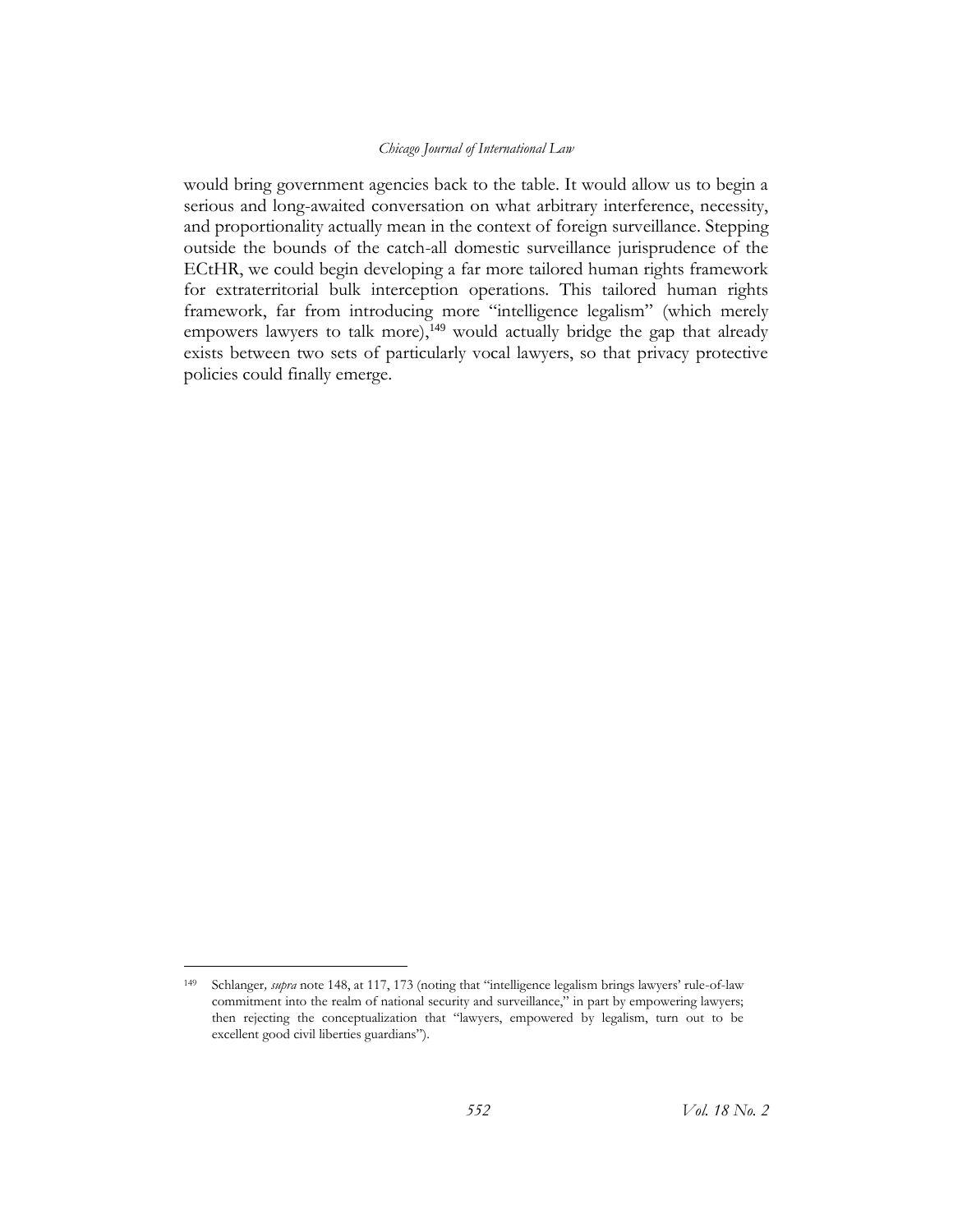would bring government agencies back to the table. It would allow us to begin a serious and long-awaited conversation on what arbitrary interference, necessity, and proportionality actually mean in the context of foreign surveillance. Stepping outside the bounds of the catch-all domestic surveillance jurisprudence of the ECtHR, we could begin developing a far more tailored human rights framework for extraterritorial bulk interception operations. This tailored human rights framework, far from introducing more "intelligence legalism" (which merely empowers lawyers to talk more),[149] would actually bridge the gap that already exists between two sets of particularly vocal lawyers, so that privacy protective policies could finally emerge.

---

[149] Schlanger, *supra* note 148, at 117, 173 (noting that "intelligence legalism brings lawyers' rule-of-law commitment into the realm of national security and surveillance," in part by empowering lawyers; then rejecting the conceptualization that "lawyers, empowered by legalism, turn out to be excellent good civil liberties guardians").